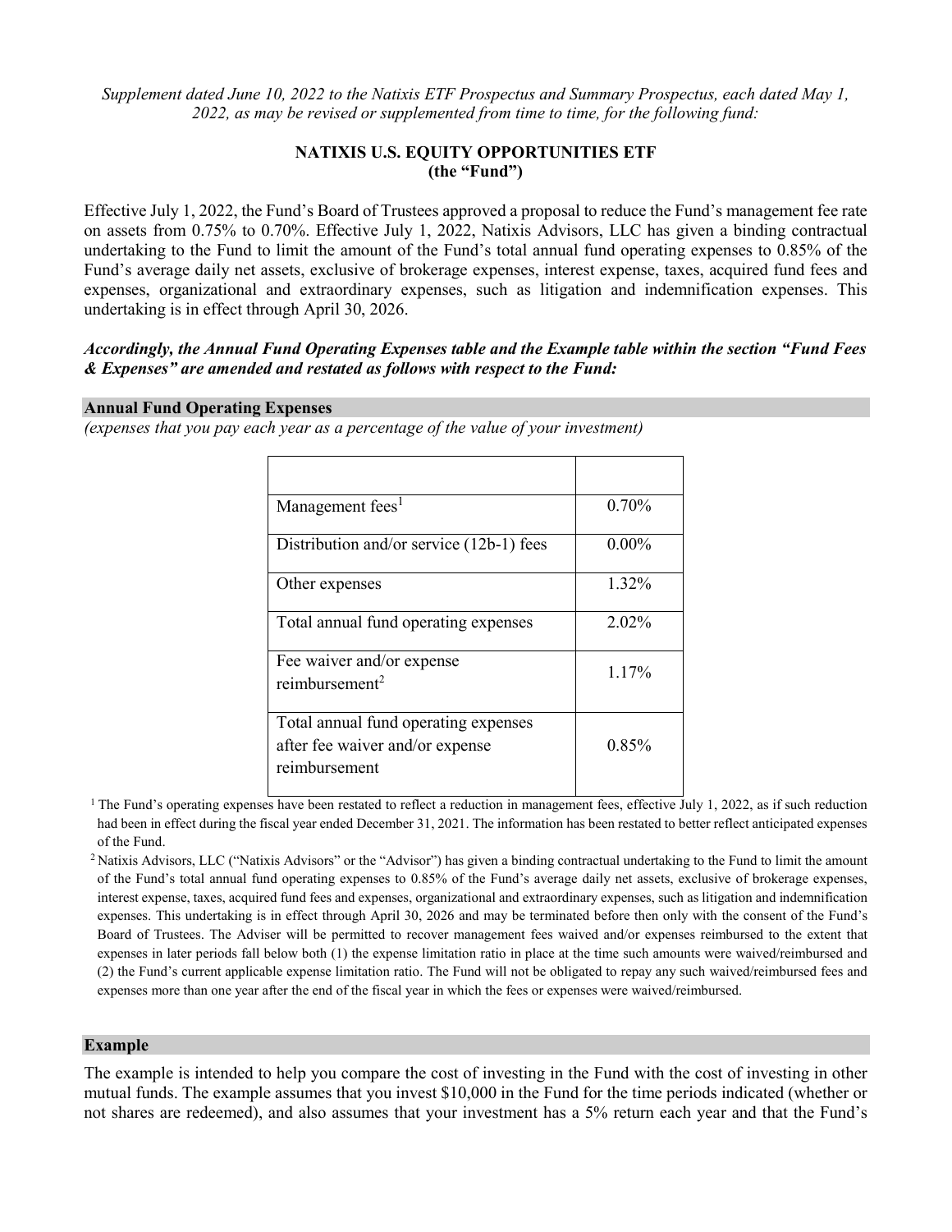*Supplement dated June 10, 2022 to the Natixis ETF Prospectus and Summary Prospectus, each dated May 1, 2022, as may be revised or supplemented from time to time, for the following fund:*

**NATIXIS U.S. EQUITY OPPORTUNITIES ETF**
**(the "Fund")**

Effective July 1, 2022, the Fund's Board of Trustees approved a proposal to reduce the Fund's management fee rate on assets from 0.75% to 0.70%. Effective July 1, 2022, Natixis Advisors, LLC has given a binding contractual undertaking to the Fund to limit the amount of the Fund's total annual fund operating expenses to 0.85% of the Fund's average daily net assets, exclusive of brokerage expenses, interest expense, taxes, acquired fund fees and expenses, organizational and extraordinary expenses, such as litigation and indemnification expenses. This undertaking is in effect through April 30, 2026.

***Accordingly, the Annual Fund Operating Expenses table and the Example table within the section "Fund Fees & Expenses" are amended and restated as follows with respect to the Fund:***

**Annual Fund Operating Expenses**

*(expenses that you pay each year as a percentage of the value of your investment)*

| | |
|---|---|
| Management fees[1] | 0.70% |
| Distribution and/or service (12b-1) fees | 0.00% |
| Other expenses | 1.32% |
| Total annual fund operating expenses | 2.02% |
| Fee waiver and/or expense reimbursement[2] | 1.17% |
| Total annual fund operating expenses after fee waiver and/or expense reimbursement | 0.85% |

[1] The Fund's operating expenses have been restated to reflect a reduction in management fees, effective July 1, 2022, as if such reduction had been in effect during the fiscal year ended December 31, 2021. The information has been restated to better reflect anticipated expenses of the Fund.

[2] Natixis Advisors, LLC ("Natixis Advisors" or the "Advisor") has given a binding contractual undertaking to the Fund to limit the amount of the Fund's total annual fund operating expenses to 0.85% of the Fund's average daily net assets, exclusive of brokerage expenses, interest expense, taxes, acquired fund fees and expenses, organizational and extraordinary expenses, such as litigation and indemnification expenses. This undertaking is in effect through April 30, 2026 and may be terminated before then only with the consent of the Fund's Board of Trustees. The Adviser will be permitted to recover management fees waived and/or expenses reimbursed to the extent that expenses in later periods fall below both (1) the expense limitation ratio in place at the time such amounts were waived/reimbursed and (2) the Fund's current applicable expense limitation ratio. The Fund will not be obligated to repay any such waived/reimbursed fees and expenses more than one year after the end of the fiscal year in which the fees or expenses were waived/reimbursed.

**Example**

The example is intended to help you compare the cost of investing in the Fund with the cost of investing in other mutual funds. The example assumes that you invest $10,000 in the Fund for the time periods indicated (whether or not shares are redeemed), and also assumes that your investment has a 5% return each year and that the Fund's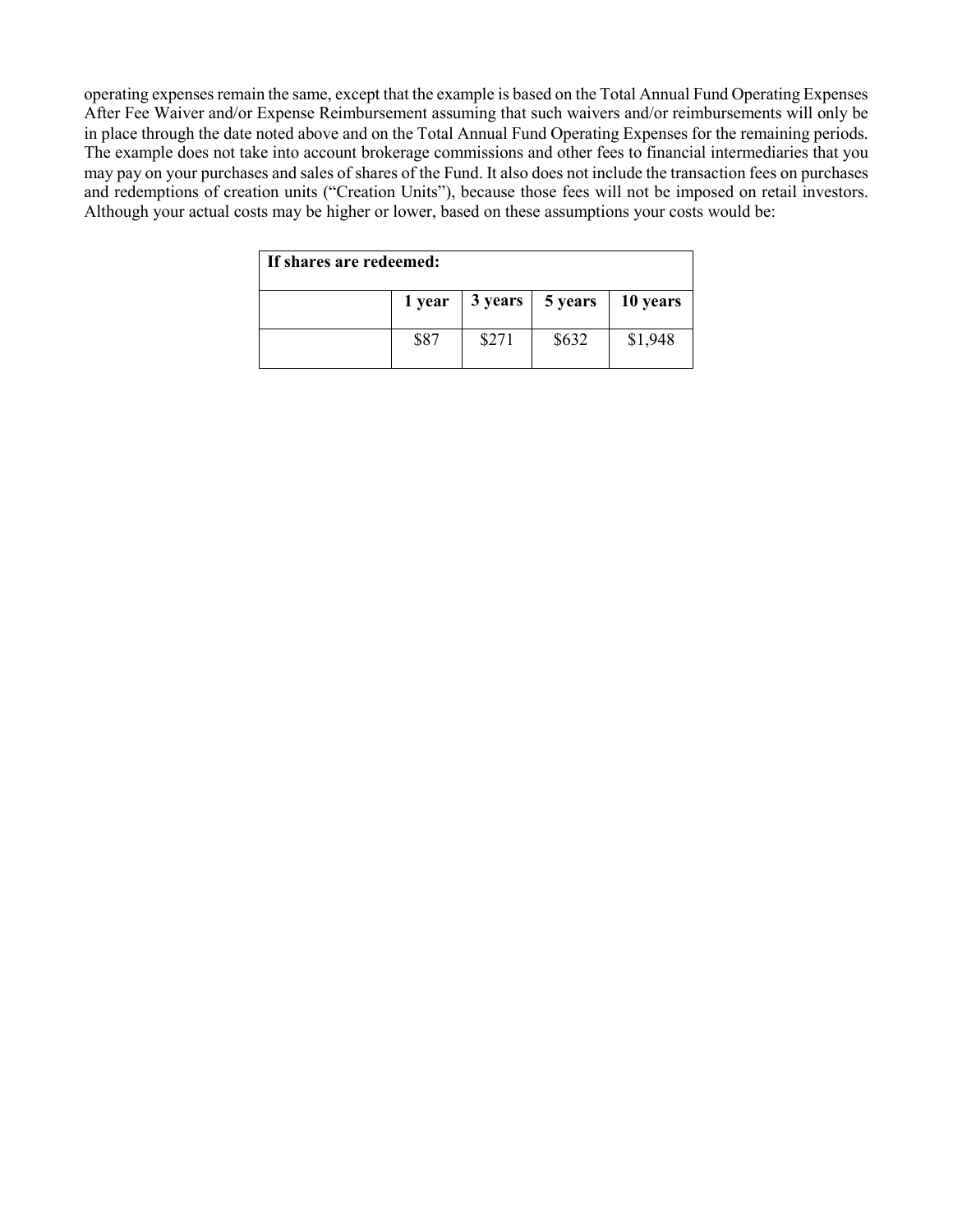operating expenses remain the same, except that the example is based on the Total Annual Fund Operating Expenses After Fee Waiver and/or Expense Reimbursement assuming that such waivers and/or reimbursements will only be in place through the date noted above and on the Total Annual Fund Operating Expenses for the remaining periods. The example does not take into account brokerage commissions and other fees to financial intermediaries that you may pay on your purchases and sales of shares of the Fund. It also does not include the transaction fees on purchases and redemptions of creation units ("Creation Units"), because those fees will not be imposed on retail investors. Although your actual costs may be higher or lower, based on these assumptions your costs would be:

| **If shares are redeemed:** | | | | |
|---|---|---|---|---|
| | **1 year** | **3 years** | **5 years** | **10 years** |
| | $87 | $271 | $632 | $1,948 |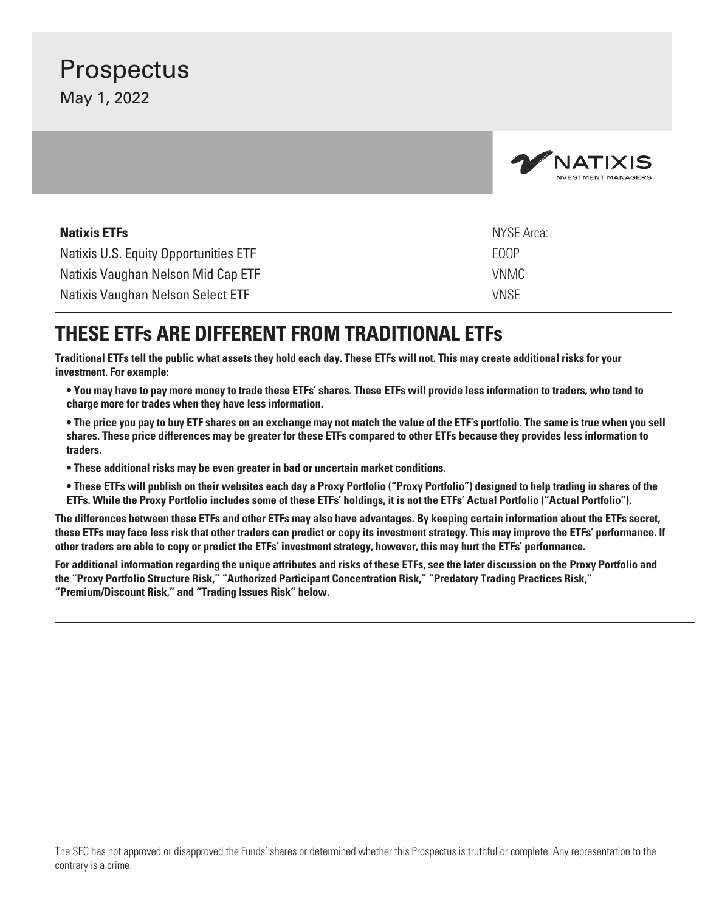# Prospectus

May 1, 2022

NATIXIS INVESTMENT MANAGERS

| **Natixis ETFs** | NYSE Arca: |
|---|---|
| Natixis U.S. Equity Opportunities ETF | EQOP |
| Natixis Vaughan Nelson Mid Cap ETF | VNMC |
| Natixis Vaughan Nelson Select ETF | VNSE |

## THESE ETFs ARE DIFFERENT FROM TRADITIONAL ETFs

**Traditional ETFs tell the public what assets they hold each day. These ETFs will not. This may create additional risks for your investment. For example:**

- **You may have to pay more money to trade these ETFs' shares. These ETFs will provide less information to traders, who tend to charge more for trades when they have less information.**
- **The price you pay to buy ETF shares on an exchange may not match the value of the ETF's portfolio. The same is true when you sell shares. These price differences may be greater for these ETFs compared to other ETFs because they provides less information to traders.**
- **These additional risks may be even greater in bad or uncertain market conditions.**
- **These ETFs will publish on their websites each day a Proxy Portfolio ("Proxy Portfolio") designed to help trading in shares of the ETFs. While the Proxy Portfolio includes some of these ETFs' holdings, it is not the ETFs' Actual Portfolio ("Actual Portfolio").**

**The differences between these ETFs and other ETFs may also have advantages. By keeping certain information about the ETFs secret, these ETFs may face less risk that other traders can predict or copy its investment strategy. This may improve the ETFs' performance. If other traders are able to copy or predict the ETFs' investment strategy, however, this may hurt the ETFs' performance.**

**For additional information regarding the unique attributes and risks of these ETFs, see the later discussion on the Proxy Portfolio and the "Proxy Portfolio Structure Risk," "Authorized Participant Concentration Risk," "Predatory Trading Practices Risk," "Premium/Discount Risk," and "Trading Issues Risk" below.**

The SEC has not approved or disapproved the Funds' shares or determined whether this Prospectus is truthful or complete. Any representation to the contrary is a crime.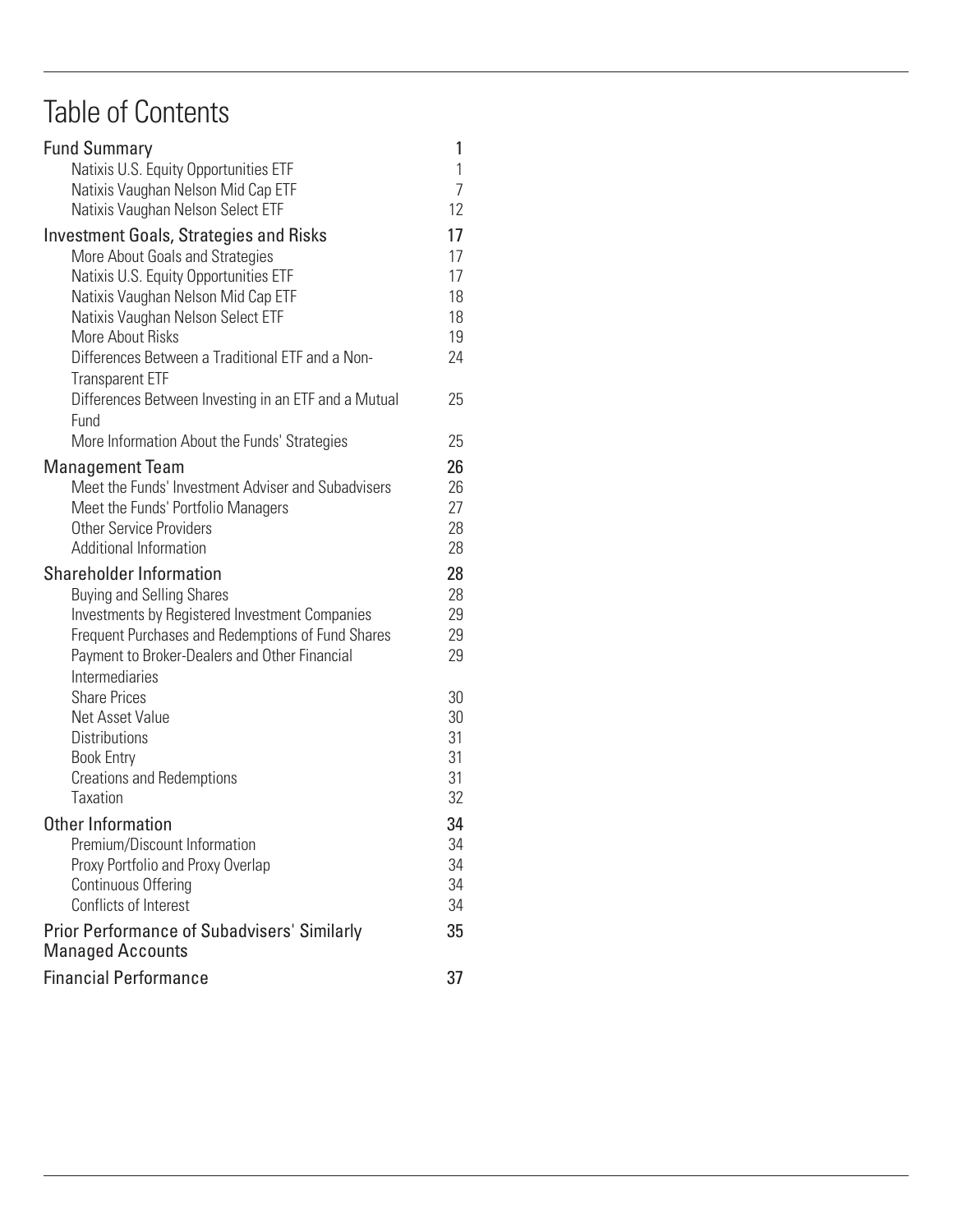# Table of Contents

| | |
|---|---|
| **Fund Summary** | **1** |
| Natixis U.S. Equity Opportunities ETF | 1 |
| Natixis Vaughan Nelson Mid Cap ETF | 7 |
| Natixis Vaughan Nelson Select ETF | 12 |
| **Investment Goals, Strategies and Risks** | **17** |
| More About Goals and Strategies | 17 |
| Natixis U.S. Equity Opportunities ETF | 17 |
| Natixis Vaughan Nelson Mid Cap ETF | 18 |
| Natixis Vaughan Nelson Select ETF | 18 |
| More About Risks | 19 |
| Differences Between a Traditional ETF and a Non-Transparent ETF | 24 |
| Differences Between Investing in an ETF and a Mutual Fund | 25 |
| More Information About the Funds' Strategies | 25 |
| **Management Team** | **26** |
| Meet the Funds' Investment Adviser and Subadvisers | 26 |
| Meet the Funds' Portfolio Managers | 27 |
| Other Service Providers | 28 |
| Additional Information | 28 |
| **Shareholder Information** | **28** |
| Buying and Selling Shares | 28 |
| Investments by Registered Investment Companies | 29 |
| Frequent Purchases and Redemptions of Fund Shares | 29 |
| Payment to Broker-Dealers and Other Financial Intermediaries | 29 |
| Share Prices | 30 |
| Net Asset Value | 30 |
| Distributions | 31 |
| Book Entry | 31 |
| Creations and Redemptions | 31 |
| Taxation | 32 |
| **Other Information** | **34** |
| Premium/Discount Information | 34 |
| Proxy Portfolio and Proxy Overlap | 34 |
| Continuous Offering | 34 |
| Conflicts of Interest | 34 |
| **Prior Performance of Subadvisers' Similarly Managed Accounts** | **35** |
| **Financial Performance** | **37** |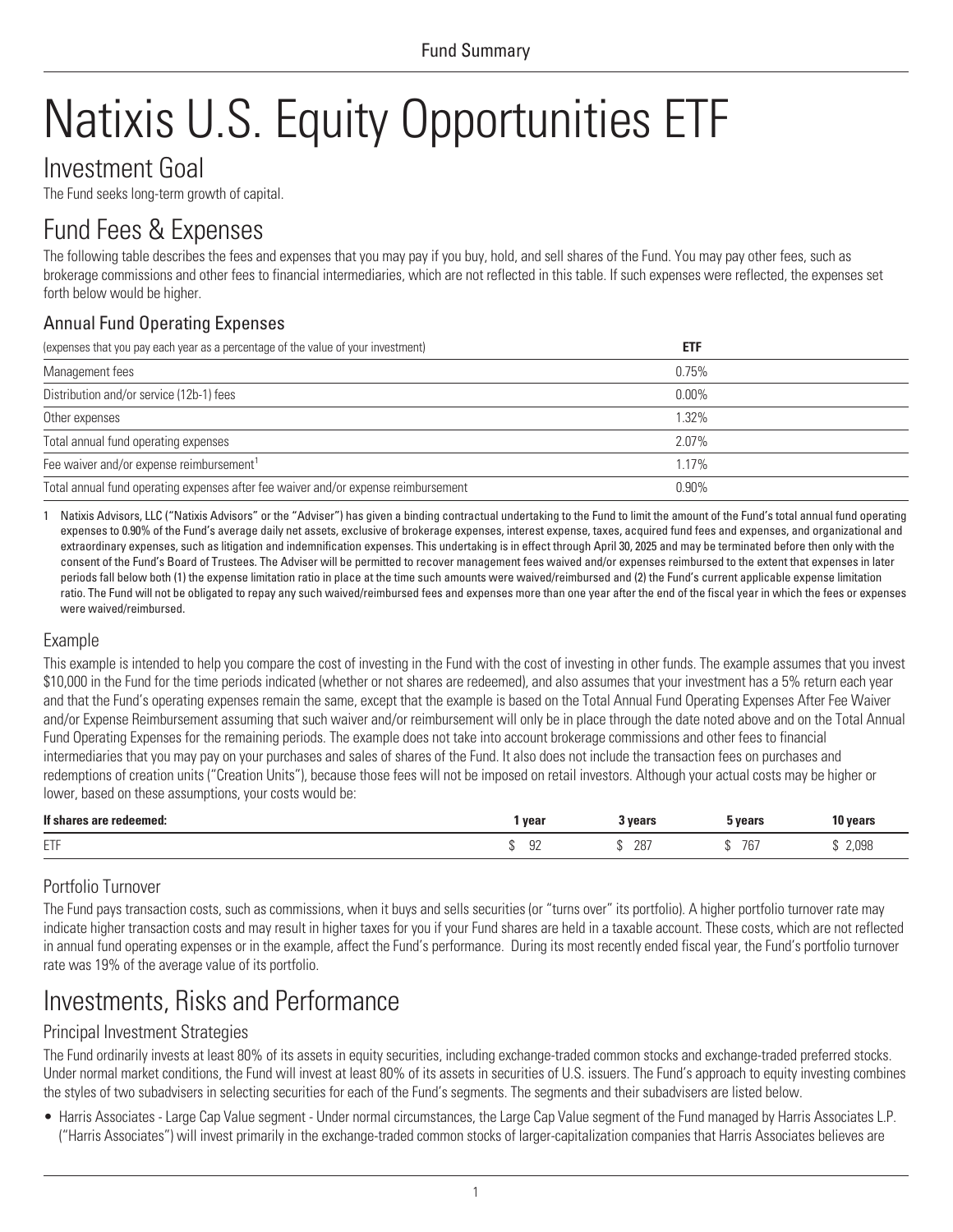# Natixis U.S. Equity Opportunities ETF

## Investment Goal

The Fund seeks long-term growth of capital.

## Fund Fees & Expenses

The following table describes the fees and expenses that you may pay if you buy, hold, and sell shares of the Fund. You may pay other fees, such as brokerage commissions and other fees to financial intermediaries, which are not reflected in this table. If such expenses were reflected, the expenses set forth below would be higher.

### Annual Fund Operating Expenses

| (expenses that you pay each year as a percentage of the value of your investment) | ETF |
|---|---|
| Management fees | 0.75% |
| Distribution and/or service (12b-1) fees | 0.00% |
| Other expenses | 1.32% |
| Total annual fund operating expenses | 2.07% |
| Fee waiver and/or expense reimbursement[1] | 1.17% |
| Total annual fund operating expenses after fee waiver and/or expense reimbursement | 0.90% |

1 Natixis Advisors, LLC ("Natixis Advisors" or the "Adviser") has given a binding contractual undertaking to the Fund to limit the amount of the Fund's total annual fund operating expenses to 0.90% of the Fund's average daily net assets, exclusive of brokerage expenses, interest expense, taxes, acquired fund fees and expenses, and organizational and extraordinary expenses, such as litigation and indemnification expenses. This undertaking is in effect through April 30, 2025 and may be terminated before then only with the consent of the Fund's Board of Trustees. The Adviser will be permitted to recover management fees waived and/or expenses reimbursed to the extent that expenses in later periods fall below both (1) the expense limitation ratio in place at the time such amounts were waived/reimbursed and (2) the Fund's current applicable expense limitation ratio. The Fund will not be obligated to repay any such waived/reimbursed fees and expenses more than one year after the end of the fiscal year in which the fees or expenses were waived/reimbursed.

### Example

This example is intended to help you compare the cost of investing in the Fund with the cost of investing in other funds. The example assumes that you invest $10,000 in the Fund for the time periods indicated (whether or not shares are redeemed), and also assumes that your investment has a 5% return each year and that the Fund's operating expenses remain the same, except that the example is based on the Total Annual Fund Operating Expenses After Fee Waiver and/or Expense Reimbursement assuming that such waiver and/or reimbursement will only be in place through the date noted above and on the Total Annual Fund Operating Expenses for the remaining periods. The example does not take into account brokerage commissions and other fees to financial intermediaries that you may pay on your purchases and sales of shares of the Fund. It also does not include the transaction fees on purchases and redemptions of creation units ("Creation Units"), because those fees will not be imposed on retail investors. Although your actual costs may be higher or lower, based on these assumptions, your costs would be:

| If shares are redeemed: | 1 year | 3 years | 5 years | 10 years |
|---|---|---|---|---|
| ETF | $ 92 | $ 287 | $ 767 | $ 2,098 |

### Portfolio Turnover

The Fund pays transaction costs, such as commissions, when it buys and sells securities (or "turns over" its portfolio). A higher portfolio turnover rate may indicate higher transaction costs and may result in higher taxes for you if your Fund shares are held in a taxable account. These costs, which are not reflected in annual fund operating expenses or in the example, affect the Fund's performance. During its most recently ended fiscal year, the Fund's portfolio turnover rate was 19% of the average value of its portfolio.

## Investments, Risks and Performance

### Principal Investment Strategies

The Fund ordinarily invests at least 80% of its assets in equity securities, including exchange-traded common stocks and exchange-traded preferred stocks. Under normal market conditions, the Fund will invest at least 80% of its assets in securities of U.S. issuers. The Fund's approach to equity investing combines the styles of two subadvisers in selecting securities for each of the Fund's segments. The segments and their subadvisers are listed below.

- Harris Associates - Large Cap Value segment - Under normal circumstances, the Large Cap Value segment of the Fund managed by Harris Associates L.P. ("Harris Associates") will invest primarily in the exchange-traded common stocks of larger-capitalization companies that Harris Associates believes are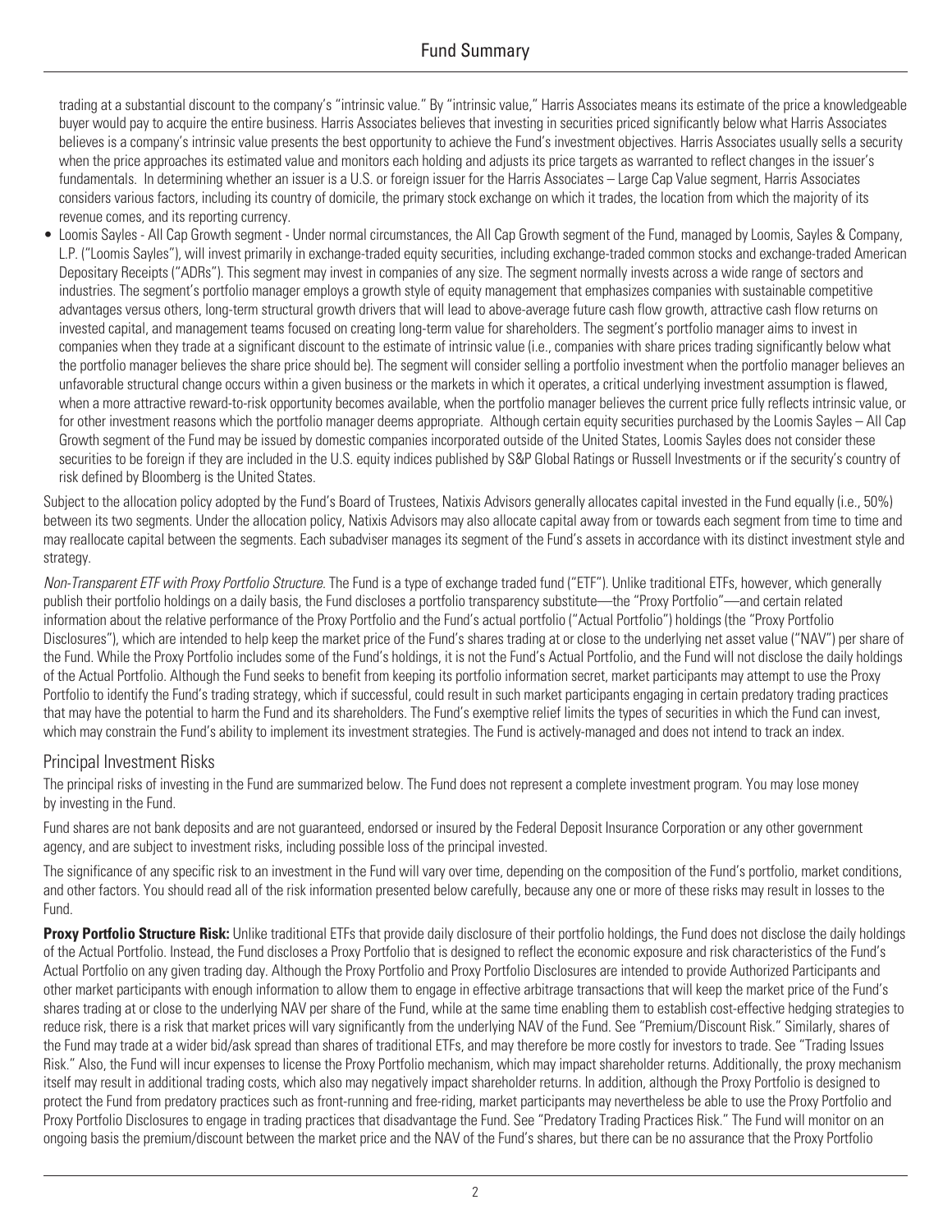trading at a substantial discount to the company's "intrinsic value." By "intrinsic value," Harris Associates means its estimate of the price a knowledgeable buyer would pay to acquire the entire business. Harris Associates believes that investing in securities priced significantly below what Harris Associates believes is a company's intrinsic value presents the best opportunity to achieve the Fund's investment objectives. Harris Associates usually sells a security when the price approaches its estimated value and monitors each holding and adjusts its price targets as warranted to reflect changes in the issuer's fundamentals. In determining whether an issuer is a U.S. or foreign issuer for the Harris Associates – Large Cap Value segment, Harris Associates considers various factors, including its country of domicile, the primary stock exchange on which it trades, the location from which the majority of its revenue comes, and its reporting currency.

- Loomis Sayles - All Cap Growth segment - Under normal circumstances, the All Cap Growth segment of the Fund, managed by Loomis, Sayles & Company, L.P. ("Loomis Sayles"), will invest primarily in exchange-traded equity securities, including exchange-traded common stocks and exchange-traded American Depositary Receipts ("ADRs"). This segment may invest in companies of any size. The segment normally invests across a wide range of sectors and industries. The segment's portfolio manager employs a growth style of equity management that emphasizes companies with sustainable competitive advantages versus others, long-term structural growth drivers that will lead to above-average future cash flow growth, attractive cash flow returns on invested capital, and management teams focused on creating long-term value for shareholders. The segment's portfolio manager aims to invest in companies when they trade at a significant discount to the estimate of intrinsic value (i.e., companies with share prices trading significantly below what the portfolio manager believes the share price should be). The segment will consider selling a portfolio investment when the portfolio manager believes an unfavorable structural change occurs within a given business or the markets in which it operates, a critical underlying investment assumption is flawed, when a more attractive reward-to-risk opportunity becomes available, when the portfolio manager believes the current price fully reflects intrinsic value, or for other investment reasons which the portfolio manager deems appropriate. Although certain equity securities purchased by the Loomis Sayles – All Cap Growth segment of the Fund may be issued by domestic companies incorporated outside of the United States, Loomis Sayles does not consider these securities to be foreign if they are included in the U.S. equity indices published by S&P Global Ratings or Russell Investments or if the security's country of risk defined by Bloomberg is the United States.

Subject to the allocation policy adopted by the Fund's Board of Trustees, Natixis Advisors generally allocates capital invested in the Fund equally (i.e., 50%) between its two segments. Under the allocation policy, Natixis Advisors may also allocate capital away from or towards each segment from time to time and may reallocate capital between the segments. Each subadviser manages its segment of the Fund's assets in accordance with its distinct investment style and strategy.

*Non-Transparent ETF with Proxy Portfolio Structure.* The Fund is a type of exchange traded fund ("ETF"). Unlike traditional ETFs, however, which generally publish their portfolio holdings on a daily basis, the Fund discloses a portfolio transparency substitute—the "Proxy Portfolio"—and certain related information about the relative performance of the Proxy Portfolio and the Fund's actual portfolio ("Actual Portfolio") holdings (the "Proxy Portfolio Disclosures"), which are intended to help keep the market price of the Fund's shares trading at or close to the underlying net asset value ("NAV") per share of the Fund. While the Proxy Portfolio includes some of the Fund's holdings, it is not the Fund's Actual Portfolio, and the Fund will not disclose the daily holdings of the Actual Portfolio. Although the Fund seeks to benefit from keeping its portfolio information secret, market participants may attempt to use the Proxy Portfolio to identify the Fund's trading strategy, which if successful, could result in such market participants engaging in certain predatory trading practices that may have the potential to harm the Fund and its shareholders. The Fund's exemptive relief limits the types of securities in which the Fund can invest, which may constrain the Fund's ability to implement its investment strategies. The Fund is actively-managed and does not intend to track an index.

## Principal Investment Risks

The principal risks of investing in the Fund are summarized below. The Fund does not represent a complete investment program. You may lose money by investing in the Fund.

Fund shares are not bank deposits and are not guaranteed, endorsed or insured by the Federal Deposit Insurance Corporation or any other government agency, and are subject to investment risks, including possible loss of the principal invested.

The significance of any specific risk to an investment in the Fund will vary over time, depending on the composition of the Fund's portfolio, market conditions, and other factors. You should read all of the risk information presented below carefully, because any one or more of these risks may result in losses to the Fund.

**Proxy Portfolio Structure Risk:** Unlike traditional ETFs that provide daily disclosure of their portfolio holdings, the Fund does not disclose the daily holdings of the Actual Portfolio. Instead, the Fund discloses a Proxy Portfolio that is designed to reflect the economic exposure and risk characteristics of the Fund's Actual Portfolio on any given trading day. Although the Proxy Portfolio and Proxy Portfolio Disclosures are intended to provide Authorized Participants and other market participants with enough information to allow them to engage in effective arbitrage transactions that will keep the market price of the Fund's shares trading at or close to the underlying NAV per share of the Fund, while at the same time enabling them to establish cost-effective hedging strategies to reduce risk, there is a risk that market prices will vary significantly from the underlying NAV of the Fund. See "Premium/Discount Risk." Similarly, shares of the Fund may trade at a wider bid/ask spread than shares of traditional ETFs, and may therefore be more costly for investors to trade. See "Trading Issues Risk." Also, the Fund will incur expenses to license the Proxy Portfolio mechanism, which may impact shareholder returns. Additionally, the proxy mechanism itself may result in additional trading costs, which also may negatively impact shareholder returns. In addition, although the Proxy Portfolio is designed to protect the Fund from predatory practices such as front-running and free-riding, market participants may nevertheless be able to use the Proxy Portfolio and Proxy Portfolio Disclosures to engage in trading practices that disadvantage the Fund. See "Predatory Trading Practices Risk." The Fund will monitor on an ongoing basis the premium/discount between the market price and the NAV of the Fund's shares, but there can be no assurance that the Proxy Portfolio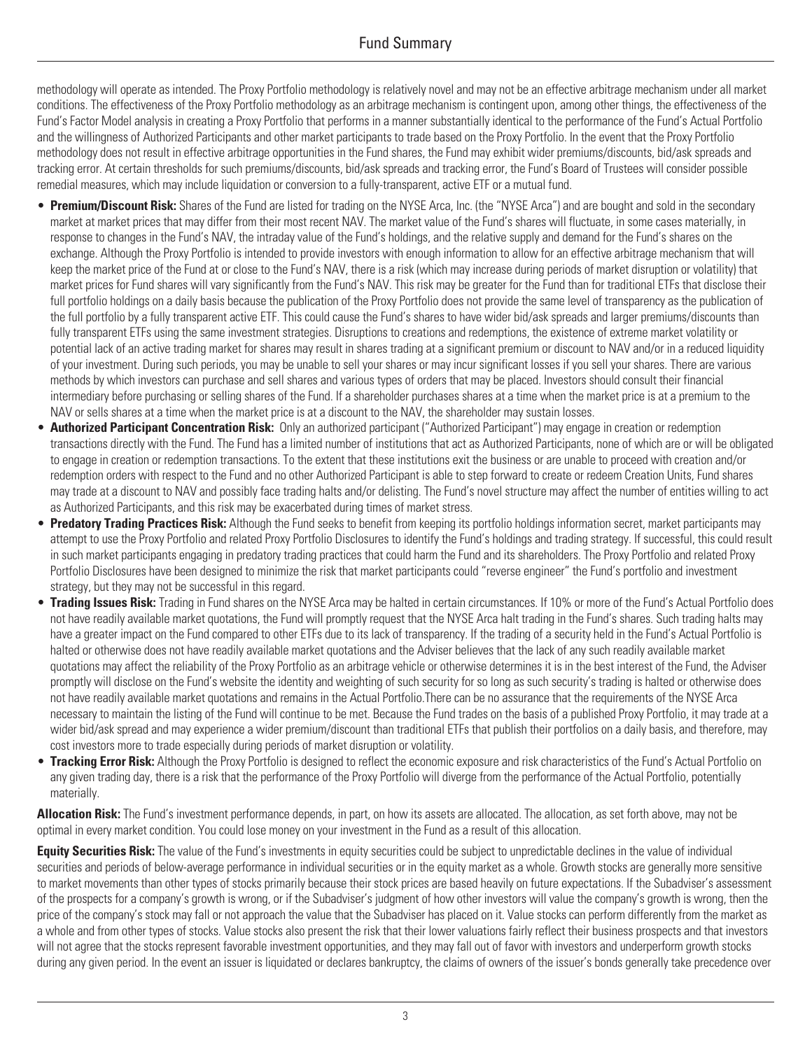methodology will operate as intended. The Proxy Portfolio methodology is relatively novel and may not be an effective arbitrage mechanism under all market conditions. The effectiveness of the Proxy Portfolio methodology as an arbitrage mechanism is contingent upon, among other things, the effectiveness of the Fund's Factor Model analysis in creating a Proxy Portfolio that performs in a manner substantially identical to the performance of the Fund's Actual Portfolio and the willingness of Authorized Participants and other market participants to trade based on the Proxy Portfolio. In the event that the Proxy Portfolio methodology does not result in effective arbitrage opportunities in the Fund shares, the Fund may exhibit wider premiums/discounts, bid/ask spreads and tracking error. At certain thresholds for such premiums/discounts, bid/ask spreads and tracking error, the Fund's Board of Trustees will consider possible remedial measures, which may include liquidation or conversion to a fully-transparent, active ETF or a mutual fund.

- **Premium/Discount Risk:** Shares of the Fund are listed for trading on the NYSE Arca, Inc. (the "NYSE Arca") and are bought and sold in the secondary market at market prices that may differ from their most recent NAV. The market value of the Fund's shares will fluctuate, in some cases materially, in response to changes in the Fund's NAV, the intraday value of the Fund's holdings, and the relative supply and demand for the Fund's shares on the exchange. Although the Proxy Portfolio is intended to provide investors with enough information to allow for an effective arbitrage mechanism that will keep the market price of the Fund at or close to the Fund's NAV, there is a risk (which may increase during periods of market disruption or volatility) that market prices for Fund shares will vary significantly from the Fund's NAV. This risk may be greater for the Fund than for traditional ETFs that disclose their full portfolio holdings on a daily basis because the publication of the Proxy Portfolio does not provide the same level of transparency as the publication of the full portfolio by a fully transparent active ETF. This could cause the Fund's shares to have wider bid/ask spreads and larger premiums/discounts than fully transparent ETFs using the same investment strategies. Disruptions to creations and redemptions, the existence of extreme market volatility or potential lack of an active trading market for shares may result in shares trading at a significant premium or discount to NAV and/or in a reduced liquidity of your investment. During such periods, you may be unable to sell your shares or may incur significant losses if you sell your shares. There are various methods by which investors can purchase and sell shares and various types of orders that may be placed. Investors should consult their financial intermediary before purchasing or selling shares of the Fund. If a shareholder purchases shares at a time when the market price is at a premium to the NAV or sells shares at a time when the market price is at a discount to the NAV, the shareholder may sustain losses.
- **Authorized Participant Concentration Risk:** Only an authorized participant ("Authorized Participant") may engage in creation or redemption transactions directly with the Fund. The Fund has a limited number of institutions that act as Authorized Participants, none of which are or will be obligated to engage in creation or redemption transactions. To the extent that these institutions exit the business or are unable to proceed with creation and/or redemption orders with respect to the Fund and no other Authorized Participant is able to step forward to create or redeem Creation Units, Fund shares may trade at a discount to NAV and possibly face trading halts and/or delisting. The Fund's novel structure may affect the number of entities willing to act as Authorized Participants, and this risk may be exacerbated during times of market stress.
- **Predatory Trading Practices Risk:** Although the Fund seeks to benefit from keeping its portfolio holdings information secret, market participants may attempt to use the Proxy Portfolio and related Proxy Portfolio Disclosures to identify the Fund's holdings and trading strategy. If successful, this could result in such market participants engaging in predatory trading practices that could harm the Fund and its shareholders. The Proxy Portfolio and related Proxy Portfolio Disclosures have been designed to minimize the risk that market participants could "reverse engineer" the Fund's portfolio and investment strategy, but they may not be successful in this regard.
- **Trading Issues Risk:** Trading in Fund shares on the NYSE Arca may be halted in certain circumstances. If 10% or more of the Fund's Actual Portfolio does not have readily available market quotations, the Fund will promptly request that the NYSE Arca halt trading in the Fund's shares. Such trading halts may have a greater impact on the Fund compared to other ETFs due to its lack of transparency. If the trading of a security held in the Fund's Actual Portfolio is halted or otherwise does not have readily available market quotations and the Adviser believes that the lack of any such readily available market quotations may affect the reliability of the Proxy Portfolio as an arbitrage vehicle or otherwise determines it is in the best interest of the Fund, the Adviser promptly will disclose on the Fund's website the identity and weighting of such security for so long as such security's trading is halted or otherwise does not have readily available market quotations and remains in the Actual Portfolio.There can be no assurance that the requirements of the NYSE Arca necessary to maintain the listing of the Fund will continue to be met. Because the Fund trades on the basis of a published Proxy Portfolio, it may trade at a wider bid/ask spread and may experience a wider premium/discount than traditional ETFs that publish their portfolios on a daily basis, and therefore, may cost investors more to trade especially during periods of market disruption or volatility.
- **Tracking Error Risk:** Although the Proxy Portfolio is designed to reflect the economic exposure and risk characteristics of the Fund's Actual Portfolio on any given trading day, there is a risk that the performance of the Proxy Portfolio will diverge from the performance of the Actual Portfolio, potentially materially.

**Allocation Risk:** The Fund's investment performance depends, in part, on how its assets are allocated. The allocation, as set forth above, may not be optimal in every market condition. You could lose money on your investment in the Fund as a result of this allocation.

**Equity Securities Risk:** The value of the Fund's investments in equity securities could be subject to unpredictable declines in the value of individual securities and periods of below-average performance in individual securities or in the equity market as a whole. Growth stocks are generally more sensitive to market movements than other types of stocks primarily because their stock prices are based heavily on future expectations. If the Subadviser's assessment of the prospects for a company's growth is wrong, or if the Subadviser's judgment of how other investors will value the company's growth is wrong, then the price of the company's stock may fall or not approach the value that the Subadviser has placed on it. Value stocks can perform differently from the market as a whole and from other types of stocks. Value stocks also present the risk that their lower valuations fairly reflect their business prospects and that investors will not agree that the stocks represent favorable investment opportunities, and they may fall out of favor with investors and underperform growth stocks during any given period. In the event an issuer is liquidated or declares bankruptcy, the claims of owners of the issuer's bonds generally take precedence over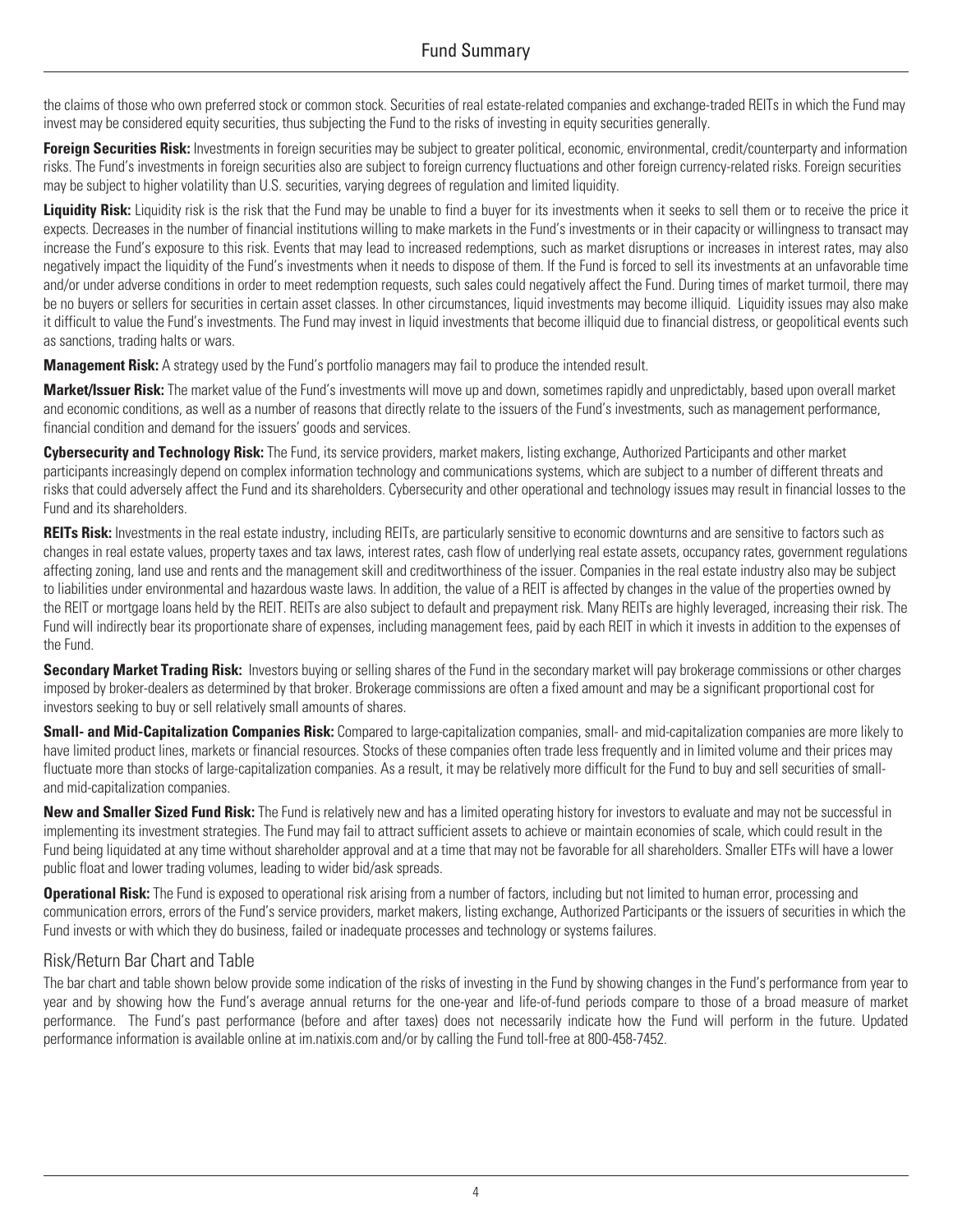the claims of those who own preferred stock or common stock. Securities of real estate-related companies and exchange-traded REITs in which the Fund may invest may be considered equity securities, thus subjecting the Fund to the risks of investing in equity securities generally.

**Foreign Securities Risk:** Investments in foreign securities may be subject to greater political, economic, environmental, credit/counterparty and information risks. The Fund's investments in foreign securities also are subject to foreign currency fluctuations and other foreign currency-related risks. Foreign securities may be subject to higher volatility than U.S. securities, varying degrees of regulation and limited liquidity.

**Liquidity Risk:** Liquidity risk is the risk that the Fund may be unable to find a buyer for its investments when it seeks to sell them or to receive the price it expects. Decreases in the number of financial institutions willing to make markets in the Fund's investments or in their capacity or willingness to transact may increase the Fund's exposure to this risk. Events that may lead to increased redemptions, such as market disruptions or increases in interest rates, may also negatively impact the liquidity of the Fund's investments when it needs to dispose of them. If the Fund is forced to sell its investments at an unfavorable time and/or under adverse conditions in order to meet redemption requests, such sales could negatively affect the Fund. During times of market turmoil, there may be no buyers or sellers for securities in certain asset classes. In other circumstances, liquid investments may become illiquid. Liquidity issues may also make it difficult to value the Fund's investments. The Fund may invest in liquid investments that become illiquid due to financial distress, or geopolitical events such as sanctions, trading halts or wars.

**Management Risk:** A strategy used by the Fund's portfolio managers may fail to produce the intended result.

**Market/Issuer Risk:** The market value of the Fund's investments will move up and down, sometimes rapidly and unpredictably, based upon overall market and economic conditions, as well as a number of reasons that directly relate to the issuers of the Fund's investments, such as management performance, financial condition and demand for the issuers' goods and services.

**Cybersecurity and Technology Risk:** The Fund, its service providers, market makers, listing exchange, Authorized Participants and other market participants increasingly depend on complex information technology and communications systems, which are subject to a number of different threats and risks that could adversely affect the Fund and its shareholders. Cybersecurity and other operational and technology issues may result in financial losses to the Fund and its shareholders.

**REITs Risk:** Investments in the real estate industry, including REITs, are particularly sensitive to economic downturns and are sensitive to factors such as changes in real estate values, property taxes and tax laws, interest rates, cash flow of underlying real estate assets, occupancy rates, government regulations affecting zoning, land use and rents and the management skill and creditworthiness of the issuer. Companies in the real estate industry also may be subject to liabilities under environmental and hazardous waste laws. In addition, the value of a REIT is affected by changes in the value of the properties owned by the REIT or mortgage loans held by the REIT. REITs are also subject to default and prepayment risk. Many REITs are highly leveraged, increasing their risk. The Fund will indirectly bear its proportionate share of expenses, including management fees, paid by each REIT in which it invests in addition to the expenses of the Fund.

**Secondary Market Trading Risk:** Investors buying or selling shares of the Fund in the secondary market will pay brokerage commissions or other charges imposed by broker-dealers as determined by that broker. Brokerage commissions are often a fixed amount and may be a significant proportional cost for investors seeking to buy or sell relatively small amounts of shares.

**Small- and Mid-Capitalization Companies Risk:** Compared to large-capitalization companies, small- and mid-capitalization companies are more likely to have limited product lines, markets or financial resources. Stocks of these companies often trade less frequently and in limited volume and their prices may fluctuate more than stocks of large-capitalization companies. As a result, it may be relatively more difficult for the Fund to buy and sell securities of small- and mid-capitalization companies.

**New and Smaller Sized Fund Risk:** The Fund is relatively new and has a limited operating history for investors to evaluate and may not be successful in implementing its investment strategies. The Fund may fail to attract sufficient assets to achieve or maintain economies of scale, which could result in the Fund being liquidated at any time without shareholder approval and at a time that may not be favorable for all shareholders. Smaller ETFs will have a lower public float and lower trading volumes, leading to wider bid/ask spreads.

**Operational Risk:** The Fund is exposed to operational risk arising from a number of factors, including but not limited to human error, processing and communication errors, errors of the Fund's service providers, market makers, listing exchange, Authorized Participants or the issuers of securities in which the Fund invests or with which they do business, failed or inadequate processes and technology or systems failures.

## Risk/Return Bar Chart and Table

The bar chart and table shown below provide some indication of the risks of investing in the Fund by showing changes in the Fund's performance from year to year and by showing how the Fund's average annual returns for the one-year and life-of-fund periods compare to those of a broad measure of market performance. The Fund's past performance (before and after taxes) does not necessarily indicate how the Fund will perform in the future. Updated performance information is available online at im.natixis.com and/or by calling the Fund toll-free at 800-458-7452.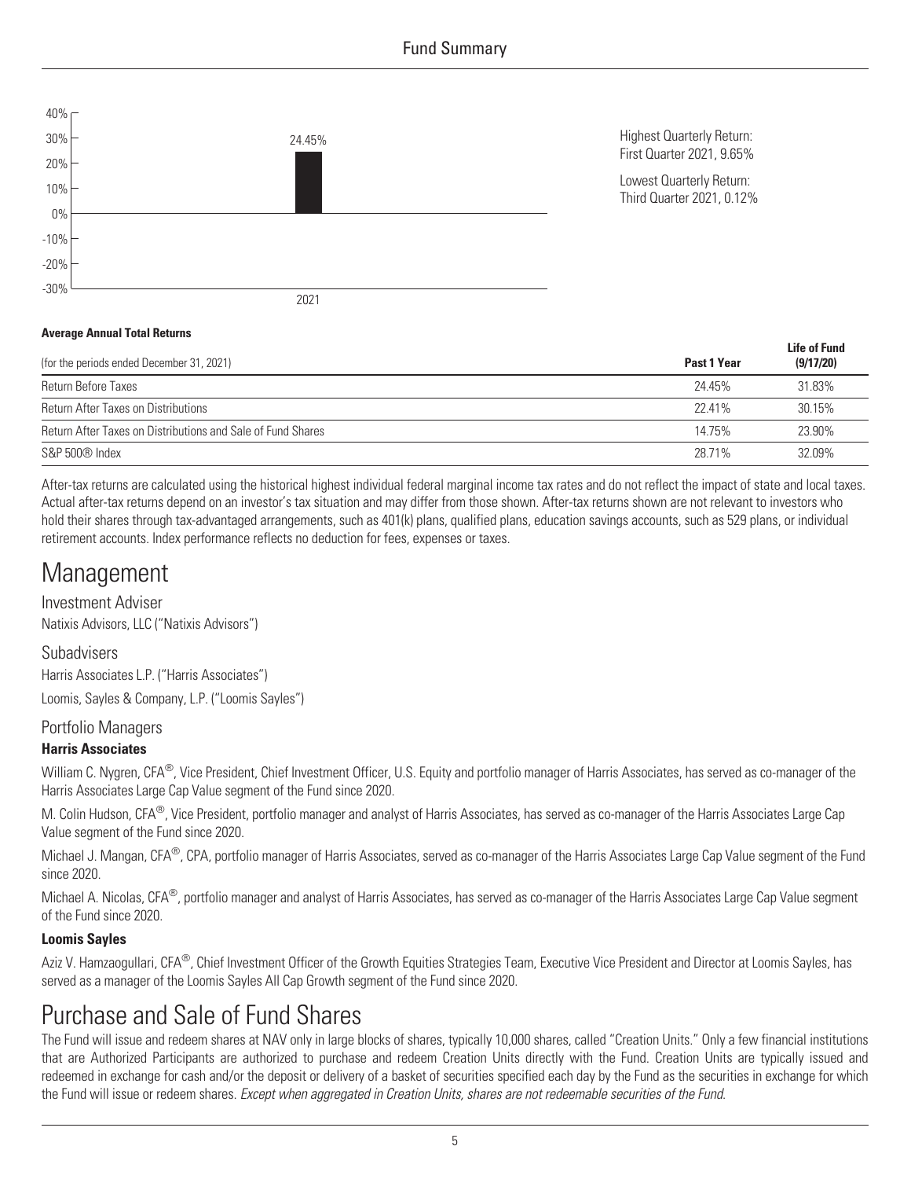Highest Quarterly Return: First Quarter 2021, 9.65%

Lowest Quarterly Return: Third Quarter 2021, 0.12%

**Average Annual Total Returns**

| (for the periods ended December 31, 2021) | Past 1 Year | Life of Fund (9/17/20) |
|---|---|---|
| Return Before Taxes | 24.45% | 31.83% |
| Return After Taxes on Distributions | 22.41% | 30.15% |
| Return After Taxes on Distributions and Sale of Fund Shares | 14.75% | 23.90% |
| S&P 500® Index | 28.71% | 32.09% |

After-tax returns are calculated using the historical highest individual federal marginal income tax rates and do not reflect the impact of state and local taxes. Actual after-tax returns depend on an investor's tax situation and may differ from those shown. After-tax returns shown are not relevant to investors who hold their shares through tax-advantaged arrangements, such as 401(k) plans, qualified plans, education savings accounts, such as 529 plans, or individual retirement accounts. Index performance reflects no deduction for fees, expenses or taxes.

# Management

## Investment Adviser

Natixis Advisors, LLC ("Natixis Advisors")

## Subadvisers

Harris Associates L.P. ("Harris Associates")

Loomis, Sayles & Company, L.P. ("Loomis Sayles")

## Portfolio Managers

**Harris Associates**

William C. Nygren, CFA®, Vice President, Chief Investment Officer, U.S. Equity and portfolio manager of Harris Associates, has served as co-manager of the Harris Associates Large Cap Value segment of the Fund since 2020.

M. Colin Hudson, CFA®, Vice President, portfolio manager and analyst of Harris Associates, has served as co-manager of the Harris Associates Large Cap Value segment of the Fund since 2020.

Michael J. Mangan, CFA®, CPA, portfolio manager of Harris Associates, served as co-manager of the Harris Associates Large Cap Value segment of the Fund since 2020.

Michael A. Nicolas, CFA®, portfolio manager and analyst of Harris Associates, has served as co-manager of the Harris Associates Large Cap Value segment of the Fund since 2020.

**Loomis Sayles**

Aziz V. Hamzaogullari, CFA®, Chief Investment Officer of the Growth Equities Strategies Team, Executive Vice President and Director at Loomis Sayles, has served as a manager of the Loomis Sayles All Cap Growth segment of the Fund since 2020.

# Purchase and Sale of Fund Shares

The Fund will issue and redeem shares at NAV only in large blocks of shares, typically 10,000 shares, called "Creation Units." Only a few financial institutions that are Authorized Participants are authorized to purchase and redeem Creation Units directly with the Fund. Creation Units are typically issued and redeemed in exchange for cash and/or the deposit or delivery of a basket of securities specified each day by the Fund as the securities in exchange for which the Fund will issue or redeem shares. *Except when aggregated in Creation Units, shares are not redeemable securities of the Fund.*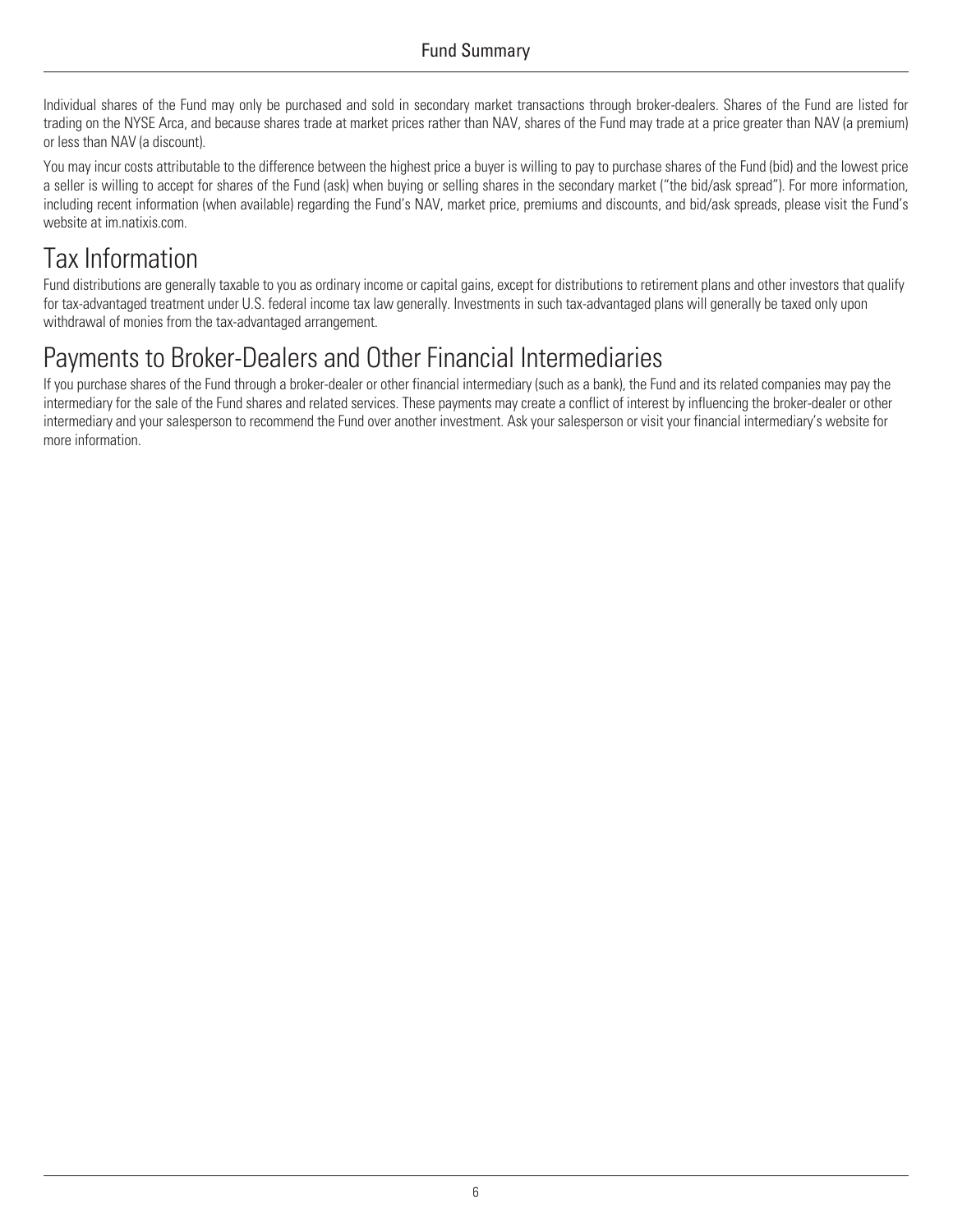Individual shares of the Fund may only be purchased and sold in secondary market transactions through broker-dealers. Shares of the Fund are listed for trading on the NYSE Arca, and because shares trade at market prices rather than NAV, shares of the Fund may trade at a price greater than NAV (a premium) or less than NAV (a discount).

You may incur costs attributable to the difference between the highest price a buyer is willing to pay to purchase shares of the Fund (bid) and the lowest price a seller is willing to accept for shares of the Fund (ask) when buying or selling shares in the secondary market ("the bid/ask spread"). For more information, including recent information (when available) regarding the Fund's NAV, market price, premiums and discounts, and bid/ask spreads, please visit the Fund's website at im.natixis.com.

# Tax Information

Fund distributions are generally taxable to you as ordinary income or capital gains, except for distributions to retirement plans and other investors that qualify for tax-advantaged treatment under U.S. federal income tax law generally. Investments in such tax-advantaged plans will generally be taxed only upon withdrawal of monies from the tax-advantaged arrangement.

# Payments to Broker-Dealers and Other Financial Intermediaries

If you purchase shares of the Fund through a broker-dealer or other financial intermediary (such as a bank), the Fund and its related companies may pay the intermediary for the sale of the Fund shares and related services. These payments may create a conflict of interest by influencing the broker-dealer or other intermediary and your salesperson to recommend the Fund over another investment. Ask your salesperson or visit your financial intermediary's website for more information.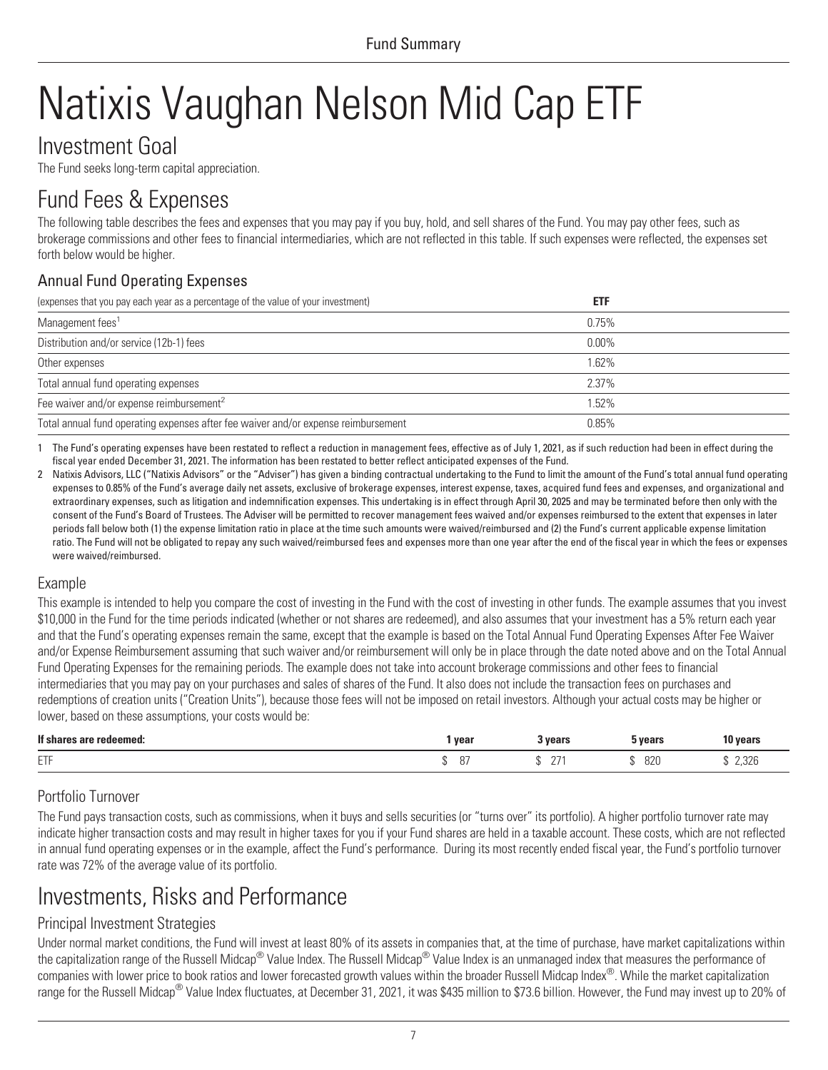# Natixis Vaughan Nelson Mid Cap ETF

## Investment Goal

The Fund seeks long-term capital appreciation.

## Fund Fees & Expenses

The following table describes the fees and expenses that you may pay if you buy, hold, and sell shares of the Fund. You may pay other fees, such as brokerage commissions and other fees to financial intermediaries, which are not reflected in this table. If such expenses were reflected, the expenses set forth below would be higher.

### Annual Fund Operating Expenses

| (expenses that you pay each year as a percentage of the value of your investment) | ETF |
|---|---|
| Management fees[1] | 0.75% |
| Distribution and/or service (12b-1) fees | 0.00% |
| Other expenses | 1.62% |
| Total annual fund operating expenses | 2.37% |
| Fee waiver and/or expense reimbursement[2] | 1.52% |
| Total annual fund operating expenses after fee waiver and/or expense reimbursement | 0.85% |

1 The Fund's operating expenses have been restated to reflect a reduction in management fees, effective as of July 1, 2021, as if such reduction had been in effect during the fiscal year ended December 31, 2021. The information has been restated to better reflect anticipated expenses of the Fund.

2 Natixis Advisors, LLC ("Natixis Advisors" or the "Adviser") has given a binding contractual undertaking to the Fund to limit the amount of the Fund's total annual fund operating expenses to 0.85% of the Fund's average daily net assets, exclusive of brokerage expenses, interest expense, taxes, acquired fund fees and expenses, and organizational and extraordinary expenses, such as litigation and indemnification expenses. This undertaking is in effect through April 30, 2025 and may be terminated before then only with the consent of the Fund's Board of Trustees. The Adviser will be permitted to recover management fees waived and/or expenses reimbursed to the extent that expenses in later periods fall below both (1) the expense limitation ratio in place at the time such amounts were waived/reimbursed and (2) the Fund's current applicable expense limitation ratio. The Fund will not be obligated to repay any such waived/reimbursed fees and expenses more than one year after the end of the fiscal year in which the fees or expenses were waived/reimbursed.

### Example

This example is intended to help you compare the cost of investing in the Fund with the cost of investing in other funds. The example assumes that you invest $10,000 in the Fund for the time periods indicated (whether or not shares are redeemed), and also assumes that your investment has a 5% return each year and that the Fund's operating expenses remain the same, except that the example is based on the Total Annual Fund Operating Expenses After Fee Waiver and/or Expense Reimbursement assuming that such waiver and/or reimbursement will only be in place through the date noted above and on the Total Annual Fund Operating Expenses for the remaining periods. The example does not take into account brokerage commissions and other fees to financial intermediaries that you may pay on your purchases and sales of shares of the Fund. It also does not include the transaction fees on purchases and redemptions of creation units ("Creation Units"), because those fees will not be imposed on retail investors. Although your actual costs may be higher or lower, based on these assumptions, your costs would be:

| If shares are redeemed: | 1 year | 3 years | 5 years | 10 years |
|---|---|---|---|---|
| ETF | $ 87 | $ 271 | $ 820 | $ 2,326 |

### Portfolio Turnover

The Fund pays transaction costs, such as commissions, when it buys and sells securities (or "turns over" its portfolio). A higher portfolio turnover rate may indicate higher transaction costs and may result in higher taxes for you if your Fund shares are held in a taxable account. These costs, which are not reflected in annual fund operating expenses or in the example, affect the Fund's performance. During its most recently ended fiscal year, the Fund's portfolio turnover rate was 72% of the average value of its portfolio.

## Investments, Risks and Performance

### Principal Investment Strategies

Under normal market conditions, the Fund will invest at least 80% of its assets in companies that, at the time of purchase, have market capitalizations within the capitalization range of the Russell Midcap® Value Index. The Russell Midcap® Value Index is an unmanaged index that measures the performance of companies with lower price to book ratios and lower forecasted growth values within the broader Russell Midcap Index®. While the market capitalization range for the Russell Midcap® Value Index fluctuates, at December 31, 2021, it was $435 million to $73.6 billion. However, the Fund may invest up to 20% of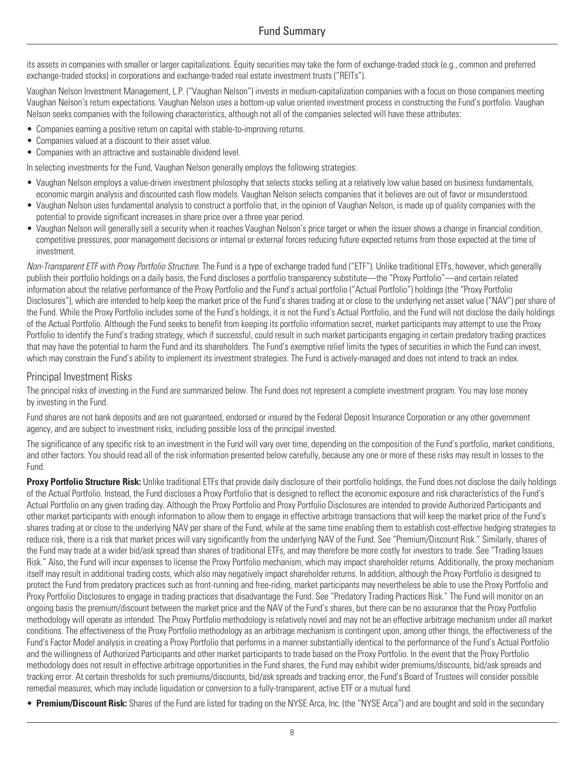its assets in companies with smaller or larger capitalizations. Equity securities may take the form of exchange-traded stock (e.g., common and preferred exchange-traded stocks) in corporations and exchange-traded real estate investment trusts ("REITs").

Vaughan Nelson Investment Management, L.P. ("Vaughan Nelson") invests in medium-capitalization companies with a focus on those companies meeting Vaughan Nelson's return expectations. Vaughan Nelson uses a bottom-up value oriented investment process in constructing the Fund's portfolio. Vaughan Nelson seeks companies with the following characteristics, although not all of the companies selected will have these attributes:

- Companies earning a positive return on capital with stable-to-improving returns.
- Companies valued at a discount to their asset value.
- Companies with an attractive and sustainable dividend level.

In selecting investments for the Fund, Vaughan Nelson generally employs the following strategies:

- Vaughan Nelson employs a value-driven investment philosophy that selects stocks selling at a relatively low value based on business fundamentals, economic margin analysis and discounted cash flow models. Vaughan Nelson selects companies that it believes are out of favor or misunderstood.
- Vaughan Nelson uses fundamental analysis to construct a portfolio that, in the opinion of Vaughan Nelson, is made up of quality companies with the potential to provide significant increases in share price over a three year period.
- Vaughan Nelson will generally sell a security when it reaches Vaughan Nelson's price target or when the issuer shows a change in financial condition, competitive pressures, poor management decisions or internal or external forces reducing future expected returns from those expected at the time of investment.

*Non-Transparent ETF with Proxy Portfolio Structure.* The Fund is a type of exchange traded fund ("ETF"). Unlike traditional ETFs, however, which generally publish their portfolio holdings on a daily basis, the Fund discloses a portfolio transparency substitute—the "Proxy Portfolio"—and certain related information about the relative performance of the Proxy Portfolio and the Fund's actual portfolio ("Actual Portfolio") holdings (the "Proxy Portfolio Disclosures"), which are intended to help keep the market price of the Fund's shares trading at or close to the underlying net asset value ("NAV") per share of the Fund. While the Proxy Portfolio includes some of the Fund's holdings, it is not the Fund's Actual Portfolio, and the Fund will not disclose the daily holdings of the Actual Portfolio. Although the Fund seeks to benefit from keeping its portfolio information secret, market participants may attempt to use the Proxy Portfolio to identify the Fund's trading strategy, which if successful, could result in such market participants engaging in certain predatory trading practices that may have the potential to harm the Fund and its shareholders. The Fund's exemptive relief limits the types of securities in which the Fund can invest, which may constrain the Fund's ability to implement its investment strategies. The Fund is actively-managed and does not intend to track an index.

## Principal Investment Risks

The principal risks of investing in the Fund are summarized below. The Fund does not represent a complete investment program. You may lose money by investing in the Fund.

Fund shares are not bank deposits and are not guaranteed, endorsed or insured by the Federal Deposit Insurance Corporation or any other government agency, and are subject to investment risks, including possible loss of the principal invested.

The significance of any specific risk to an investment in the Fund will vary over time, depending on the composition of the Fund's portfolio, market conditions, and other factors. You should read all of the risk information presented below carefully, because any one or more of these risks may result in losses to the Fund.

**Proxy Portfolio Structure Risk:** Unlike traditional ETFs that provide daily disclosure of their portfolio holdings, the Fund does not disclose the daily holdings of the Actual Portfolio. Instead, the Fund discloses a Proxy Portfolio that is designed to reflect the economic exposure and risk characteristics of the Fund's Actual Portfolio on any given trading day. Although the Proxy Portfolio and Proxy Portfolio Disclosures are intended to provide Authorized Participants and other market participants with enough information to allow them to engage in effective arbitrage transactions that will keep the market price of the Fund's shares trading at or close to the underlying NAV per share of the Fund, while at the same time enabling them to establish cost-effective hedging strategies to reduce risk, there is a risk that market prices will vary significantly from the underlying NAV of the Fund. See "Premium/Discount Risk." Similarly, shares of the Fund may trade at a wider bid/ask spread than shares of traditional ETFs, and may therefore be more costly for investors to trade. See "Trading Issues Risk." Also, the Fund will incur expenses to license the Proxy Portfolio mechanism, which may impact shareholder returns. Additionally, the proxy mechanism itself may result in additional trading costs, which also may negatively impact shareholder returns. In addition, although the Proxy Portfolio is designed to protect the Fund from predatory practices such as front-running and free-riding, market participants may nevertheless be able to use the Proxy Portfolio and Proxy Portfolio Disclosures to engage in trading practices that disadvantage the Fund. See "Predatory Trading Practices Risk." The Fund will monitor on an ongoing basis the premium/discount between the market price and the NAV of the Fund's shares, but there can be no assurance that the Proxy Portfolio methodology will operate as intended. The Proxy Portfolio methodology is relatively novel and may not be an effective arbitrage mechanism under all market conditions. The effectiveness of the Proxy Portfolio methodology as an arbitrage mechanism is contingent upon, among other things, the effectiveness of the Fund's Factor Model analysis in creating a Proxy Portfolio that performs in a manner substantially identical to the performance of the Fund's Actual Portfolio and the willingness of Authorized Participants and other market participants to trade based on the Proxy Portfolio. In the event that the Proxy Portfolio methodology does not result in effective arbitrage opportunities in the Fund shares, the Fund may exhibit wider premiums/discounts, bid/ask spreads and tracking error. At certain thresholds for such premiums/discounts, bid/ask spreads and tracking error, the Fund's Board of Trustees will consider possible remedial measures, which may include liquidation or conversion to a fully-transparent, active ETF or a mutual fund.

- **Premium/Discount Risk:** Shares of the Fund are listed for trading on the NYSE Arca, Inc. (the "NYSE Arca") and are bought and sold in the secondary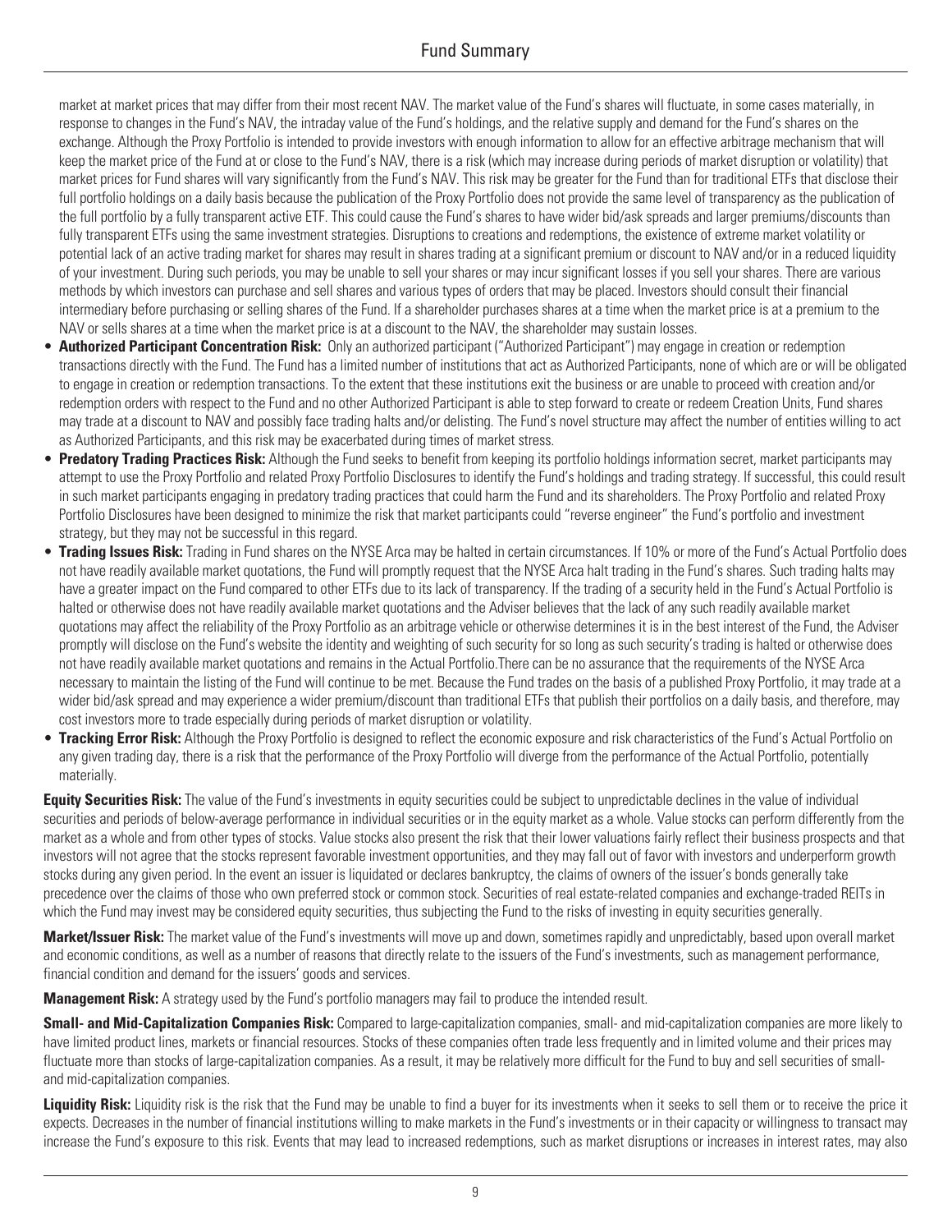market at market prices that may differ from their most recent NAV. The market value of the Fund's shares will fluctuate, in some cases materially, in response to changes in the Fund's NAV, the intraday value of the Fund's holdings, and the relative supply and demand for the Fund's shares on the exchange. Although the Proxy Portfolio is intended to provide investors with enough information to allow for an effective arbitrage mechanism that will keep the market price of the Fund at or close to the Fund's NAV, there is a risk (which may increase during periods of market disruption or volatility) that market prices for Fund shares will vary significantly from the Fund's NAV. This risk may be greater for the Fund than for traditional ETFs that disclose their full portfolio holdings on a daily basis because the publication of the Proxy Portfolio does not provide the same level of transparency as the publication of the full portfolio by a fully transparent active ETF. This could cause the Fund's shares to have wider bid/ask spreads and larger premiums/discounts than fully transparent ETFs using the same investment strategies. Disruptions to creations and redemptions, the existence of extreme market volatility or potential lack of an active trading market for shares may result in shares trading at a significant premium or discount to NAV and/or in a reduced liquidity of your investment. During such periods, you may be unable to sell your shares or may incur significant losses if you sell your shares. There are various methods by which investors can purchase and sell shares and various types of orders that may be placed. Investors should consult their financial intermediary before purchasing or selling shares of the Fund. If a shareholder purchases shares at a time when the market price is at a premium to the NAV or sells shares at a time when the market price is at a discount to the NAV, the shareholder may sustain losses.

- **Authorized Participant Concentration Risk:** Only an authorized participant ("Authorized Participant") may engage in creation or redemption transactions directly with the Fund. The Fund has a limited number of institutions that act as Authorized Participants, none of which are or will be obligated to engage in creation or redemption transactions. To the extent that these institutions exit the business or are unable to proceed with creation and/or redemption orders with respect to the Fund and no other Authorized Participant is able to step forward to create or redeem Creation Units, Fund shares may trade at a discount to NAV and possibly face trading halts and/or delisting. The Fund's novel structure may affect the number of entities willing to act as Authorized Participants, and this risk may be exacerbated during times of market stress.
- **Predatory Trading Practices Risk:** Although the Fund seeks to benefit from keeping its portfolio holdings information secret, market participants may attempt to use the Proxy Portfolio and related Proxy Portfolio Disclosures to identify the Fund's holdings and trading strategy. If successful, this could result in such market participants engaging in predatory trading practices that could harm the Fund and its shareholders. The Proxy Portfolio and related Proxy Portfolio Disclosures have been designed to minimize the risk that market participants could "reverse engineer" the Fund's portfolio and investment strategy, but they may not be successful in this regard.
- **Trading Issues Risk:** Trading in Fund shares on the NYSE Arca may be halted in certain circumstances. If 10% or more of the Fund's Actual Portfolio does not have readily available market quotations, the Fund will promptly request that the NYSE Arca halt trading in the Fund's shares. Such trading halts may have a greater impact on the Fund compared to other ETFs due to its lack of transparency. If the trading of a security held in the Fund's Actual Portfolio is halted or otherwise does not have readily available market quotations and the Adviser believes that the lack of any such readily available market quotations may affect the reliability of the Proxy Portfolio as an arbitrage vehicle or otherwise determines it is in the best interest of the Fund, the Adviser promptly will disclose on the Fund's website the identity and weighting of such security for so long as such security's trading is halted or otherwise does not have readily available market quotations and remains in the Actual Portfolio.There can be no assurance that the requirements of the NYSE Arca necessary to maintain the listing of the Fund will continue to be met. Because the Fund trades on the basis of a published Proxy Portfolio, it may trade at a wider bid/ask spread and may experience a wider premium/discount than traditional ETFs that publish their portfolios on a daily basis, and therefore, may cost investors more to trade especially during periods of market disruption or volatility.
- **Tracking Error Risk:** Although the Proxy Portfolio is designed to reflect the economic exposure and risk characteristics of the Fund's Actual Portfolio on any given trading day, there is a risk that the performance of the Proxy Portfolio will diverge from the performance of the Actual Portfolio, potentially materially.

**Equity Securities Risk:** The value of the Fund's investments in equity securities could be subject to unpredictable declines in the value of individual securities and periods of below-average performance in individual securities or in the equity market as a whole. Value stocks can perform differently from the market as a whole and from other types of stocks. Value stocks also present the risk that their lower valuations fairly reflect their business prospects and that investors will not agree that the stocks represent favorable investment opportunities, and they may fall out of favor with investors and underperform growth stocks during any given period. In the event an issuer is liquidated or declares bankruptcy, the claims of owners of the issuer's bonds generally take precedence over the claims of those who own preferred stock or common stock. Securities of real estate-related companies and exchange-traded REITs in which the Fund may invest may be considered equity securities, thus subjecting the Fund to the risks of investing in equity securities generally.

**Market/Issuer Risk:** The market value of the Fund's investments will move up and down, sometimes rapidly and unpredictably, based upon overall market and economic conditions, as well as a number of reasons that directly relate to the issuers of the Fund's investments, such as management performance, financial condition and demand for the issuers' goods and services.

**Management Risk:** A strategy used by the Fund's portfolio managers may fail to produce the intended result.

**Small- and Mid-Capitalization Companies Risk:** Compared to large-capitalization companies, small- and mid-capitalization companies are more likely to have limited product lines, markets or financial resources. Stocks of these companies often trade less frequently and in limited volume and their prices may fluctuate more than stocks of large-capitalization companies. As a result, it may be relatively more difficult for the Fund to buy and sell securities of small- and mid-capitalization companies.

**Liquidity Risk:** Liquidity risk is the risk that the Fund may be unable to find a buyer for its investments when it seeks to sell them or to receive the price it expects. Decreases in the number of financial institutions willing to make markets in the Fund's investments or in their capacity or willingness to transact may increase the Fund's exposure to this risk. Events that may lead to increased redemptions, such as market disruptions or increases in interest rates, may also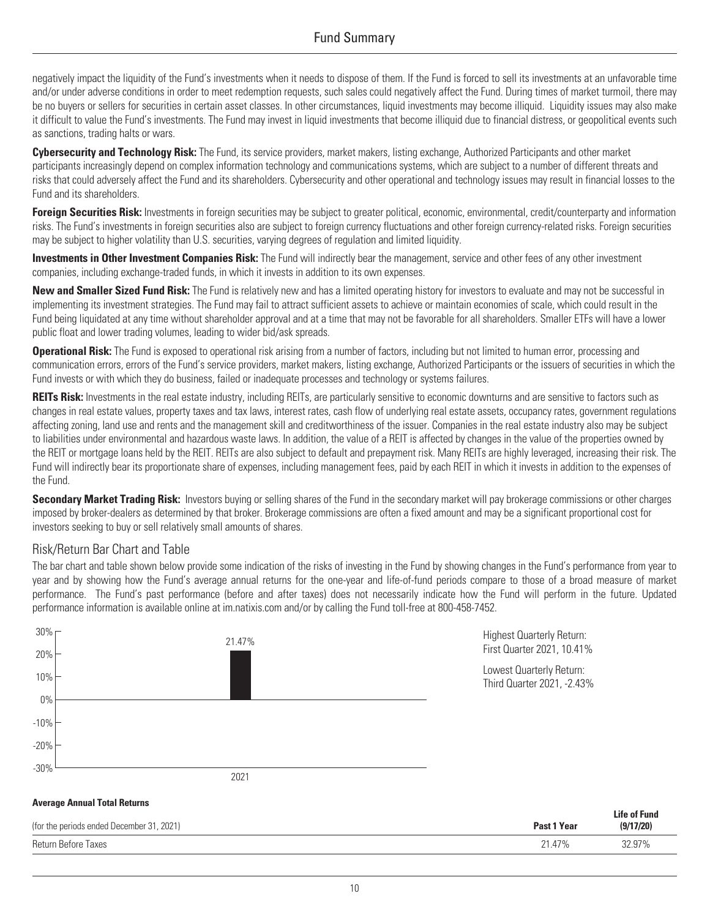negatively impact the liquidity of the Fund's investments when it needs to dispose of them. If the Fund is forced to sell its investments at an unfavorable time and/or under adverse conditions in order to meet redemption requests, such sales could negatively affect the Fund. During times of market turmoil, there may be no buyers or sellers for securities in certain asset classes. In other circumstances, liquid investments may become illiquid. Liquidity issues may also make it difficult to value the Fund's investments. The Fund may invest in liquid investments that become illiquid due to financial distress, or geopolitical events such as sanctions, trading halts or wars.

**Cybersecurity and Technology Risk:** The Fund, its service providers, market makers, listing exchange, Authorized Participants and other market participants increasingly depend on complex information technology and communications systems, which are subject to a number of different threats and risks that could adversely affect the Fund and its shareholders. Cybersecurity and other operational and technology issues may result in financial losses to the Fund and its shareholders.

**Foreign Securities Risk:** Investments in foreign securities may be subject to greater political, economic, environmental, credit/counterparty and information risks. The Fund's investments in foreign securities also are subject to foreign currency fluctuations and other foreign currency-related risks. Foreign securities may be subject to higher volatility than U.S. securities, varying degrees of regulation and limited liquidity.

**Investments in Other Investment Companies Risk:** The Fund will indirectly bear the management, service and other fees of any other investment companies, including exchange-traded funds, in which it invests in addition to its own expenses.

**New and Smaller Sized Fund Risk:** The Fund is relatively new and has a limited operating history for investors to evaluate and may not be successful in implementing its investment strategies. The Fund may fail to attract sufficient assets to achieve or maintain economies of scale, which could result in the Fund being liquidated at any time without shareholder approval and at a time that may not be favorable for all shareholders. Smaller ETFs will have a lower public float and lower trading volumes, leading to wider bid/ask spreads.

**Operational Risk:** The Fund is exposed to operational risk arising from a number of factors, including but not limited to human error, processing and communication errors, errors of the Fund's service providers, market makers, listing exchange, Authorized Participants or the issuers of securities in which the Fund invests or with which they do business, failed or inadequate processes and technology or systems failures.

**REITs Risk:** Investments in the real estate industry, including REITs, are particularly sensitive to economic downturns and are sensitive to factors such as changes in real estate values, property taxes and tax laws, interest rates, cash flow of underlying real estate assets, occupancy rates, government regulations affecting zoning, land use and rents and the management skill and creditworthiness of the issuer. Companies in the real estate industry also may be subject to liabilities under environmental and hazardous waste laws. In addition, the value of a REIT is affected by changes in the value of the properties owned by the REIT or mortgage loans held by the REIT. REITs are also subject to default and prepayment risk. Many REITs are highly leveraged, increasing their risk. The Fund will indirectly bear its proportionate share of expenses, including management fees, paid by each REIT in which it invests in addition to the expenses of the Fund.

**Secondary Market Trading Risk:** Investors buying or selling shares of the Fund in the secondary market will pay brokerage commissions or other charges imposed by broker-dealers as determined by that broker. Brokerage commissions are often a fixed amount and may be a significant proportional cost for investors seeking to buy or sell relatively small amounts of shares.

## Risk/Return Bar Chart and Table

The bar chart and table shown below provide some indication of the risks of investing in the Fund by showing changes in the Fund's performance from year to year and by showing how the Fund's average annual returns for the one-year and life-of-fund periods compare to those of a broad measure of market performance. The Fund's past performance (before and after taxes) does not necessarily indicate how the Fund will perform in the future. Updated performance information is available online at im.natixis.com and/or by calling the Fund toll-free at 800-458-7452.

| Year | Return |
|---|---|
| 2021 | 21.47% |

Highest Quarterly Return: First Quarter 2021, 10.41%

Lowest Quarterly Return: Third Quarter 2021, -2.43%

**Average Annual Total Returns**

| (for the periods ended December 31, 2021) | **Past 1 Year** | **Life of Fund (9/17/20)** |
|---|---|---|
| Return Before Taxes | 21.47% | 32.97% |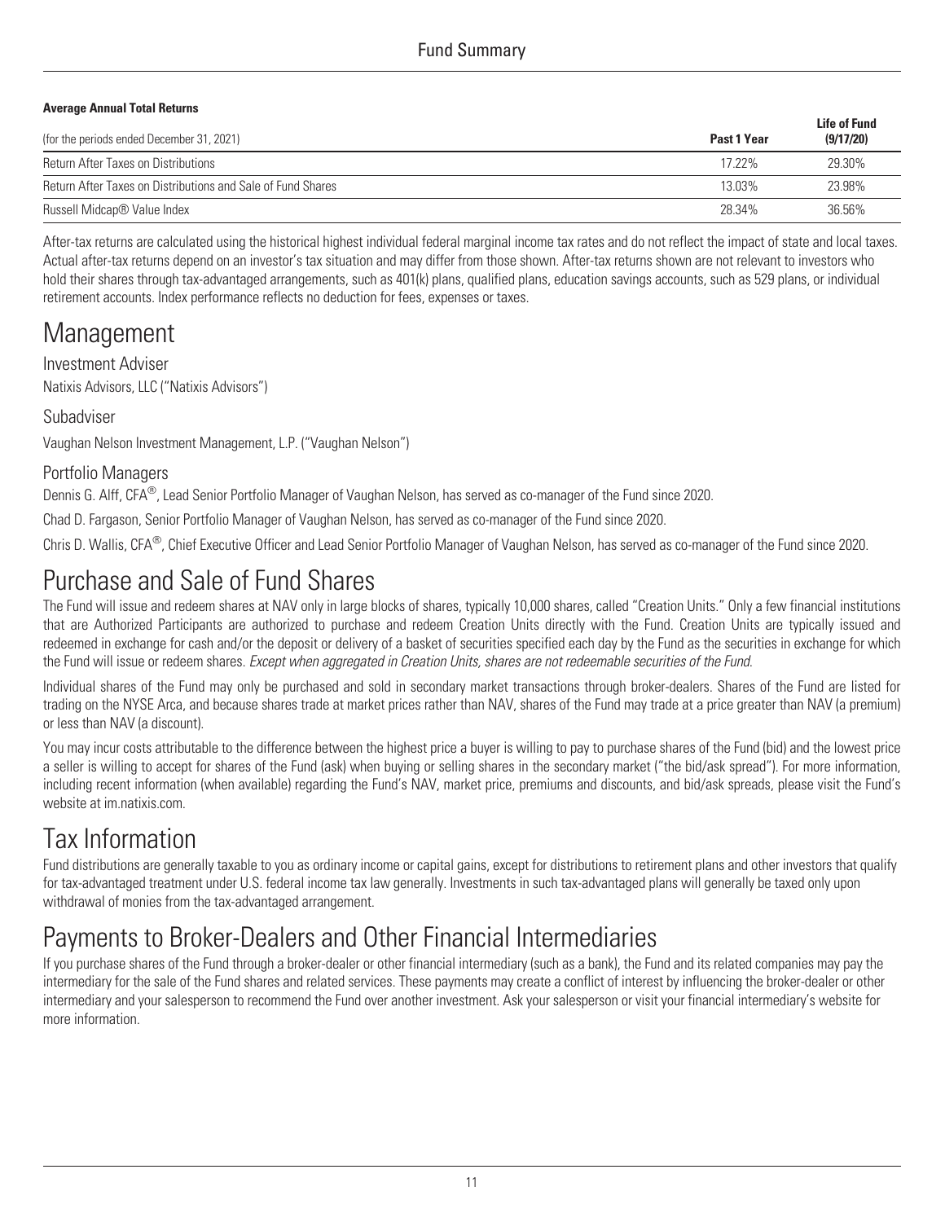**Average Annual Total Returns**

| (for the periods ended December 31, 2021) | Past 1 Year | Life of Fund (9/17/20) |
|---|---|---|
| Return After Taxes on Distributions | 17.22% | 29.30% |
| Return After Taxes on Distributions and Sale of Fund Shares | 13.03% | 23.98% |
| Russell Midcap® Value Index | 28.34% | 36.56% |

After-tax returns are calculated using the historical highest individual federal marginal income tax rates and do not reflect the impact of state and local taxes. Actual after-tax returns depend on an investor's tax situation and may differ from those shown. After-tax returns shown are not relevant to investors who hold their shares through tax-advantaged arrangements, such as 401(k) plans, qualified plans, education savings accounts, such as 529 plans, or individual retirement accounts. Index performance reflects no deduction for fees, expenses or taxes.

# Management

### Investment Adviser

Natixis Advisors, LLC ("Natixis Advisors")

### Subadviser

Vaughan Nelson Investment Management, L.P. ("Vaughan Nelson")

### Portfolio Managers

Dennis G. Alff, CFA®, Lead Senior Portfolio Manager of Vaughan Nelson, has served as co-manager of the Fund since 2020.

Chad D. Fargason, Senior Portfolio Manager of Vaughan Nelson, has served as co-manager of the Fund since 2020.

Chris D. Wallis, CFA®, Chief Executive Officer and Lead Senior Portfolio Manager of Vaughan Nelson, has served as co-manager of the Fund since 2020.

# Purchase and Sale of Fund Shares

The Fund will issue and redeem shares at NAV only in large blocks of shares, typically 10,000 shares, called "Creation Units." Only a few financial institutions that are Authorized Participants are authorized to purchase and redeem Creation Units directly with the Fund. Creation Units are typically issued and redeemed in exchange for cash and/or the deposit or delivery of a basket of securities specified each day by the Fund as the securities in exchange for which the Fund will issue or redeem shares. *Except when aggregated in Creation Units, shares are not redeemable securities of the Fund.*

Individual shares of the Fund may only be purchased and sold in secondary market transactions through broker-dealers. Shares of the Fund are listed for trading on the NYSE Arca, and because shares trade at market prices rather than NAV, shares of the Fund may trade at a price greater than NAV (a premium) or less than NAV (a discount).

You may incur costs attributable to the difference between the highest price a buyer is willing to pay to purchase shares of the Fund (bid) and the lowest price a seller is willing to accept for shares of the Fund (ask) when buying or selling shares in the secondary market ("the bid/ask spread"). For more information, including recent information (when available) regarding the Fund's NAV, market price, premiums and discounts, and bid/ask spreads, please visit the Fund's website at im.natixis.com.

# Tax Information

Fund distributions are generally taxable to you as ordinary income or capital gains, except for distributions to retirement plans and other investors that qualify for tax-advantaged treatment under U.S. federal income tax law generally. Investments in such tax-advantaged plans will generally be taxed only upon withdrawal of monies from the tax-advantaged arrangement.

# Payments to Broker-Dealers and Other Financial Intermediaries

If you purchase shares of the Fund through a broker-dealer or other financial intermediary (such as a bank), the Fund and its related companies may pay the intermediary for the sale of the Fund shares and related services. These payments may create a conflict of interest by influencing the broker-dealer or other intermediary and your salesperson to recommend the Fund over another investment. Ask your salesperson or visit your financial intermediary's website for more information.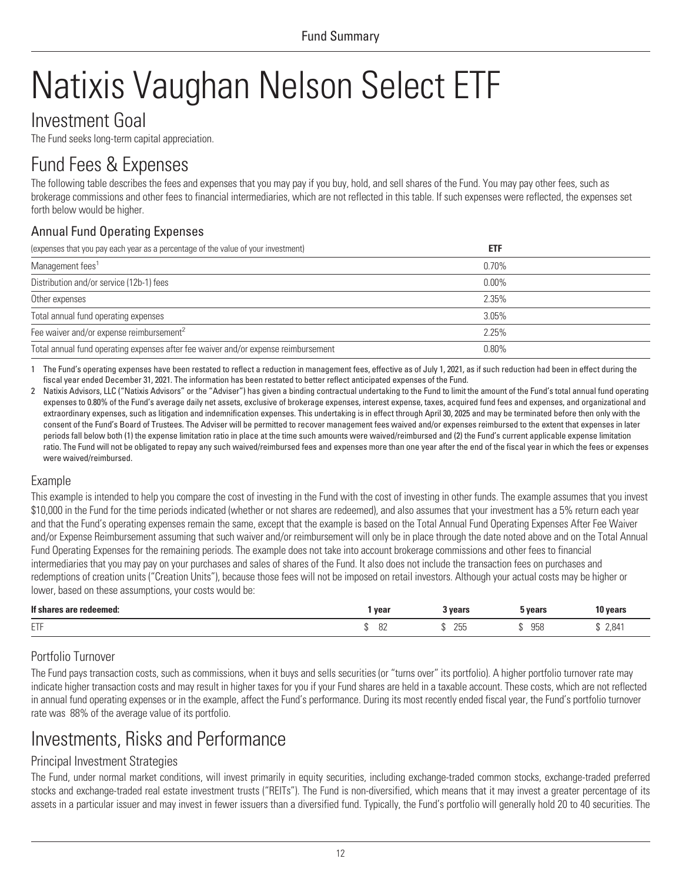# Natixis Vaughan Nelson Select ETF

## Investment Goal

The Fund seeks long-term capital appreciation.

## Fund Fees & Expenses

The following table describes the fees and expenses that you may pay if you buy, hold, and sell shares of the Fund. You may pay other fees, such as brokerage commissions and other fees to financial intermediaries, which are not reflected in this table. If such expenses were reflected, the expenses set forth below would be higher.

### Annual Fund Operating Expenses

| (expenses that you pay each year as a percentage of the value of your investment) | ETF |
|---|---|
| Management fees[1] | 0.70% |
| Distribution and/or service (12b-1) fees | 0.00% |
| Other expenses | 2.35% |
| Total annual fund operating expenses | 3.05% |
| Fee waiver and/or expense reimbursement[2] | 2.25% |
| Total annual fund operating expenses after fee waiver and/or expense reimbursement | 0.80% |

1 The Fund's operating expenses have been restated to reflect a reduction in management fees, effective as of July 1, 2021, as if such reduction had been in effect during the fiscal year ended December 31, 2021. The information has been restated to better reflect anticipated expenses of the Fund.

2 Natixis Advisors, LLC ("Natixis Advisors" or the "Adviser") has given a binding contractual undertaking to the Fund to limit the amount of the Fund's total annual fund operating expenses to 0.80% of the Fund's average daily net assets, exclusive of brokerage expenses, interest expense, taxes, acquired fund fees and expenses, and organizational and extraordinary expenses, such as litigation and indemnification expenses. This undertaking is in effect through April 30, 2025 and may be terminated before then only with the consent of the Fund's Board of Trustees. The Adviser will be permitted to recover management fees waived and/or expenses reimbursed to the extent that expenses in later periods fall below both (1) the expense limitation ratio in place at the time such amounts were waived/reimbursed and (2) the Fund's current applicable expense limitation ratio. The Fund will not be obligated to repay any such waived/reimbursed fees and expenses more than one year after the end of the fiscal year in which the fees or expenses were waived/reimbursed.

### Example

This example is intended to help you compare the cost of investing in the Fund with the cost of investing in other funds. The example assumes that you invest $10,000 in the Fund for the time periods indicated (whether or not shares are redeemed), and also assumes that your investment has a 5% return each year and that the Fund's operating expenses remain the same, except that the example is based on the Total Annual Fund Operating Expenses After Fee Waiver and/or Expense Reimbursement assuming that such waiver and/or reimbursement will only be in place through the date noted above and on the Total Annual Fund Operating Expenses for the remaining periods. The example does not take into account brokerage commissions and other fees to financial intermediaries that you may pay on your purchases and sales of shares of the Fund. It also does not include the transaction fees on purchases and redemptions of creation units ("Creation Units"), because those fees will not be imposed on retail investors. Although your actual costs may be higher or lower, based on these assumptions, your costs would be:

| If shares are redeemed: | 1 year | 3 years | 5 years | 10 years |
|---|---|---|---|---|
| ETF | $ 82 | $ 255 | $ 958 | $ 2,841 |

### Portfolio Turnover

The Fund pays transaction costs, such as commissions, when it buys and sells securities (or "turns over" its portfolio). A higher portfolio turnover rate may indicate higher transaction costs and may result in higher taxes for you if your Fund shares are held in a taxable account. These costs, which are not reflected in annual fund operating expenses or in the example, affect the Fund's performance. During its most recently ended fiscal year, the Fund's portfolio turnover rate was 88% of the average value of its portfolio.

## Investments, Risks and Performance

### Principal Investment Strategies

The Fund, under normal market conditions, will invest primarily in equity securities, including exchange-traded common stocks, exchange-traded preferred stocks and exchange-traded real estate investment trusts ("REITs"). The Fund is non-diversified, which means that it may invest a greater percentage of its assets in a particular issuer and may invest in fewer issuers than a diversified fund. Typically, the Fund's portfolio will generally hold 20 to 40 securities. The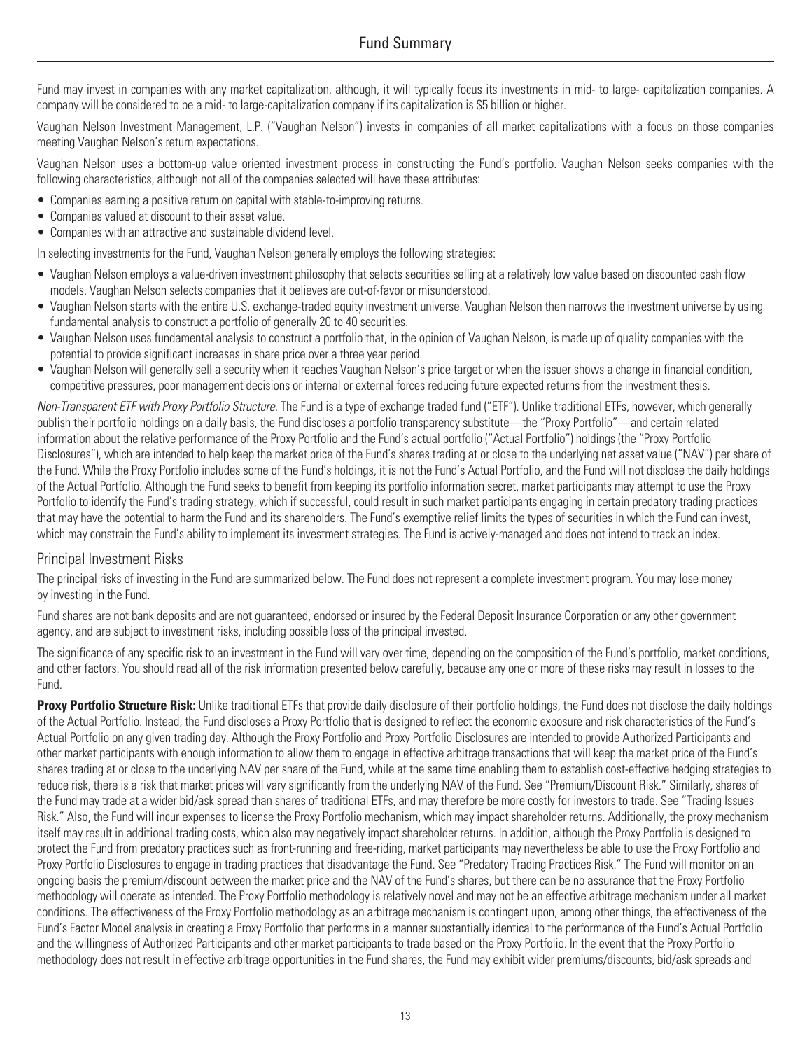Fund may invest in companies with any market capitalization, although, it will typically focus its investments in mid- to large- capitalization companies. A company will be considered to be a mid- to large-capitalization company if its capitalization is $5 billion or higher.

Vaughan Nelson Investment Management, L.P. ("Vaughan Nelson") invests in companies of all market capitalizations with a focus on those companies meeting Vaughan Nelson's return expectations.

Vaughan Nelson uses a bottom-up value oriented investment process in constructing the Fund's portfolio. Vaughan Nelson seeks companies with the following characteristics, although not all of the companies selected will have these attributes:

- Companies earning a positive return on capital with stable-to-improving returns.
- Companies valued at discount to their asset value.
- Companies with an attractive and sustainable dividend level.

In selecting investments for the Fund, Vaughan Nelson generally employs the following strategies:

- Vaughan Nelson employs a value-driven investment philosophy that selects securities selling at a relatively low value based on discounted cash flow models. Vaughan Nelson selects companies that it believes are out-of-favor or misunderstood.
- Vaughan Nelson starts with the entire U.S. exchange-traded equity investment universe. Vaughan Nelson then narrows the investment universe by using fundamental analysis to construct a portfolio of generally 20 to 40 securities.
- Vaughan Nelson uses fundamental analysis to construct a portfolio that, in the opinion of Vaughan Nelson, is made up of quality companies with the potential to provide significant increases in share price over a three year period.
- Vaughan Nelson will generally sell a security when it reaches Vaughan Nelson's price target or when the issuer shows a change in financial condition, competitive pressures, poor management decisions or internal or external forces reducing future expected returns from the investment thesis.

*Non-Transparent ETF with Proxy Portfolio Structure.* The Fund is a type of exchange traded fund ("ETF"). Unlike traditional ETFs, however, which generally publish their portfolio holdings on a daily basis, the Fund discloses a portfolio transparency substitute—the "Proxy Portfolio"—and certain related information about the relative performance of the Proxy Portfolio and the Fund's actual portfolio ("Actual Portfolio") holdings (the "Proxy Portfolio Disclosures"), which are intended to help keep the market price of the Fund's shares trading at or close to the underlying net asset value ("NAV") per share of the Fund. While the Proxy Portfolio includes some of the Fund's holdings, it is not the Fund's Actual Portfolio, and the Fund will not disclose the daily holdings of the Actual Portfolio. Although the Fund seeks to benefit from keeping its portfolio information secret, market participants may attempt to use the Proxy Portfolio to identify the Fund's trading strategy, which if successful, could result in such market participants engaging in certain predatory trading practices that may have the potential to harm the Fund and its shareholders. The Fund's exemptive relief limits the types of securities in which the Fund can invest, which may constrain the Fund's ability to implement its investment strategies. The Fund is actively-managed and does not intend to track an index.

## Principal Investment Risks

The principal risks of investing in the Fund are summarized below. The Fund does not represent a complete investment program. You may lose money by investing in the Fund.

Fund shares are not bank deposits and are not guaranteed, endorsed or insured by the Federal Deposit Insurance Corporation or any other government agency, and are subject to investment risks, including possible loss of the principal invested.

The significance of any specific risk to an investment in the Fund will vary over time, depending on the composition of the Fund's portfolio, market conditions, and other factors. You should read all of the risk information presented below carefully, because any one or more of these risks may result in losses to the Fund.

**Proxy Portfolio Structure Risk:** Unlike traditional ETFs that provide daily disclosure of their portfolio holdings, the Fund does not disclose the daily holdings of the Actual Portfolio. Instead, the Fund discloses a Proxy Portfolio that is designed to reflect the economic exposure and risk characteristics of the Fund's Actual Portfolio on any given trading day. Although the Proxy Portfolio and Proxy Portfolio Disclosures are intended to provide Authorized Participants and other market participants with enough information to allow them to engage in effective arbitrage transactions that will keep the market price of the Fund's shares trading at or close to the underlying NAV per share of the Fund, while at the same time enabling them to establish cost-effective hedging strategies to reduce risk, there is a risk that market prices will vary significantly from the underlying NAV of the Fund. See "Premium/Discount Risk." Similarly, shares of the Fund may trade at a wider bid/ask spread than shares of traditional ETFs, and may therefore be more costly for investors to trade. See "Trading Issues Risk." Also, the Fund will incur expenses to license the Proxy Portfolio mechanism, which may impact shareholder returns. Additionally, the proxy mechanism itself may result in additional trading costs, which also may negatively impact shareholder returns. In addition, although the Proxy Portfolio is designed to protect the Fund from predatory practices such as front-running and free-riding, market participants may nevertheless be able to use the Proxy Portfolio and Proxy Portfolio Disclosures to engage in trading practices that disadvantage the Fund. See "Predatory Trading Practices Risk." The Fund will monitor on an ongoing basis the premium/discount between the market price and the NAV of the Fund's shares, but there can be no assurance that the Proxy Portfolio methodology will operate as intended. The Proxy Portfolio methodology is relatively novel and may not be an effective arbitrage mechanism under all market conditions. The effectiveness of the Proxy Portfolio methodology as an arbitrage mechanism is contingent upon, among other things, the effectiveness of the Fund's Factor Model analysis in creating a Proxy Portfolio that performs in a manner substantially identical to the performance of the Fund's Actual Portfolio and the willingness of Authorized Participants and other market participants to trade based on the Proxy Portfolio. In the event that the Proxy Portfolio methodology does not result in effective arbitrage opportunities in the Fund shares, the Fund may exhibit wider premiums/discounts, bid/ask spreads and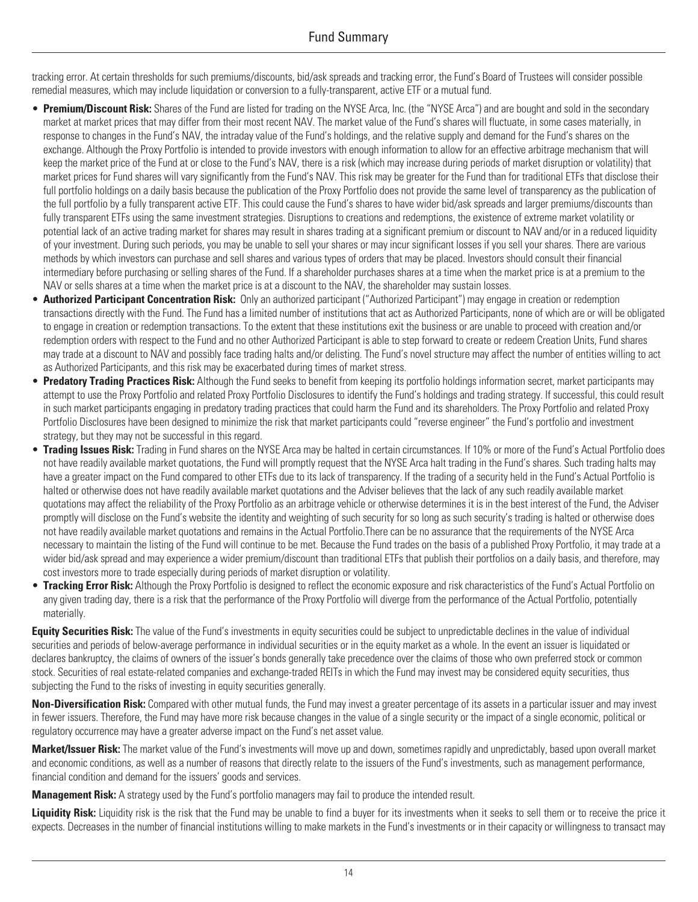tracking error. At certain thresholds for such premiums/discounts, bid/ask spreads and tracking error, the Fund's Board of Trustees will consider possible remedial measures, which may include liquidation or conversion to a fully-transparent, active ETF or a mutual fund.

- **Premium/Discount Risk:** Shares of the Fund are listed for trading on the NYSE Arca, Inc. (the "NYSE Arca") and are bought and sold in the secondary market at market prices that may differ from their most recent NAV. The market value of the Fund's shares will fluctuate, in some cases materially, in response to changes in the Fund's NAV, the intraday value of the Fund's holdings, and the relative supply and demand for the Fund's shares on the exchange. Although the Proxy Portfolio is intended to provide investors with enough information to allow for an effective arbitrage mechanism that will keep the market price of the Fund at or close to the Fund's NAV, there is a risk (which may increase during periods of market disruption or volatility) that market prices for Fund shares will vary significantly from the Fund's NAV. This risk may be greater for the Fund than for traditional ETFs that disclose their full portfolio holdings on a daily basis because the publication of the Proxy Portfolio does not provide the same level of transparency as the publication of the full portfolio by a fully transparent active ETF. This could cause the Fund's shares to have wider bid/ask spreads and larger premiums/discounts than fully transparent ETFs using the same investment strategies. Disruptions to creations and redemptions, the existence of extreme market volatility or potential lack of an active trading market for shares may result in shares trading at a significant premium or discount to NAV and/or in a reduced liquidity of your investment. During such periods, you may be unable to sell your shares or may incur significant losses if you sell your shares. There are various methods by which investors can purchase and sell shares and various types of orders that may be placed. Investors should consult their financial intermediary before purchasing or selling shares of the Fund. If a shareholder purchases shares at a time when the market price is at a premium to the NAV or sells shares at a time when the market price is at a discount to the NAV, the shareholder may sustain losses.
- **Authorized Participant Concentration Risk:** Only an authorized participant ("Authorized Participant") may engage in creation or redemption transactions directly with the Fund. The Fund has a limited number of institutions that act as Authorized Participants, none of which are or will be obligated to engage in creation or redemption transactions. To the extent that these institutions exit the business or are unable to proceed with creation and/or redemption orders with respect to the Fund and no other Authorized Participant is able to step forward to create or redeem Creation Units, Fund shares may trade at a discount to NAV and possibly face trading halts and/or delisting. The Fund's novel structure may affect the number of entities willing to act as Authorized Participants, and this risk may be exacerbated during times of market stress.
- **Predatory Trading Practices Risk:** Although the Fund seeks to benefit from keeping its portfolio holdings information secret, market participants may attempt to use the Proxy Portfolio and related Proxy Portfolio Disclosures to identify the Fund's holdings and trading strategy. If successful, this could result in such market participants engaging in predatory trading practices that could harm the Fund and its shareholders. The Proxy Portfolio and related Proxy Portfolio Disclosures have been designed to minimize the risk that market participants could "reverse engineer" the Fund's portfolio and investment strategy, but they may not be successful in this regard.
- **Trading Issues Risk:** Trading in Fund shares on the NYSE Arca may be halted in certain circumstances. If 10% or more of the Fund's Actual Portfolio does not have readily available market quotations, the Fund will promptly request that the NYSE Arca halt trading in the Fund's shares. Such trading halts may have a greater impact on the Fund compared to other ETFs due to its lack of transparency. If the trading of a security held in the Fund's Actual Portfolio is halted or otherwise does not have readily available market quotations and the Adviser believes that the lack of any such readily available market quotations may affect the reliability of the Proxy Portfolio as an arbitrage vehicle or otherwise determines it is in the best interest of the Fund, the Adviser promptly will disclose on the Fund's website the identity and weighting of such security for so long as such security's trading is halted or otherwise does not have readily available market quotations and remains in the Actual Portfolio.There can be no assurance that the requirements of the NYSE Arca necessary to maintain the listing of the Fund will continue to be met. Because the Fund trades on the basis of a published Proxy Portfolio, it may trade at a wider bid/ask spread and may experience a wider premium/discount than traditional ETFs that publish their portfolios on a daily basis, and therefore, may cost investors more to trade especially during periods of market disruption or volatility.
- **Tracking Error Risk:** Although the Proxy Portfolio is designed to reflect the economic exposure and risk characteristics of the Fund's Actual Portfolio on any given trading day, there is a risk that the performance of the Proxy Portfolio will diverge from the performance of the Actual Portfolio, potentially materially.

**Equity Securities Risk:** The value of the Fund's investments in equity securities could be subject to unpredictable declines in the value of individual securities and periods of below-average performance in individual securities or in the equity market as a whole. In the event an issuer is liquidated or declares bankruptcy, the claims of owners of the issuer's bonds generally take precedence over the claims of those who own preferred stock or common stock. Securities of real estate-related companies and exchange-traded REITs in which the Fund may invest may be considered equity securities, thus subjecting the Fund to the risks of investing in equity securities generally.

**Non-Diversification Risk:** Compared with other mutual funds, the Fund may invest a greater percentage of its assets in a particular issuer and may invest in fewer issuers. Therefore, the Fund may have more risk because changes in the value of a single security or the impact of a single economic, political or regulatory occurrence may have a greater adverse impact on the Fund's net asset value.

**Market/Issuer Risk:** The market value of the Fund's investments will move up and down, sometimes rapidly and unpredictably, based upon overall market and economic conditions, as well as a number of reasons that directly relate to the issuers of the Fund's investments, such as management performance, financial condition and demand for the issuers' goods and services.

**Management Risk:** A strategy used by the Fund's portfolio managers may fail to produce the intended result.

**Liquidity Risk:** Liquidity risk is the risk that the Fund may be unable to find a buyer for its investments when it seeks to sell them or to receive the price it expects. Decreases in the number of financial institutions willing to make markets in the Fund's investments or in their capacity or willingness to transact may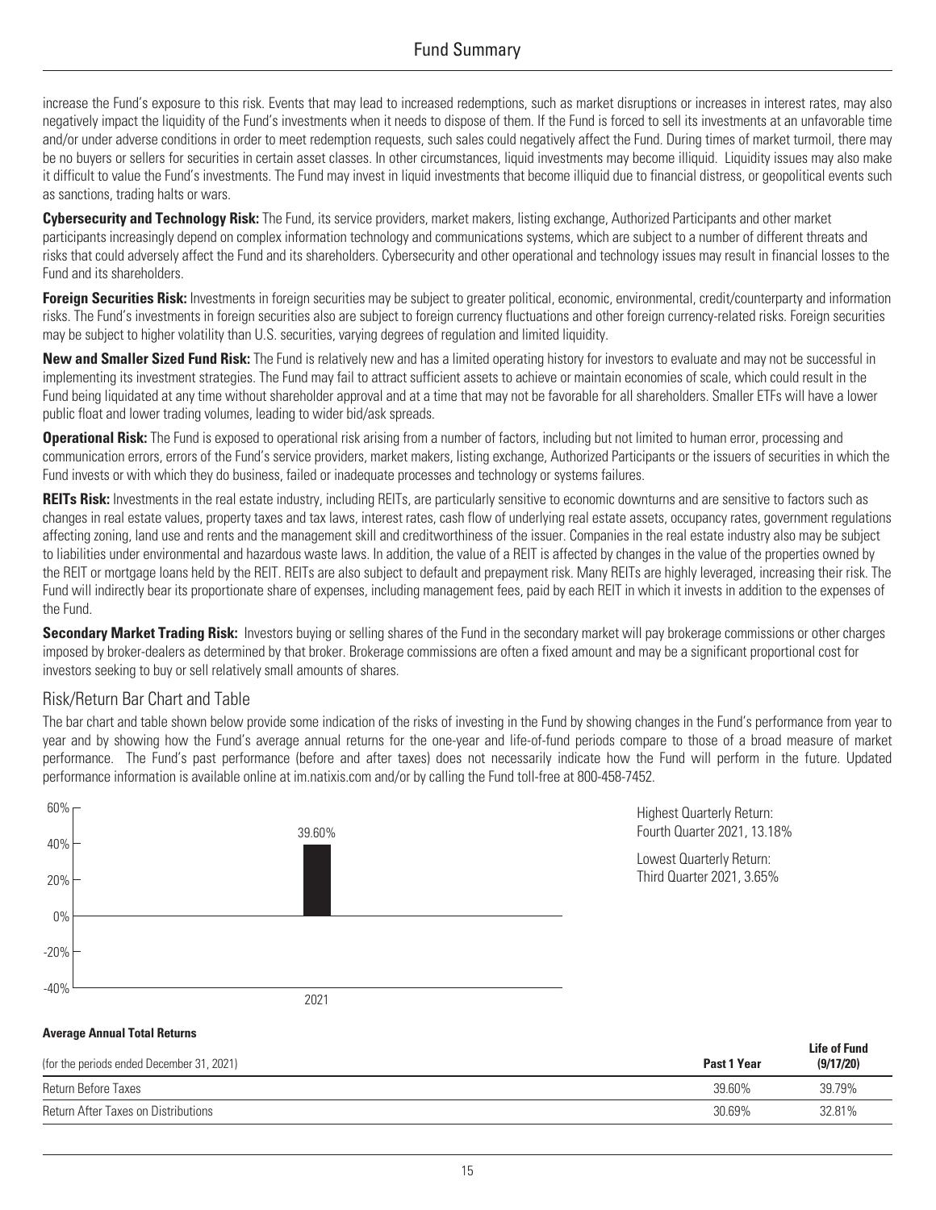increase the Fund's exposure to this risk. Events that may lead to increased redemptions, such as market disruptions or increases in interest rates, may also negatively impact the liquidity of the Fund's investments when it needs to dispose of them. If the Fund is forced to sell its investments at an unfavorable time and/or under adverse conditions in order to meet redemption requests, such sales could negatively affect the Fund. During times of market turmoil, there may be no buyers or sellers for securities in certain asset classes. In other circumstances, liquid investments may become illiquid. Liquidity issues may also make it difficult to value the Fund's investments. The Fund may invest in liquid investments that become illiquid due to financial distress, or geopolitical events such as sanctions, trading halts or wars.

**Cybersecurity and Technology Risk:** The Fund, its service providers, market makers, listing exchange, Authorized Participants and other market participants increasingly depend on complex information technology and communications systems, which are subject to a number of different threats and risks that could adversely affect the Fund and its shareholders. Cybersecurity and other operational and technology issues may result in financial losses to the Fund and its shareholders.

**Foreign Securities Risk:** Investments in foreign securities may be subject to greater political, economic, environmental, credit/counterparty and information risks. The Fund's investments in foreign securities also are subject to foreign currency fluctuations and other foreign currency-related risks. Foreign securities may be subject to higher volatility than U.S. securities, varying degrees of regulation and limited liquidity.

**New and Smaller Sized Fund Risk:** The Fund is relatively new and has a limited operating history for investors to evaluate and may not be successful in implementing its investment strategies. The Fund may fail to attract sufficient assets to achieve or maintain economies of scale, which could result in the Fund being liquidated at any time without shareholder approval and at a time that may not be favorable for all shareholders. Smaller ETFs will have a lower public float and lower trading volumes, leading to wider bid/ask spreads.

**Operational Risk:** The Fund is exposed to operational risk arising from a number of factors, including but not limited to human error, processing and communication errors, errors of the Fund's service providers, market makers, listing exchange, Authorized Participants or the issuers of securities in which the Fund invests or with which they do business, failed or inadequate processes and technology or systems failures.

**REITs Risk:** Investments in the real estate industry, including REITs, are particularly sensitive to economic downturns and are sensitive to factors such as changes in real estate values, property taxes and tax laws, interest rates, cash flow of underlying real estate assets, occupancy rates, government regulations affecting zoning, land use and rents and the management skill and creditworthiness of the issuer. Companies in the real estate industry also may be subject to liabilities under environmental and hazardous waste laws. In addition, the value of a REIT is affected by changes in the value of the properties owned by the REIT or mortgage loans held by the REIT. REITs are also subject to default and prepayment risk. Many REITs are highly leveraged, increasing their risk. The Fund will indirectly bear its proportionate share of expenses, including management fees, paid by each REIT in which it invests in addition to the expenses of the Fund.

**Secondary Market Trading Risk:** Investors buying or selling shares of the Fund in the secondary market will pay brokerage commissions or other charges imposed by broker-dealers as determined by that broker. Brokerage commissions are often a fixed amount and may be a significant proportional cost for investors seeking to buy or sell relatively small amounts of shares.

## Risk/Return Bar Chart and Table

The bar chart and table shown below provide some indication of the risks of investing in the Fund by showing changes in the Fund's performance from year to year and by showing how the Fund's average annual returns for the one-year and life-of-fund periods compare to those of a broad measure of market performance. The Fund's past performance (before and after taxes) does not necessarily indicate how the Fund will perform in the future. Updated performance information is available online at im.natixis.com and/or by calling the Fund toll-free at 800-458-7452.

| Year | Return |
|---|---|
| 2021 | 39.60% |

Highest Quarterly Return: Fourth Quarter 2021, 13.18%

Lowest Quarterly Return: Third Quarter 2021, 3.65%

**Average Annual Total Returns**

| (for the periods ended December 31, 2021) | Past 1 Year | Life of Fund (9/17/20) |
|---|---|---|
| Return Before Taxes | 39.60% | 39.79% |
| Return After Taxes on Distributions | 30.69% | 32.81% |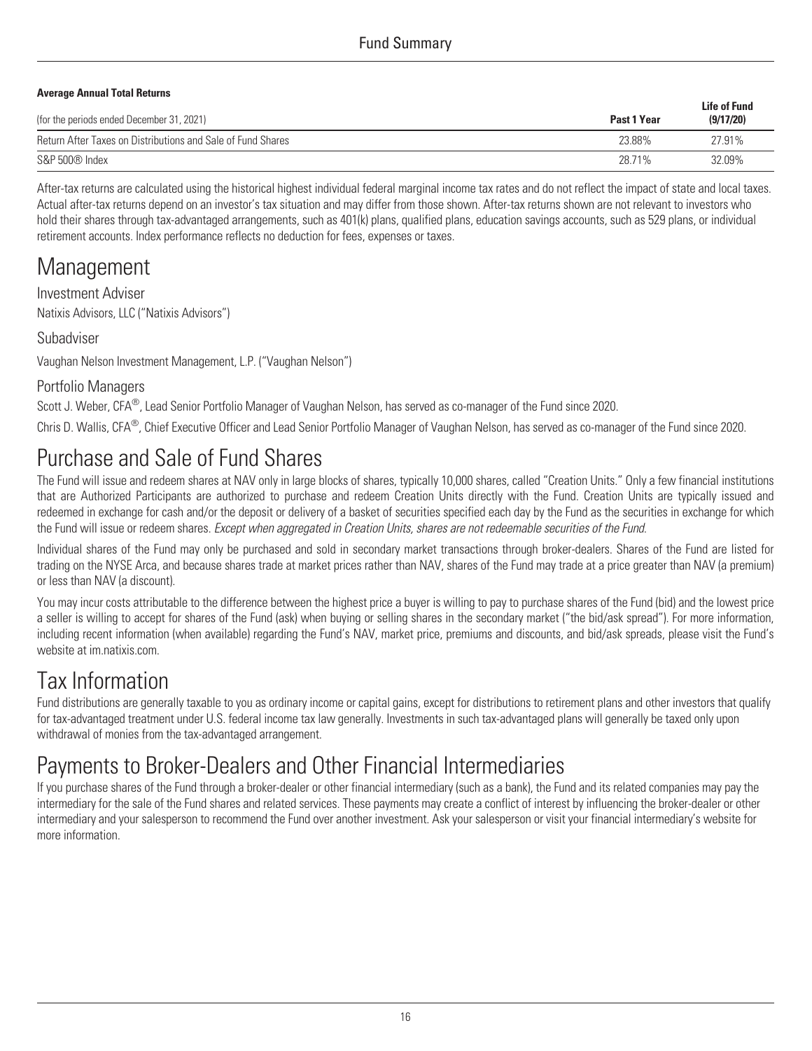**Average Annual Total Returns**

| (for the periods ended December 31, 2021) | Past 1 Year | Life of Fund (9/17/20) |
| --- | --- | --- |
| Return After Taxes on Distributions and Sale of Fund Shares | 23.88% | 27.91% |
| S&P 500® Index | 28.71% | 32.09% |

After-tax returns are calculated using the historical highest individual federal marginal income tax rates and do not reflect the impact of state and local taxes. Actual after-tax returns depend on an investor's tax situation and may differ from those shown. After-tax returns shown are not relevant to investors who hold their shares through tax-advantaged arrangements, such as 401(k) plans, qualified plans, education savings accounts, such as 529 plans, or individual retirement accounts. Index performance reflects no deduction for fees, expenses or taxes.

# Management

## Investment Adviser

Natixis Advisors, LLC ("Natixis Advisors")

## Subadviser

Vaughan Nelson Investment Management, L.P. ("Vaughan Nelson")

## Portfolio Managers

Scott J. Weber, CFA®, Lead Senior Portfolio Manager of Vaughan Nelson, has served as co-manager of the Fund since 2020.

Chris D. Wallis, CFA®, Chief Executive Officer and Lead Senior Portfolio Manager of Vaughan Nelson, has served as co-manager of the Fund since 2020.

# Purchase and Sale of Fund Shares

The Fund will issue and redeem shares at NAV only in large blocks of shares, typically 10,000 shares, called "Creation Units." Only a few financial institutions that are Authorized Participants are authorized to purchase and redeem Creation Units directly with the Fund. Creation Units are typically issued and redeemed in exchange for cash and/or the deposit or delivery of a basket of securities specified each day by the Fund as the securities in exchange for which the Fund will issue or redeem shares. *Except when aggregated in Creation Units, shares are not redeemable securities of the Fund.*

Individual shares of the Fund may only be purchased and sold in secondary market transactions through broker-dealers. Shares of the Fund are listed for trading on the NYSE Arca, and because shares trade at market prices rather than NAV, shares of the Fund may trade at a price greater than NAV (a premium) or less than NAV (a discount).

You may incur costs attributable to the difference between the highest price a buyer is willing to pay to purchase shares of the Fund (bid) and the lowest price a seller is willing to accept for shares of the Fund (ask) when buying or selling shares in the secondary market ("the bid/ask spread"). For more information, including recent information (when available) regarding the Fund's NAV, market price, premiums and discounts, and bid/ask spreads, please visit the Fund's website at im.natixis.com.

# Tax Information

Fund distributions are generally taxable to you as ordinary income or capital gains, except for distributions to retirement plans and other investors that qualify for tax-advantaged treatment under U.S. federal income tax law generally. Investments in such tax-advantaged plans will generally be taxed only upon withdrawal of monies from the tax-advantaged arrangement.

# Payments to Broker-Dealers and Other Financial Intermediaries

If you purchase shares of the Fund through a broker-dealer or other financial intermediary (such as a bank), the Fund and its related companies may pay the intermediary for the sale of the Fund shares and related services. These payments may create a conflict of interest by influencing the broker-dealer or other intermediary and your salesperson to recommend the Fund over another investment. Ask your salesperson or visit your financial intermediary's website for more information.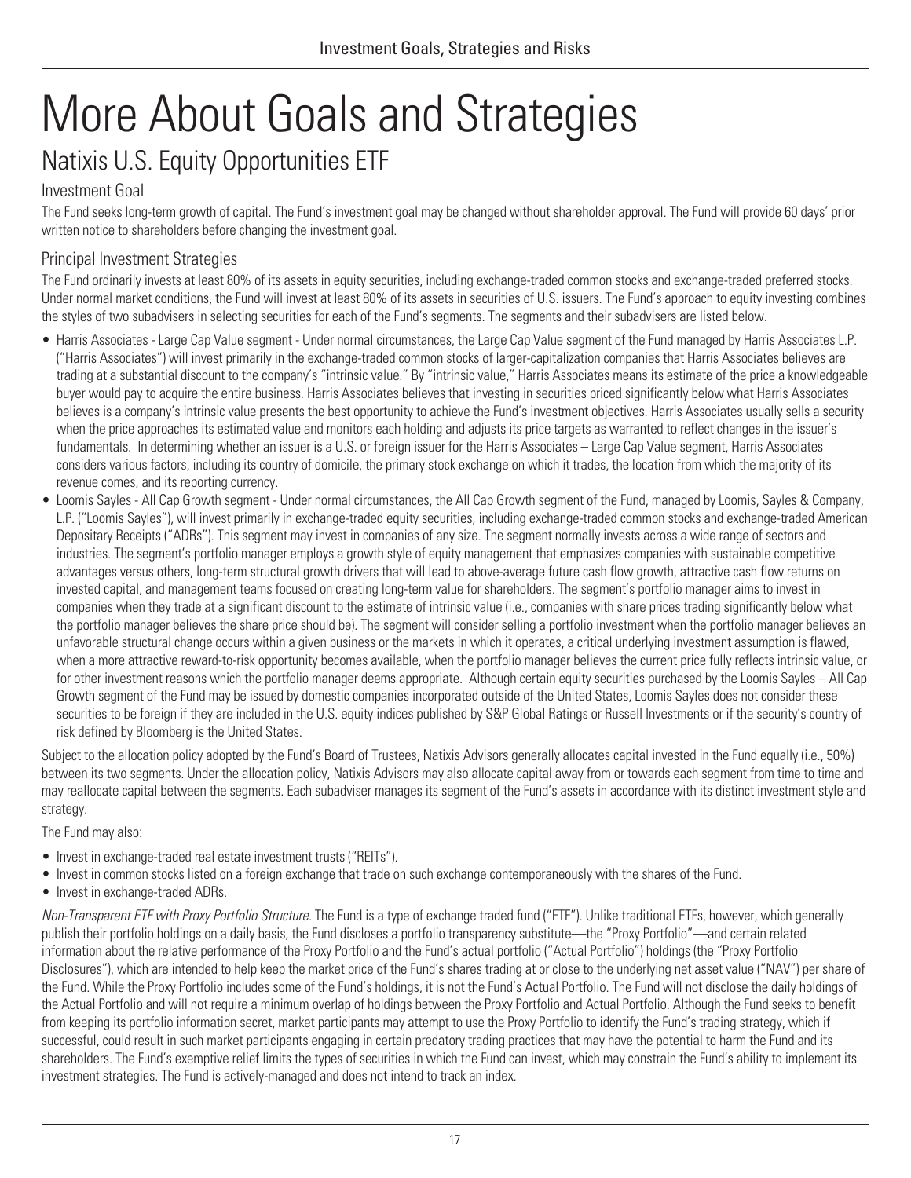# More About Goals and Strategies

## Natixis U.S. Equity Opportunities ETF

### Investment Goal

The Fund seeks long-term growth of capital. The Fund's investment goal may be changed without shareholder approval. The Fund will provide 60 days' prior written notice to shareholders before changing the investment goal.

### Principal Investment Strategies

The Fund ordinarily invests at least 80% of its assets in equity securities, including exchange-traded common stocks and exchange-traded preferred stocks. Under normal market conditions, the Fund will invest at least 80% of its assets in securities of U.S. issuers. The Fund's approach to equity investing combines the styles of two subadvisers in selecting securities for each of the Fund's segments. The segments and their subadvisers are listed below.

- Harris Associates - Large Cap Value segment - Under normal circumstances, the Large Cap Value segment of the Fund managed by Harris Associates L.P. ("Harris Associates") will invest primarily in the exchange-traded common stocks of larger-capitalization companies that Harris Associates believes are trading at a substantial discount to the company's "intrinsic value." By "intrinsic value," Harris Associates means its estimate of the price a knowledgeable buyer would pay to acquire the entire business. Harris Associates believes that investing in securities priced significantly below what Harris Associates believes is a company's intrinsic value presents the best opportunity to achieve the Fund's investment objectives. Harris Associates usually sells a security when the price approaches its estimated value and monitors each holding and adjusts its price targets as warranted to reflect changes in the issuer's fundamentals. In determining whether an issuer is a U.S. or foreign issuer for the Harris Associates – Large Cap Value segment, Harris Associates considers various factors, including its country of domicile, the primary stock exchange on which it trades, the location from which the majority of its revenue comes, and its reporting currency.
- Loomis Sayles - All Cap Growth segment - Under normal circumstances, the All Cap Growth segment of the Fund, managed by Loomis, Sayles & Company, L.P. ("Loomis Sayles"), will invest primarily in exchange-traded equity securities, including exchange-traded common stocks and exchange-traded American Depositary Receipts ("ADRs"). This segment may invest in companies of any size. The segment normally invests across a wide range of sectors and industries. The segment's portfolio manager employs a growth style of equity management that emphasizes companies with sustainable competitive advantages versus others, long-term structural growth drivers that will lead to above-average future cash flow growth, attractive cash flow returns on invested capital, and management teams focused on creating long-term value for shareholders. The segment's portfolio manager aims to invest in companies when they trade at a significant discount to the estimate of intrinsic value (i.e., companies with share prices trading significantly below what the portfolio manager believes the share price should be). The segment will consider selling a portfolio investment when the portfolio manager believes an unfavorable structural change occurs within a given business or the markets in which it operates, a critical underlying investment assumption is flawed, when a more attractive reward-to-risk opportunity becomes available, when the portfolio manager believes the current price fully reflects intrinsic value, or for other investment reasons which the portfolio manager deems appropriate. Although certain equity securities purchased by the Loomis Sayles – All Cap Growth segment of the Fund may be issued by domestic companies incorporated outside of the United States, Loomis Sayles does not consider these securities to be foreign if they are included in the U.S. equity indices published by S&P Global Ratings or Russell Investments or if the security's country of risk defined by Bloomberg is the United States.

Subject to the allocation policy adopted by the Fund's Board of Trustees, Natixis Advisors generally allocates capital invested in the Fund equally (i.e., 50%) between its two segments. Under the allocation policy, Natixis Advisors may also allocate capital away from or towards each segment from time to time and may reallocate capital between the segments. Each subadviser manages its segment of the Fund's assets in accordance with its distinct investment style and strategy.

The Fund may also:

- Invest in exchange-traded real estate investment trusts ("REITs").
- Invest in common stocks listed on a foreign exchange that trade on such exchange contemporaneously with the shares of the Fund.
- Invest in exchange-traded ADRs.

*Non-Transparent ETF with Proxy Portfolio Structure.* The Fund is a type of exchange traded fund ("ETF"). Unlike traditional ETFs, however, which generally publish their portfolio holdings on a daily basis, the Fund discloses a portfolio transparency substitute—the "Proxy Portfolio"—and certain related information about the relative performance of the Proxy Portfolio and the Fund's actual portfolio ("Actual Portfolio") holdings (the "Proxy Portfolio Disclosures"), which are intended to help keep the market price of the Fund's shares trading at or close to the underlying net asset value ("NAV") per share of the Fund. While the Proxy Portfolio includes some of the Fund's holdings, it is not the Fund's Actual Portfolio. The Fund will not disclose the daily holdings of the Actual Portfolio and will not require a minimum overlap of holdings between the Proxy Portfolio and Actual Portfolio. Although the Fund seeks to benefit from keeping its portfolio information secret, market participants may attempt to use the Proxy Portfolio to identify the Fund's trading strategy, which if successful, could result in such market participants engaging in certain predatory trading practices that may have the potential to harm the Fund and its shareholders. The Fund's exemptive relief limits the types of securities in which the Fund can invest, which may constrain the Fund's ability to implement its investment strategies. The Fund is actively-managed and does not intend to track an index.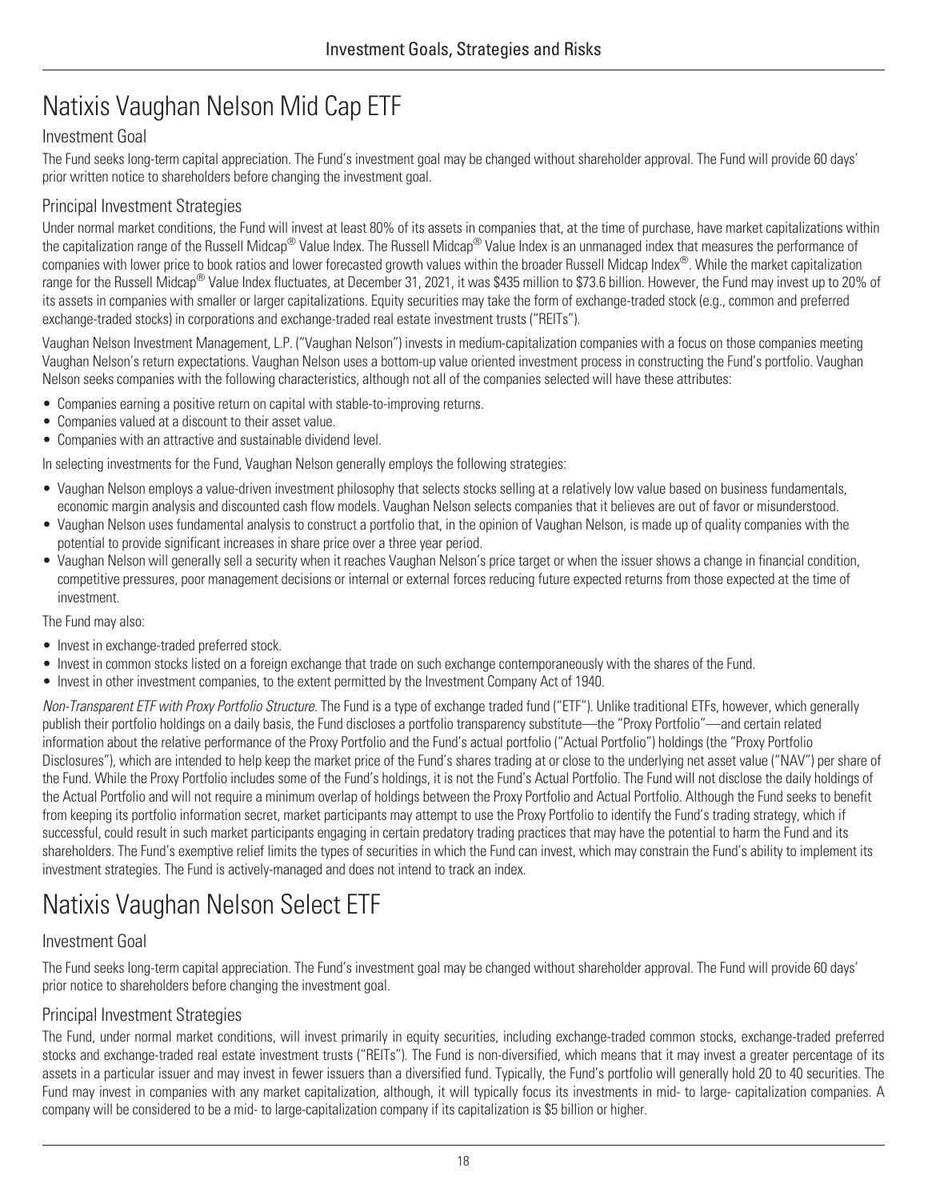# Natixis Vaughan Nelson Mid Cap ETF

## Investment Goal

The Fund seeks long-term capital appreciation. The Fund's investment goal may be changed without shareholder approval. The Fund will provide 60 days' prior written notice to shareholders before changing the investment goal.

## Principal Investment Strategies

Under normal market conditions, the Fund will invest at least 80% of its assets in companies that, at the time of purchase, have market capitalizations within the capitalization range of the Russell Midcap® Value Index. The Russell Midcap® Value Index is an unmanaged index that measures the performance of companies with lower price to book ratios and lower forecasted growth values within the broader Russell Midcap Index®. While the market capitalization range for the Russell Midcap® Value Index fluctuates, at December 31, 2021, it was $435 million to $73.6 billion. However, the Fund may invest up to 20% of its assets in companies with smaller or larger capitalizations. Equity securities may take the form of exchange-traded stock (e.g., common and preferred exchange-traded stocks) in corporations and exchange-traded real estate investment trusts ("REITs").

Vaughan Nelson Investment Management, L.P. ("Vaughan Nelson") invests in medium-capitalization companies with a focus on those companies meeting Vaughan Nelson's return expectations. Vaughan Nelson uses a bottom-up value oriented investment process in constructing the Fund's portfolio. Vaughan Nelson seeks companies with the following characteristics, although not all of the companies selected will have these attributes:

- Companies earning a positive return on capital with stable-to-improving returns.
- Companies valued at a discount to their asset value.
- Companies with an attractive and sustainable dividend level.

In selecting investments for the Fund, Vaughan Nelson generally employs the following strategies:

- Vaughan Nelson employs a value-driven investment philosophy that selects stocks selling at a relatively low value based on business fundamentals, economic margin analysis and discounted cash flow models. Vaughan Nelson selects companies that it believes are out of favor or misunderstood.
- Vaughan Nelson uses fundamental analysis to construct a portfolio that, in the opinion of Vaughan Nelson, is made up of quality companies with the potential to provide significant increases in share price over a three year period.
- Vaughan Nelson will generally sell a security when it reaches Vaughan Nelson's price target or when the issuer shows a change in financial condition, competitive pressures, poor management decisions or internal or external forces reducing future expected returns from those expected at the time of investment.

The Fund may also:

- Invest in exchange-traded preferred stock.
- Invest in common stocks listed on a foreign exchange that trade on such exchange contemporaneously with the shares of the Fund.
- Invest in other investment companies, to the extent permitted by the Investment Company Act of 1940.

*Non-Transparent ETF with Proxy Portfolio Structure.* The Fund is a type of exchange traded fund ("ETF"). Unlike traditional ETFs, however, which generally publish their portfolio holdings on a daily basis, the Fund discloses a portfolio transparency substitute—the "Proxy Portfolio"—and certain related information about the relative performance of the Proxy Portfolio and the Fund's actual portfolio ("Actual Portfolio") holdings (the "Proxy Portfolio Disclosures"), which are intended to help keep the market price of the Fund's shares trading at or close to the underlying net asset value ("NAV") per share of the Fund. While the Proxy Portfolio includes some of the Fund's holdings, it is not the Fund's Actual Portfolio. The Fund will not disclose the daily holdings of the Actual Portfolio and will not require a minimum overlap of holdings between the Proxy Portfolio and Actual Portfolio. Although the Fund seeks to benefit from keeping its portfolio information secret, market participants may attempt to use the Proxy Portfolio to identify the Fund's trading strategy, which if successful, could result in such market participants engaging in certain predatory trading practices that may have the potential to harm the Fund and its shareholders. The Fund's exemptive relief limits the types of securities in which the Fund can invest, which may constrain the Fund's ability to implement its investment strategies. The Fund is actively-managed and does not intend to track an index.

# Natixis Vaughan Nelson Select ETF

## Investment Goal

The Fund seeks long-term capital appreciation. The Fund's investment goal may be changed without shareholder approval. The Fund will provide 60 days' prior notice to shareholders before changing the investment goal.

## Principal Investment Strategies

The Fund, under normal market conditions, will invest primarily in equity securities, including exchange-traded common stocks, exchange-traded preferred stocks and exchange-traded real estate investment trusts ("REITs"). The Fund is non-diversified, which means that it may invest a greater percentage of its assets in a particular issuer and may invest in fewer issuers than a diversified fund. Typically, the Fund's portfolio will generally hold 20 to 40 securities. The Fund may invest in companies with any market capitalization, although, it will typically focus its investments in mid- to large- capitalization companies. A company will be considered to be a mid- to large-capitalization company if its capitalization is $5 billion or higher.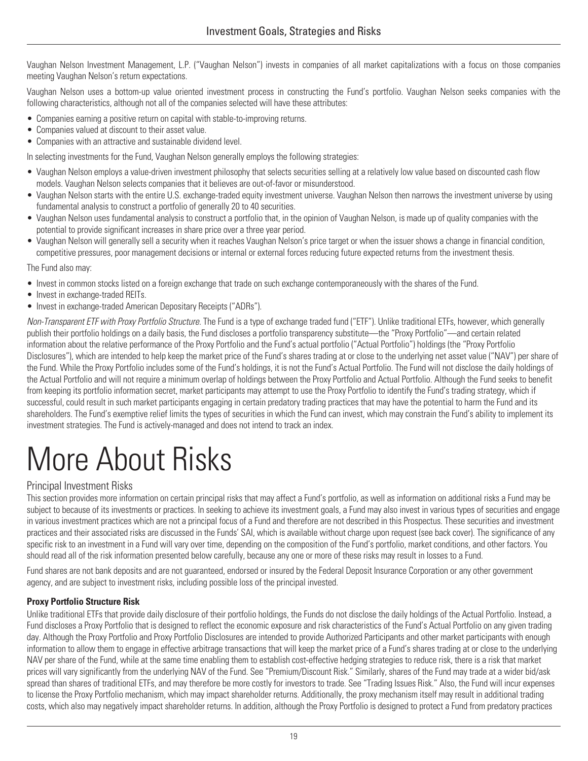Vaughan Nelson Investment Management, L.P. ("Vaughan Nelson") invests in companies of all market capitalizations with a focus on those companies meeting Vaughan Nelson's return expectations.

Vaughan Nelson uses a bottom-up value oriented investment process in constructing the Fund's portfolio. Vaughan Nelson seeks companies with the following characteristics, although not all of the companies selected will have these attributes:

- Companies earning a positive return on capital with stable-to-improving returns.
- Companies valued at discount to their asset value.
- Companies with an attractive and sustainable dividend level.

In selecting investments for the Fund, Vaughan Nelson generally employs the following strategies:

- Vaughan Nelson employs a value-driven investment philosophy that selects securities selling at a relatively low value based on discounted cash flow models. Vaughan Nelson selects companies that it believes are out-of-favor or misunderstood.
- Vaughan Nelson starts with the entire U.S. exchange-traded equity investment universe. Vaughan Nelson then narrows the investment universe by using fundamental analysis to construct a portfolio of generally 20 to 40 securities.
- Vaughan Nelson uses fundamental analysis to construct a portfolio that, in the opinion of Vaughan Nelson, is made up of quality companies with the potential to provide significant increases in share price over a three year period.
- Vaughan Nelson will generally sell a security when it reaches Vaughan Nelson's price target or when the issuer shows a change in financial condition, competitive pressures, poor management decisions or internal or external forces reducing future expected returns from the investment thesis.

The Fund also may:

- Invest in common stocks listed on a foreign exchange that trade on such exchange contemporaneously with the shares of the Fund.
- Invest in exchange-traded REITs.
- Invest in exchange-traded American Depositary Receipts ("ADRs").

*Non-Transparent ETF with Proxy Portfolio Structure.* The Fund is a type of exchange traded fund ("ETF"). Unlike traditional ETFs, however, which generally publish their portfolio holdings on a daily basis, the Fund discloses a portfolio transparency substitute—the "Proxy Portfolio"—and certain related information about the relative performance of the Proxy Portfolio and the Fund's actual portfolio ("Actual Portfolio") holdings (the "Proxy Portfolio Disclosures"), which are intended to help keep the market price of the Fund's shares trading at or close to the underlying net asset value ("NAV") per share of the Fund. While the Proxy Portfolio includes some of the Fund's holdings, it is not the Fund's Actual Portfolio. The Fund will not disclose the daily holdings of the Actual Portfolio and will not require a minimum overlap of holdings between the Proxy Portfolio and Actual Portfolio. Although the Fund seeks to benefit from keeping its portfolio information secret, market participants may attempt to use the Proxy Portfolio to identify the Fund's trading strategy, which if successful, could result in such market participants engaging in certain predatory trading practices that may have the potential to harm the Fund and its shareholders. The Fund's exemptive relief limits the types of securities in which the Fund can invest, which may constrain the Fund's ability to implement its investment strategies. The Fund is actively-managed and does not intend to track an index.

# More About Risks

## Principal Investment Risks

This section provides more information on certain principal risks that may affect a Fund's portfolio, as well as information on additional risks a Fund may be subject to because of its investments or practices. In seeking to achieve its investment goals, a Fund may also invest in various types of securities and engage in various investment practices which are not a principal focus of a Fund and therefore are not described in this Prospectus. These securities and investment practices and their associated risks are discussed in the Funds' SAI, which is available without charge upon request (see back cover). The significance of any specific risk to an investment in a Fund will vary over time, depending on the composition of the Fund's portfolio, market conditions, and other factors. You should read all of the risk information presented below carefully, because any one or more of these risks may result in losses to a Fund.

Fund shares are not bank deposits and are not guaranteed, endorsed or insured by the Federal Deposit Insurance Corporation or any other government agency, and are subject to investment risks, including possible loss of the principal invested.

**Proxy Portfolio Structure Risk**

Unlike traditional ETFs that provide daily disclosure of their portfolio holdings, the Funds do not disclose the daily holdings of the Actual Portfolio. Instead, a Fund discloses a Proxy Portfolio that is designed to reflect the economic exposure and risk characteristics of the Fund's Actual Portfolio on any given trading day. Although the Proxy Portfolio and Proxy Portfolio Disclosures are intended to provide Authorized Participants and other market participants with enough information to allow them to engage in effective arbitrage transactions that will keep the market price of a Fund's shares trading at or close to the underlying NAV per share of the Fund, while at the same time enabling them to establish cost-effective hedging strategies to reduce risk, there is a risk that market prices will vary significantly from the underlying NAV of the Fund. See "Premium/Discount Risk." Similarly, shares of the Fund may trade at a wider bid/ask spread than shares of traditional ETFs, and may therefore be more costly for investors to trade. See "Trading Issues Risk." Also, the Fund will incur expenses to license the Proxy Portfolio mechanism, which may impact shareholder returns. Additionally, the proxy mechanism itself may result in additional trading costs, which also may negatively impact shareholder returns. In addition, although the Proxy Portfolio is designed to protect a Fund from predatory practices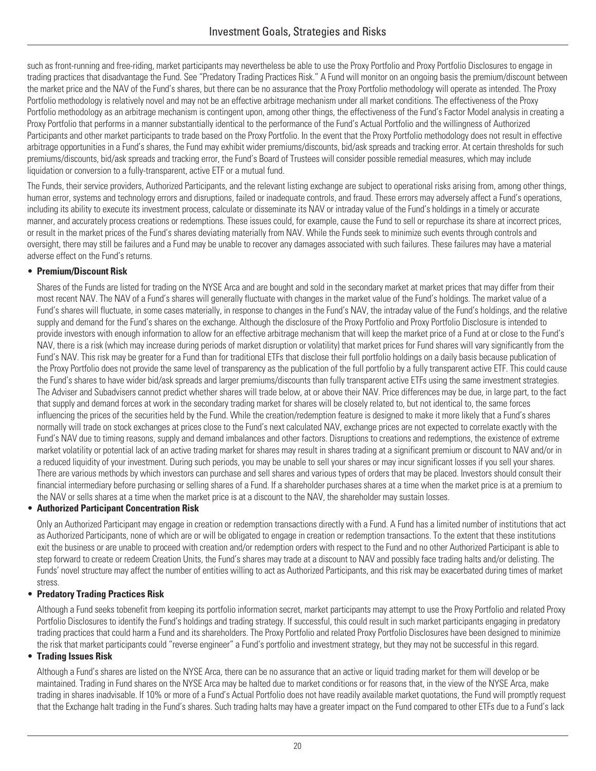such as front-running and free-riding, market participants may nevertheless be able to use the Proxy Portfolio and Proxy Portfolio Disclosures to engage in trading practices that disadvantage the Fund. See "Predatory Trading Practices Risk." A Fund will monitor on an ongoing basis the premium/discount between the market price and the NAV of the Fund's shares, but there can be no assurance that the Proxy Portfolio methodology will operate as intended. The Proxy Portfolio methodology is relatively novel and may not be an effective arbitrage mechanism under all market conditions. The effectiveness of the Proxy Portfolio methodology as an arbitrage mechanism is contingent upon, among other things, the effectiveness of the Fund's Factor Model analysis in creating a Proxy Portfolio that performs in a manner substantially identical to the performance of the Fund's Actual Portfolio and the willingness of Authorized Participants and other market participants to trade based on the Proxy Portfolio. In the event that the Proxy Portfolio methodology does not result in effective arbitrage opportunities in a Fund's shares, the Fund may exhibit wider premiums/discounts, bid/ask spreads and tracking error. At certain thresholds for such premiums/discounts, bid/ask spreads and tracking error, the Fund's Board of Trustees will consider possible remedial measures, which may include liquidation or conversion to a fully-transparent, active ETF or a mutual fund.

The Funds, their service providers, Authorized Participants, and the relevant listing exchange are subject to operational risks arising from, among other things, human error, systems and technology errors and disruptions, failed or inadequate controls, and fraud. These errors may adversely affect a Fund's operations, including its ability to execute its investment process, calculate or disseminate its NAV or intraday value of the Fund's holdings in a timely or accurate manner, and accurately process creations or redemptions. These issues could, for example, cause the Fund to sell or repurchase its share at incorrect prices, or result in the market prices of the Fund's shares deviating materially from NAV. While the Funds seek to minimize such events through controls and oversight, there may still be failures and a Fund may be unable to recover any damages associated with such failures. These failures may have a material adverse effect on the Fund's returns.

- **Premium/Discount Risk**

  Shares of the Funds are listed for trading on the NYSE Arca and are bought and sold in the secondary market at market prices that may differ from their most recent NAV. The NAV of a Fund's shares will generally fluctuate with changes in the market value of the Fund's holdings. The market value of a Fund's shares will fluctuate, in some cases materially, in response to changes in the Fund's NAV, the intraday value of the Fund's holdings, and the relative supply and demand for the Fund's shares on the exchange. Although the disclosure of the Proxy Portfolio and Proxy Portfolio Disclosure is intended to provide investors with enough information to allow for an effective arbitrage mechanism that will keep the market price of a Fund at or close to the Fund's NAV, there is a risk (which may increase during periods of market disruption or volatility) that market prices for Fund shares will vary significantly from the Fund's NAV. This risk may be greater for a Fund than for traditional ETFs that disclose their full portfolio holdings on a daily basis because publication of the Proxy Portfolio does not provide the same level of transparency as the publication of the full portfolio by a fully transparent active ETF. This could cause the Fund's shares to have wider bid/ask spreads and larger premiums/discounts than fully transparent active ETFs using the same investment strategies. The Adviser and Subadvisers cannot predict whether shares will trade below, at or above their NAV. Price differences may be due, in large part, to the fact that supply and demand forces at work in the secondary trading market for shares will be closely related to, but not identical to, the same forces influencing the prices of the securities held by the Fund. While the creation/redemption feature is designed to make it more likely that a Fund's shares normally will trade on stock exchanges at prices close to the Fund's next calculated NAV, exchange prices are not expected to correlate exactly with the Fund's NAV due to timing reasons, supply and demand imbalances and other factors. Disruptions to creations and redemptions, the existence of extreme market volatility or potential lack of an active trading market for shares may result in shares trading at a significant premium or discount to NAV and/or in a reduced liquidity of your investment. During such periods, you may be unable to sell your shares or may incur significant losses if you sell your shares. There are various methods by which investors can purchase and sell shares and various types of orders that may be placed. Investors should consult their financial intermediary before purchasing or selling shares of a Fund. If a shareholder purchases shares at a time when the market price is at a premium to the NAV or sells shares at a time when the market price is at a discount to the NAV, the shareholder may sustain losses.

- **Authorized Participant Concentration Risk**

  Only an Authorized Participant may engage in creation or redemption transactions directly with a Fund. A Fund has a limited number of institutions that act as Authorized Participants, none of which are or will be obligated to engage in creation or redemption transactions. To the extent that these institutions exit the business or are unable to proceed with creation and/or redemption orders with respect to the Fund and no other Authorized Participant is able to step forward to create or redeem Creation Units, the Fund's shares may trade at a discount to NAV and possibly face trading halts and/or delisting. The Funds' novel structure may affect the number of entities willing to act as Authorized Participants, and this risk may be exacerbated during times of market stress.

- **Predatory Trading Practices Risk**

  Although a Fund seeks tobenefit from keeping its portfolio information secret, market participants may attempt to use the Proxy Portfolio and related Proxy Portfolio Disclosures to identify the Fund's holdings and trading strategy. If successful, this could result in such market participants engaging in predatory trading practices that could harm a Fund and its shareholders. The Proxy Portfolio and related Proxy Portfolio Disclosures have been designed to minimize the risk that market participants could "reverse engineer" a Fund's portfolio and investment strategy, but they may not be successful in this regard.

- **Trading Issues Risk**

  Although a Fund's shares are listed on the NYSE Arca, there can be no assurance that an active or liquid trading market for them will develop or be maintained. Trading in Fund shares on the NYSE Arca may be halted due to market conditions or for reasons that, in the view of the NYSE Arca, make trading in shares inadvisable. If 10% or more of a Fund's Actual Portfolio does not have readily available market quotations, the Fund will promptly request that the Exchange halt trading in the Fund's shares. Such trading halts may have a greater impact on the Fund compared to other ETFs due to a Fund's lack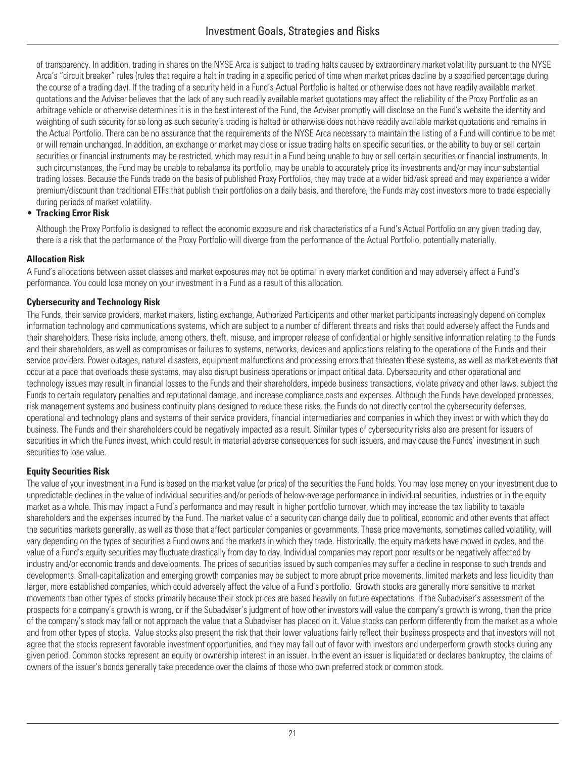of transparency. In addition, trading in shares on the NYSE Arca is subject to trading halts caused by extraordinary market volatility pursuant to the NYSE Arca's "circuit breaker" rules (rules that require a halt in trading in a specific period of time when market prices decline by a specified percentage during the course of a trading day). If the trading of a security held in a Fund's Actual Portfolio is halted or otherwise does not have readily available market quotations and the Adviser believes that the lack of any such readily available market quotations may affect the reliability of the Proxy Portfolio as an arbitrage vehicle or otherwise determines it is in the best interest of the Fund, the Adviser promptly will disclose on the Fund's website the identity and weighting of such security for so long as such security's trading is halted or otherwise does not have readily available market quotations and remains in the Actual Portfolio. There can be no assurance that the requirements of the NYSE Arca necessary to maintain the listing of a Fund will continue to be met or will remain unchanged. In addition, an exchange or market may close or issue trading halts on specific securities, or the ability to buy or sell certain securities or financial instruments may be restricted, which may result in a Fund being unable to buy or sell certain securities or financial instruments. In such circumstances, the Fund may be unable to rebalance its portfolio, may be unable to accurately price its investments and/or may incur substantial trading losses. Because the Funds trade on the basis of published Proxy Portfolios, they may trade at a wider bid/ask spread and may experience a wider premium/discount than traditional ETFs that publish their portfolios on a daily basis, and therefore, the Funds may cost investors more to trade especially during periods of market volatility.

- **Tracking Error Risk**

  Although the Proxy Portfolio is designed to reflect the economic exposure and risk characteristics of a Fund's Actual Portfolio on any given trading day, there is a risk that the performance of the Proxy Portfolio will diverge from the performance of the Actual Portfolio, potentially materially.

**Allocation Risk**

A Fund's allocations between asset classes and market exposures may not be optimal in every market condition and may adversely affect a Fund's performance. You could lose money on your investment in a Fund as a result of this allocation.

**Cybersecurity and Technology Risk**

The Funds, their service providers, market makers, listing exchange, Authorized Participants and other market participants increasingly depend on complex information technology and communications systems, which are subject to a number of different threats and risks that could adversely affect the Funds and their shareholders. These risks include, among others, theft, misuse, and improper release of confidential or highly sensitive information relating to the Funds and their shareholders, as well as compromises or failures to systems, networks, devices and applications relating to the operations of the Funds and their service providers. Power outages, natural disasters, equipment malfunctions and processing errors that threaten these systems, as well as market events that occur at a pace that overloads these systems, may also disrupt business operations or impact critical data. Cybersecurity and other operational and technology issues may result in financial losses to the Funds and their shareholders, impede business transactions, violate privacy and other laws, subject the Funds to certain regulatory penalties and reputational damage, and increase compliance costs and expenses. Although the Funds have developed processes, risk management systems and business continuity plans designed to reduce these risks, the Funds do not directly control the cybersecurity defenses, operational and technology plans and systems of their service providers, financial intermediaries and companies in which they invest or with which they do business. The Funds and their shareholders could be negatively impacted as a result. Similar types of cybersecurity risks also are present for issuers of securities in which the Funds invest, which could result in material adverse consequences for such issuers, and may cause the Funds' investment in such securities to lose value.

**Equity Securities Risk**

The value of your investment in a Fund is based on the market value (or price) of the securities the Fund holds. You may lose money on your investment due to unpredictable declines in the value of individual securities and/or periods of below-average performance in individual securities, industries or in the equity market as a whole. This may impact a Fund's performance and may result in higher portfolio turnover, which may increase the tax liability to taxable shareholders and the expenses incurred by the Fund. The market value of a security can change daily due to political, economic and other events that affect the securities markets generally, as well as those that affect particular companies or governments. These price movements, sometimes called volatility, will vary depending on the types of securities a Fund owns and the markets in which they trade. Historically, the equity markets have moved in cycles, and the value of a Fund's equity securities may fluctuate drastically from day to day. Individual companies may report poor results or be negatively affected by industry and/or economic trends and developments. The prices of securities issued by such companies may suffer a decline in response to such trends and developments. Small-capitalization and emerging growth companies may be subject to more abrupt price movements, limited markets and less liquidity than larger, more established companies, which could adversely affect the value of a Fund's portfolio. Growth stocks are generally more sensitive to market movements than other types of stocks primarily because their stock prices are based heavily on future expectations. If the Subadviser's assessment of the prospects for a company's growth is wrong, or if the Subadviser's judgment of how other investors will value the company's growth is wrong, then the price of the company's stock may fall or not approach the value that a Subadviser has placed on it. Value stocks can perform differently from the market as a whole and from other types of stocks. Value stocks also present the risk that their lower valuations fairly reflect their business prospects and that investors will not agree that the stocks represent favorable investment opportunities, and they may fall out of favor with investors and underperform growth stocks during any given period. Common stocks represent an equity or ownership interest in an issuer. In the event an issuer is liquidated or declares bankruptcy, the claims of owners of the issuer's bonds generally take precedence over the claims of those who own preferred stock or common stock.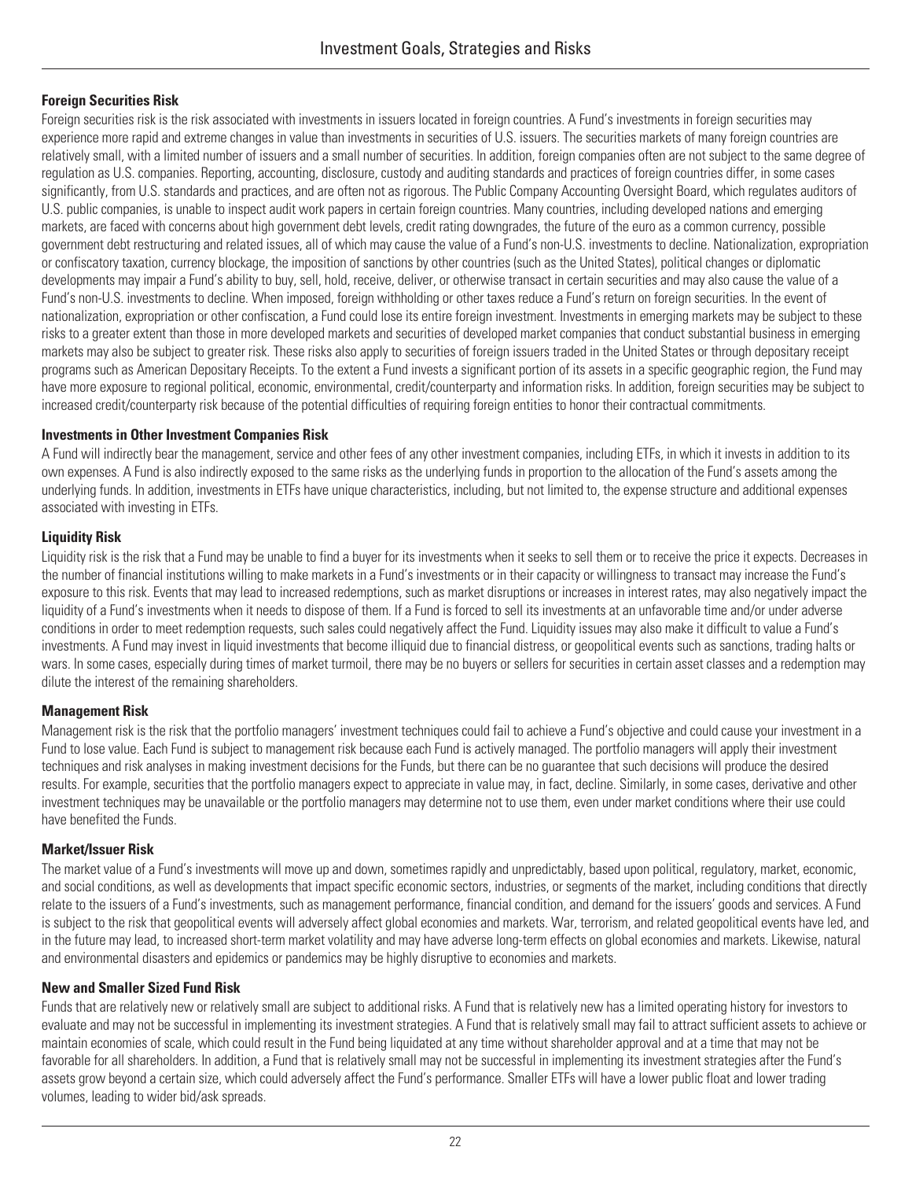**Foreign Securities Risk**

Foreign securities risk is the risk associated with investments in issuers located in foreign countries. A Fund's investments in foreign securities may experience more rapid and extreme changes in value than investments in securities of U.S. issuers. The securities markets of many foreign countries are relatively small, with a limited number of issuers and a small number of securities. In addition, foreign companies often are not subject to the same degree of regulation as U.S. companies. Reporting, accounting, disclosure, custody and auditing standards and practices of foreign countries differ, in some cases significantly, from U.S. standards and practices, and are often not as rigorous. The Public Company Accounting Oversight Board, which regulates auditors of U.S. public companies, is unable to inspect audit work papers in certain foreign countries. Many countries, including developed nations and emerging markets, are faced with concerns about high government debt levels, credit rating downgrades, the future of the euro as a common currency, possible government debt restructuring and related issues, all of which may cause the value of a Fund's non-U.S. investments to decline. Nationalization, expropriation or confiscatory taxation, currency blockage, the imposition of sanctions by other countries (such as the United States), political changes or diplomatic developments may impair a Fund's ability to buy, sell, hold, receive, deliver, or otherwise transact in certain securities and may also cause the value of a Fund's non-U.S. investments to decline. When imposed, foreign withholding or other taxes reduce a Fund's return on foreign securities. In the event of nationalization, expropriation or other confiscation, a Fund could lose its entire foreign investment. Investments in emerging markets may be subject to these risks to a greater extent than those in more developed markets and securities of developed market companies that conduct substantial business in emerging markets may also be subject to greater risk. These risks also apply to securities of foreign issuers traded in the United States or through depositary receipt programs such as American Depositary Receipts. To the extent a Fund invests a significant portion of its assets in a specific geographic region, the Fund may have more exposure to regional political, economic, environmental, credit/counterparty and information risks. In addition, foreign securities may be subject to increased credit/counterparty risk because of the potential difficulties of requiring foreign entities to honor their contractual commitments.

**Investments in Other Investment Companies Risk**

A Fund will indirectly bear the management, service and other fees of any other investment companies, including ETFs, in which it invests in addition to its own expenses. A Fund is also indirectly exposed to the same risks as the underlying funds in proportion to the allocation of the Fund's assets among the underlying funds. In addition, investments in ETFs have unique characteristics, including, but not limited to, the expense structure and additional expenses associated with investing in ETFs.

**Liquidity Risk**

Liquidity risk is the risk that a Fund may be unable to find a buyer for its investments when it seeks to sell them or to receive the price it expects. Decreases in the number of financial institutions willing to make markets in a Fund's investments or in their capacity or willingness to transact may increase the Fund's exposure to this risk. Events that may lead to increased redemptions, such as market disruptions or increases in interest rates, may also negatively impact the liquidity of a Fund's investments when it needs to dispose of them. If a Fund is forced to sell its investments at an unfavorable time and/or under adverse conditions in order to meet redemption requests, such sales could negatively affect the Fund. Liquidity issues may also make it difficult to value a Fund's investments. A Fund may invest in liquid investments that become illiquid due to financial distress, or geopolitical events such as sanctions, trading halts or wars. In some cases, especially during times of market turmoil, there may be no buyers or sellers for securities in certain asset classes and a redemption may dilute the interest of the remaining shareholders.

**Management Risk**

Management risk is the risk that the portfolio managers' investment techniques could fail to achieve a Fund's objective and could cause your investment in a Fund to lose value. Each Fund is subject to management risk because each Fund is actively managed. The portfolio managers will apply their investment techniques and risk analyses in making investment decisions for the Funds, but there can be no guarantee that such decisions will produce the desired results. For example, securities that the portfolio managers expect to appreciate in value may, in fact, decline. Similarly, in some cases, derivative and other investment techniques may be unavailable or the portfolio managers may determine not to use them, even under market conditions where their use could have benefited the Funds.

**Market/Issuer Risk**

The market value of a Fund's investments will move up and down, sometimes rapidly and unpredictably, based upon political, regulatory, market, economic, and social conditions, as well as developments that impact specific economic sectors, industries, or segments of the market, including conditions that directly relate to the issuers of a Fund's investments, such as management performance, financial condition, and demand for the issuers' goods and services. A Fund is subject to the risk that geopolitical events will adversely affect global economies and markets. War, terrorism, and related geopolitical events have led, and in the future may lead, to increased short-term market volatility and may have adverse long-term effects on global economies and markets. Likewise, natural and environmental disasters and epidemics or pandemics may be highly disruptive to economies and markets.

**New and Smaller Sized Fund Risk**

Funds that are relatively new or relatively small are subject to additional risks. A Fund that is relatively new has a limited operating history for investors to evaluate and may not be successful in implementing its investment strategies. A Fund that is relatively small may fail to attract sufficient assets to achieve or maintain economies of scale, which could result in the Fund being liquidated at any time without shareholder approval and at a time that may not be favorable for all shareholders. In addition, a Fund that is relatively small may not be successful in implementing its investment strategies after the Fund's assets grow beyond a certain size, which could adversely affect the Fund's performance. Smaller ETFs will have a lower public float and lower trading volumes, leading to wider bid/ask spreads.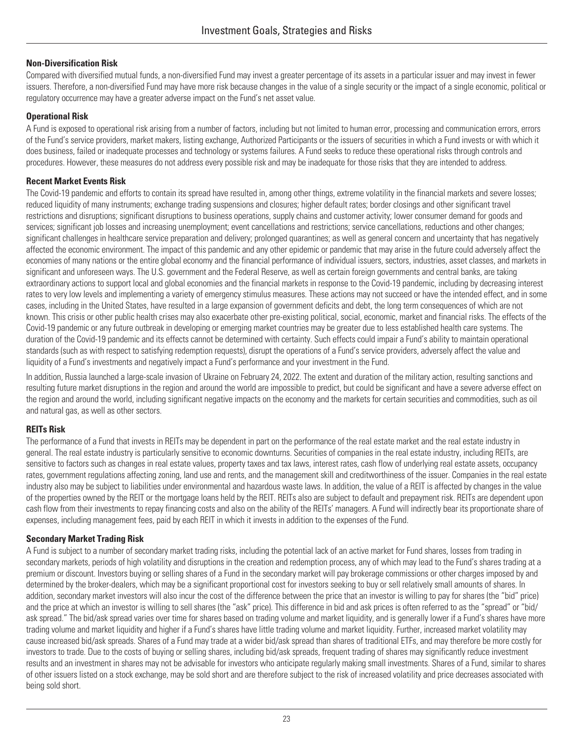### Non-Diversification Risk

Compared with diversified mutual funds, a non-diversified Fund may invest a greater percentage of its assets in a particular issuer and may invest in fewer issuers. Therefore, a non-diversified Fund may have more risk because changes in the value of a single security or the impact of a single economic, political or regulatory occurrence may have a greater adverse impact on the Fund's net asset value.

### Operational Risk

A Fund is exposed to operational risk arising from a number of factors, including but not limited to human error, processing and communication errors, errors of the Fund's service providers, market makers, listing exchange, Authorized Participants or the issuers of securities in which a Fund invests or with which it does business, failed or inadequate processes and technology or systems failures. A Fund seeks to reduce these operational risks through controls and procedures. However, these measures do not address every possible risk and may be inadequate for those risks that they are intended to address.

### Recent Market Events Risk

The Covid-19 pandemic and efforts to contain its spread have resulted in, among other things, extreme volatility in the financial markets and severe losses; reduced liquidity of many instruments; exchange trading suspensions and closures; higher default rates; border closings and other significant travel restrictions and disruptions; significant disruptions to business operations, supply chains and customer activity; lower consumer demand for goods and services; significant job losses and increasing unemployment; event cancellations and restrictions; service cancellations, reductions and other changes; significant challenges in healthcare service preparation and delivery; prolonged quarantines; as well as general concern and uncertainty that has negatively affected the economic environment. The impact of this pandemic and any other epidemic or pandemic that may arise in the future could adversely affect the economies of many nations or the entire global economy and the financial performance of individual issuers, sectors, industries, asset classes, and markets in significant and unforeseen ways. The U.S. government and the Federal Reserve, as well as certain foreign governments and central banks, are taking extraordinary actions to support local and global economies and the financial markets in response to the Covid-19 pandemic, including by decreasing interest rates to very low levels and implementing a variety of emergency stimulus measures. These actions may not succeed or have the intended effect, and in some cases, including in the United States, have resulted in a large expansion of government deficits and debt, the long term consequences of which are not known. This crisis or other public health crises may also exacerbate other pre-existing political, social, economic, market and financial risks. The effects of the Covid-19 pandemic or any future outbreak in developing or emerging market countries may be greater due to less established health care systems. The duration of the Covid-19 pandemic and its effects cannot be determined with certainty. Such effects could impair a Fund's ability to maintain operational standards (such as with respect to satisfying redemption requests), disrupt the operations of a Fund's service providers, adversely affect the value and liquidity of a Fund's investments and negatively impact a Fund's performance and your investment in the Fund.

In addition, Russia launched a large-scale invasion of Ukraine on February 24, 2022. The extent and duration of the military action, resulting sanctions and resulting future market disruptions in the region and around the world are impossible to predict, but could be significant and have a severe adverse effect on the region and around the world, including significant negative impacts on the economy and the markets for certain securities and commodities, such as oil and natural gas, as well as other sectors.

### REITs Risk

The performance of a Fund that invests in REITs may be dependent in part on the performance of the real estate market and the real estate industry in general. The real estate industry is particularly sensitive to economic downturns. Securities of companies in the real estate industry, including REITs, are sensitive to factors such as changes in real estate values, property taxes and tax laws, interest rates, cash flow of underlying real estate assets, occupancy rates, government regulations affecting zoning, land use and rents, and the management skill and creditworthiness of the issuer. Companies in the real estate industry also may be subject to liabilities under environmental and hazardous waste laws. In addition, the value of a REIT is affected by changes in the value of the properties owned by the REIT or the mortgage loans held by the REIT. REITs also are subject to default and prepayment risk. REITs are dependent upon cash flow from their investments to repay financing costs and also on the ability of the REITs' managers. A Fund will indirectly bear its proportionate share of expenses, including management fees, paid by each REIT in which it invests in addition to the expenses of the Fund.

### Secondary Market Trading Risk

A Fund is subject to a number of secondary market trading risks, including the potential lack of an active market for Fund shares, losses from trading in secondary markets, periods of high volatility and disruptions in the creation and redemption process, any of which may lead to the Fund's shares trading at a premium or discount. Investors buying or selling shares of a Fund in the secondary market will pay brokerage commissions or other charges imposed by and determined by the broker-dealers, which may be a significant proportional cost for investors seeking to buy or sell relatively small amounts of shares. In addition, secondary market investors will also incur the cost of the difference between the price that an investor is willing to pay for shares (the "bid" price) and the price at which an investor is willing to sell shares (the "ask" price). This difference in bid and ask prices is often referred to as the "spread" or "bid/ask spread." The bid/ask spread varies over time for shares based on trading volume and market liquidity, and is generally lower if a Fund's shares have more trading volume and market liquidity and higher if a Fund's shares have little trading volume and market liquidity. Further, increased market volatility may cause increased bid/ask spreads. Shares of a Fund may trade at a wider bid/ask spread than shares of traditional ETFs, and may therefore be more costly for investors to trade. Due to the costs of buying or selling shares, including bid/ask spreads, frequent trading of shares may significantly reduce investment results and an investment in shares may not be advisable for investors who anticipate regularly making small investments. Shares of a Fund, similar to shares of other issuers listed on a stock exchange, may be sold short and are therefore subject to the risk of increased volatility and price decreases associated with being sold short.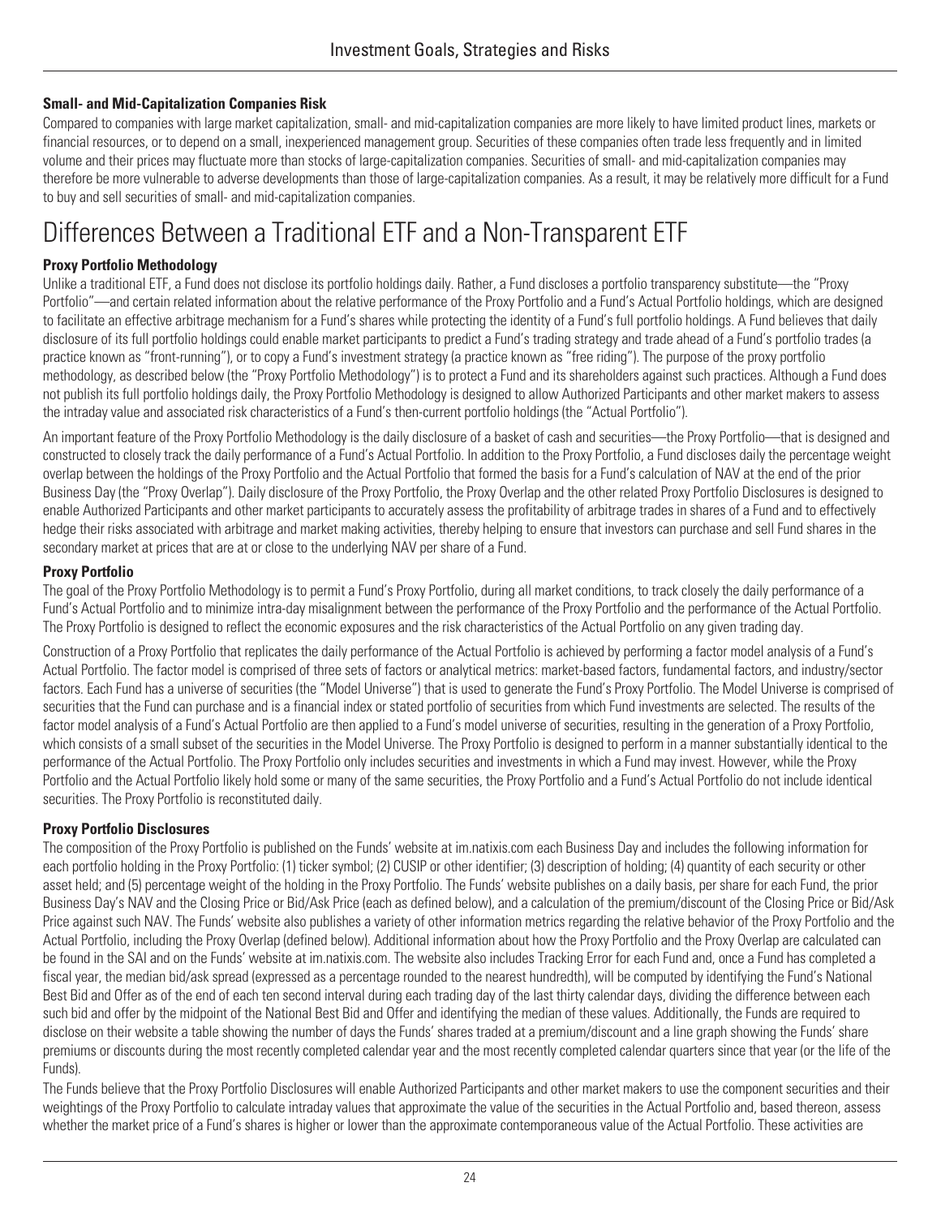**Small- and Mid-Capitalization Companies Risk**

Compared to companies with large market capitalization, small- and mid-capitalization companies are more likely to have limited product lines, markets or financial resources, or to depend on a small, inexperienced management group. Securities of these companies often trade less frequently and in limited volume and their prices may fluctuate more than stocks of large-capitalization companies. Securities of small- and mid-capitalization companies may therefore be more vulnerable to adverse developments than those of large-capitalization companies. As a result, it may be relatively more difficult for a Fund to buy and sell securities of small- and mid-capitalization companies.

# Differences Between a Traditional ETF and a Non-Transparent ETF

**Proxy Portfolio Methodology**

Unlike a traditional ETF, a Fund does not disclose its portfolio holdings daily. Rather, a Fund discloses a portfolio transparency substitute—the "Proxy Portfolio"—and certain related information about the relative performance of the Proxy Portfolio and a Fund's Actual Portfolio holdings, which are designed to facilitate an effective arbitrage mechanism for a Fund's shares while protecting the identity of a Fund's full portfolio holdings. A Fund believes that daily disclosure of its full portfolio holdings could enable market participants to predict a Fund's trading strategy and trade ahead of a Fund's portfolio trades (a practice known as "front-running"), or to copy a Fund's investment strategy (a practice known as "free riding"). The purpose of the proxy portfolio methodology, as described below (the "Proxy Portfolio Methodology") is to protect a Fund and its shareholders against such practices. Although a Fund does not publish its full portfolio holdings daily, the Proxy Portfolio Methodology is designed to allow Authorized Participants and other market makers to assess the intraday value and associated risk characteristics of a Fund's then-current portfolio holdings (the "Actual Portfolio").

An important feature of the Proxy Portfolio Methodology is the daily disclosure of a basket of cash and securities—the Proxy Portfolio—that is designed and constructed to closely track the daily performance of a Fund's Actual Portfolio. In addition to the Proxy Portfolio, a Fund discloses daily the percentage weight overlap between the holdings of the Proxy Portfolio and the Actual Portfolio that formed the basis for a Fund's calculation of NAV at the end of the prior Business Day (the "Proxy Overlap"). Daily disclosure of the Proxy Portfolio, the Proxy Overlap and the other related Proxy Portfolio Disclosures is designed to enable Authorized Participants and other market participants to accurately assess the profitability of arbitrage trades in shares of a Fund and to effectively hedge their risks associated with arbitrage and market making activities, thereby helping to ensure that investors can purchase and sell Fund shares in the secondary market at prices that are at or close to the underlying NAV per share of a Fund.

**Proxy Portfolio**

The goal of the Proxy Portfolio Methodology is to permit a Fund's Proxy Portfolio, during all market conditions, to track closely the daily performance of a Fund's Actual Portfolio and to minimize intra-day misalignment between the performance of the Proxy Portfolio and the performance of the Actual Portfolio. The Proxy Portfolio is designed to reflect the economic exposures and the risk characteristics of the Actual Portfolio on any given trading day.

Construction of a Proxy Portfolio that replicates the daily performance of the Actual Portfolio is achieved by performing a factor model analysis of a Fund's Actual Portfolio. The factor model is comprised of three sets of factors or analytical metrics: market-based factors, fundamental factors, and industry/sector factors. Each Fund has a universe of securities (the "Model Universe") that is used to generate the Fund's Proxy Portfolio. The Model Universe is comprised of securities that the Fund can purchase and is a financial index or stated portfolio of securities from which Fund investments are selected. The results of the factor model analysis of a Fund's Actual Portfolio are then applied to a Fund's model universe of securities, resulting in the generation of a Proxy Portfolio, which consists of a small subset of the securities in the Model Universe. The Proxy Portfolio is designed to perform in a manner substantially identical to the performance of the Actual Portfolio. The Proxy Portfolio only includes securities and investments in which a Fund may invest. However, while the Proxy Portfolio and the Actual Portfolio likely hold some or many of the same securities, the Proxy Portfolio and a Fund's Actual Portfolio do not include identical securities. The Proxy Portfolio is reconstituted daily.

**Proxy Portfolio Disclosures**

The composition of the Proxy Portfolio is published on the Funds' website at im.natixis.com each Business Day and includes the following information for each portfolio holding in the Proxy Portfolio: (1) ticker symbol; (2) CUSIP or other identifier; (3) description of holding; (4) quantity of each security or other asset held; and (5) percentage weight of the holding in the Proxy Portfolio. The Funds' website publishes on a daily basis, per share for each Fund, the prior Business Day's NAV and the Closing Price or Bid/Ask Price (each as defined below), and a calculation of the premium/discount of the Closing Price or Bid/Ask Price against such NAV. The Funds' website also publishes a variety of other information metrics regarding the relative behavior of the Proxy Portfolio and the Actual Portfolio, including the Proxy Overlap (defined below). Additional information about how the Proxy Portfolio and the Proxy Overlap are calculated can be found in the SAI and on the Funds' website at im.natixis.com. The website also includes Tracking Error for each Fund and, once a Fund has completed a fiscal year, the median bid/ask spread (expressed as a percentage rounded to the nearest hundredth), will be computed by identifying the Fund's National Best Bid and Offer as of the end of each ten second interval during each trading day of the last thirty calendar days, dividing the difference between each such bid and offer by the midpoint of the National Best Bid and Offer and identifying the median of these values. Additionally, the Funds are required to disclose on their website a table showing the number of days the Funds' shares traded at a premium/discount and a line graph showing the Funds' share premiums or discounts during the most recently completed calendar year and the most recently completed calendar quarters since that year (or the life of the Funds).

The Funds believe that the Proxy Portfolio Disclosures will enable Authorized Participants and other market makers to use the component securities and their weightings of the Proxy Portfolio to calculate intraday values that approximate the value of the securities in the Actual Portfolio and, based thereon, assess whether the market price of a Fund's shares is higher or lower than the approximate contemporaneous value of the Actual Portfolio. These activities are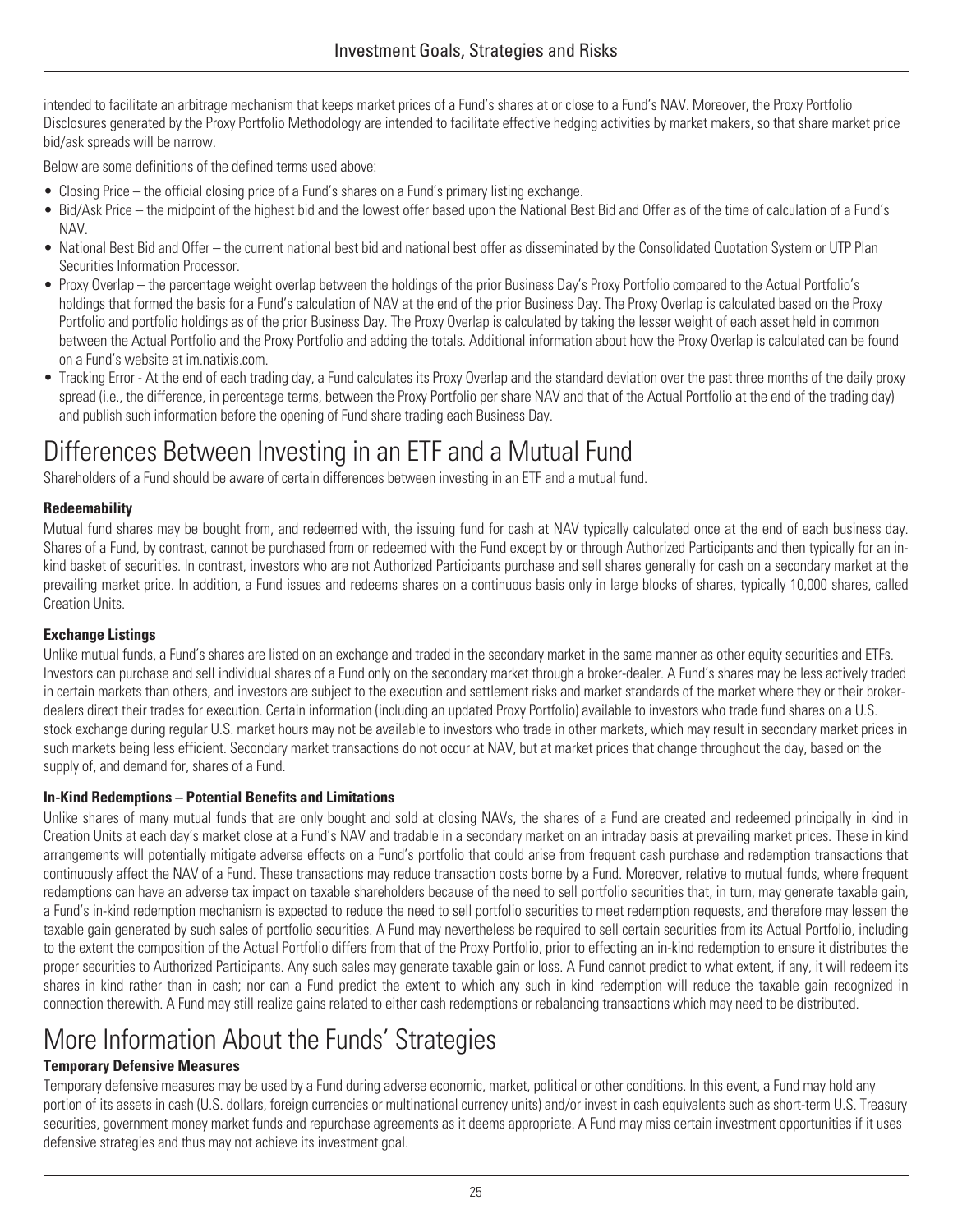intended to facilitate an arbitrage mechanism that keeps market prices of a Fund's shares at or close to a Fund's NAV. Moreover, the Proxy Portfolio Disclosures generated by the Proxy Portfolio Methodology are intended to facilitate effective hedging activities by market makers, so that share market price bid/ask spreads will be narrow.

Below are some definitions of the defined terms used above:

- Closing Price – the official closing price of a Fund's shares on a Fund's primary listing exchange.
- Bid/Ask Price – the midpoint of the highest bid and the lowest offer based upon the National Best Bid and Offer as of the time of calculation of a Fund's NAV.
- National Best Bid and Offer – the current national best bid and national best offer as disseminated by the Consolidated Quotation System or UTP Plan Securities Information Processor.
- Proxy Overlap – the percentage weight overlap between the holdings of the prior Business Day's Proxy Portfolio compared to the Actual Portfolio's holdings that formed the basis for a Fund's calculation of NAV at the end of the prior Business Day. The Proxy Overlap is calculated based on the Proxy Portfolio and portfolio holdings as of the prior Business Day. The Proxy Overlap is calculated by taking the lesser weight of each asset held in common between the Actual Portfolio and the Proxy Portfolio and adding the totals. Additional information about how the Proxy Overlap is calculated can be found on a Fund's website at im.natixis.com.
- Tracking Error - At the end of each trading day, a Fund calculates its Proxy Overlap and the standard deviation over the past three months of the daily proxy spread (i.e., the difference, in percentage terms, between the Proxy Portfolio per share NAV and that of the Actual Portfolio at the end of the trading day) and publish such information before the opening of Fund share trading each Business Day.

# Differences Between Investing in an ETF and a Mutual Fund

Shareholders of a Fund should be aware of certain differences between investing in an ETF and a mutual fund.

**Redeemability**

Mutual fund shares may be bought from, and redeemed with, the issuing fund for cash at NAV typically calculated once at the end of each business day. Shares of a Fund, by contrast, cannot be purchased from or redeemed with the Fund except by or through Authorized Participants and then typically for an in-kind basket of securities. In contrast, investors who are not Authorized Participants purchase and sell shares generally for cash on a secondary market at the prevailing market price. In addition, a Fund issues and redeems shares on a continuous basis only in large blocks of shares, typically 10,000 shares, called Creation Units.

**Exchange Listings**

Unlike mutual funds, a Fund's shares are listed on an exchange and traded in the secondary market in the same manner as other equity securities and ETFs. Investors can purchase and sell individual shares of a Fund only on the secondary market through a broker-dealer. A Fund's shares may be less actively traded in certain markets than others, and investors are subject to the execution and settlement risks and market standards of the market where they or their broker-dealers direct their trades for execution. Certain information (including an updated Proxy Portfolio) available to investors who trade fund shares on a U.S. stock exchange during regular U.S. market hours may not be available to investors who trade in other markets, which may result in secondary market prices in such markets being less efficient. Secondary market transactions do not occur at NAV, but at market prices that change throughout the day, based on the supply of, and demand for, shares of a Fund.

**In-Kind Redemptions – Potential Benefits and Limitations**

Unlike shares of many mutual funds that are only bought and sold at closing NAVs, the shares of a Fund are created and redeemed principally in kind in Creation Units at each day's market close at a Fund's NAV and tradable in a secondary market on an intraday basis at prevailing market prices. These in kind arrangements will potentially mitigate adverse effects on a Fund's portfolio that could arise from frequent cash purchase and redemption transactions that continuously affect the NAV of a Fund. These transactions may reduce transaction costs borne by a Fund. Moreover, relative to mutual funds, where frequent redemptions can have an adverse tax impact on taxable shareholders because of the need to sell portfolio securities that, in turn, may generate taxable gain, a Fund's in-kind redemption mechanism is expected to reduce the need to sell portfolio securities to meet redemption requests, and therefore may lessen the taxable gain generated by such sales of portfolio securities. A Fund may nevertheless be required to sell certain securities from its Actual Portfolio, including to the extent the composition of the Actual Portfolio differs from that of the Proxy Portfolio, prior to effecting an in-kind redemption to ensure it distributes the proper securities to Authorized Participants. Any such sales may generate taxable gain or loss. A Fund cannot predict to what extent, if any, it will redeem its shares in kind rather than in cash; nor can a Fund predict the extent to which any such in kind redemption will reduce the taxable gain recognized in connection therewith. A Fund may still realize gains related to either cash redemptions or rebalancing transactions which may need to be distributed.

# More Information About the Funds' Strategies

**Temporary Defensive Measures**

Temporary defensive measures may be used by a Fund during adverse economic, market, political or other conditions. In this event, a Fund may hold any portion of its assets in cash (U.S. dollars, foreign currencies or multinational currency units) and/or invest in cash equivalents such as short-term U.S. Treasury securities, government money market funds and repurchase agreements as it deems appropriate. A Fund may miss certain investment opportunities if it uses defensive strategies and thus may not achieve its investment goal.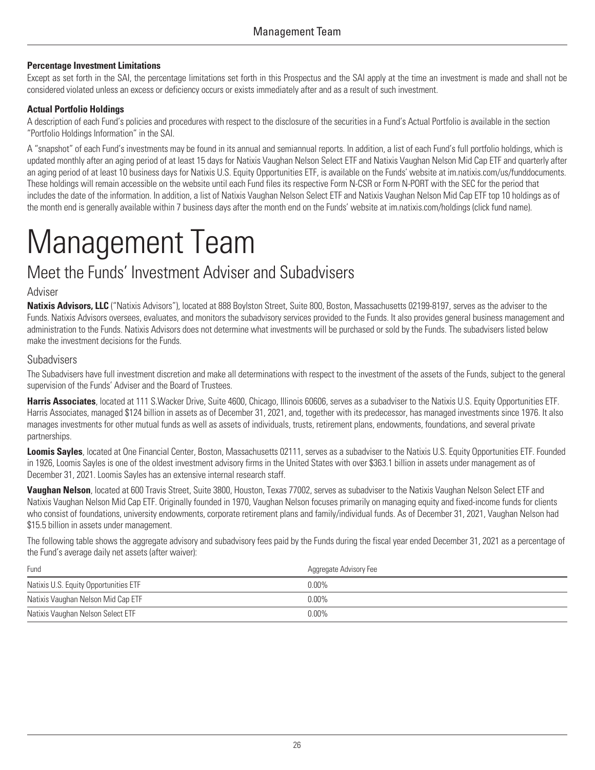**Percentage Investment Limitations**

Except as set forth in the SAI, the percentage limitations set forth in this Prospectus and the SAI apply at the time an investment is made and shall not be considered violated unless an excess or deficiency occurs or exists immediately after and as a result of such investment.

**Actual Portfolio Holdings**

A description of each Fund's policies and procedures with respect to the disclosure of the securities in a Fund's Actual Portfolio is available in the section "Portfolio Holdings Information" in the SAI.

A "snapshot" of each Fund's investments may be found in its annual and semiannual reports. In addition, a list of each Fund's full portfolio holdings, which is updated monthly after an aging period of at least 15 days for Natixis Vaughan Nelson Select ETF and Natixis Vaughan Nelson Mid Cap ETF and quarterly after an aging period of at least 10 business days for Natixis U.S. Equity Opportunities ETF, is available on the Funds' website at im.natixis.com/us/funddocuments. These holdings will remain accessible on the website until each Fund files its respective Form N-CSR or Form N-PORT with the SEC for the period that includes the date of the information. In addition, a list of Natixis Vaughan Nelson Select ETF and Natixis Vaughan Nelson Mid Cap ETF top 10 holdings as of the month end is generally available within 7 business days after the month end on the Funds' website at im.natixis.com/holdings (click fund name).

# Management Team

## Meet the Funds' Investment Adviser and Subadvisers

### Adviser

**Natixis Advisors, LLC** ("Natixis Advisors"), located at 888 Boylston Street, Suite 800, Boston, Massachusetts 02199-8197, serves as the adviser to the Funds. Natixis Advisors oversees, evaluates, and monitors the subadvisory services provided to the Funds. It also provides general business management and administration to the Funds. Natixis Advisors does not determine what investments will be purchased or sold by the Funds. The subadvisers listed below make the investment decisions for the Funds.

### Subadvisers

The Subadvisers have full investment discretion and make all determinations with respect to the investment of the assets of the Funds, subject to the general supervision of the Funds' Adviser and the Board of Trustees.

**Harris Associates**, located at 111 S.Wacker Drive, Suite 4600, Chicago, Illinois 60606, serves as a subadviser to the Natixis U.S. Equity Opportunities ETF. Harris Associates, managed $124 billion in assets as of December 31, 2021, and, together with its predecessor, has managed investments since 1976. It also manages investments for other mutual funds as well as assets of individuals, trusts, retirement plans, endowments, foundations, and several private partnerships.

**Loomis Sayles**, located at One Financial Center, Boston, Massachusetts 02111, serves as a subadviser to the Natixis U.S. Equity Opportunities ETF. Founded in 1926, Loomis Sayles is one of the oldest investment advisory firms in the United States with over $363.1 billion in assets under management as of December 31, 2021. Loomis Sayles has an extensive internal research staff.

**Vaughan Nelson**, located at 600 Travis Street, Suite 3800, Houston, Texas 77002, serves as subadviser to the Natixis Vaughan Nelson Select ETF and Natixis Vaughan Nelson Mid Cap ETF. Originally founded in 1970, Vaughan Nelson focuses primarily on managing equity and fixed-income funds for clients who consist of foundations, university endowments, corporate retirement plans and family/individual funds. As of December 31, 2021, Vaughan Nelson had $15.5 billion in assets under management.

The following table shows the aggregate advisory and subadvisory fees paid by the Funds during the fiscal year ended December 31, 2021 as a percentage of the Fund's average daily net assets (after waiver):

| Fund | Aggregate Advisory Fee |
| --- | --- |
| Natixis U.S. Equity Opportunities ETF | 0.00% |
| Natixis Vaughan Nelson Mid Cap ETF | 0.00% |
| Natixis Vaughan Nelson Select ETF | 0.00% |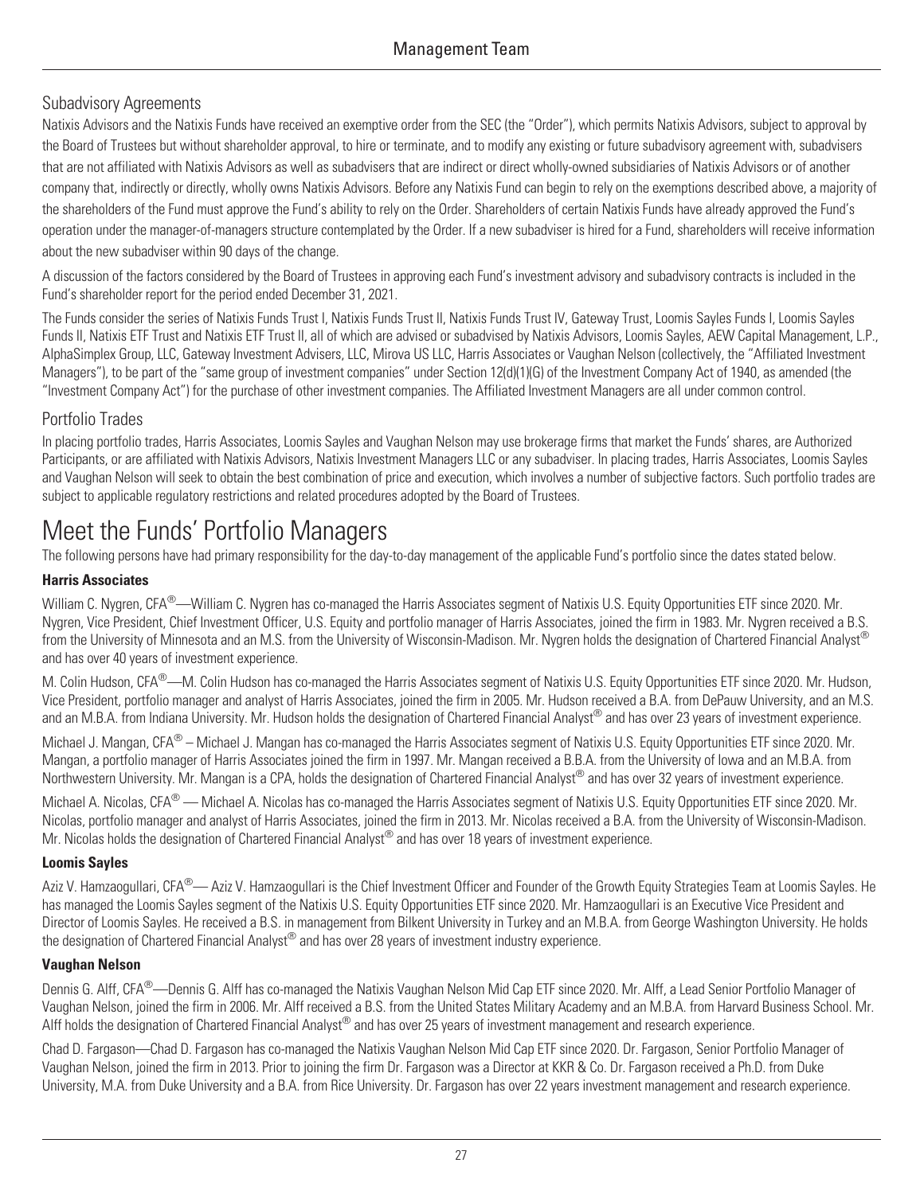## Subadvisory Agreements

Natixis Advisors and the Natixis Funds have received an exemptive order from the SEC (the "Order"), which permits Natixis Advisors, subject to approval by the Board of Trustees but without shareholder approval, to hire or terminate, and to modify any existing or future subadvisory agreement with, subadvisers that are not affiliated with Natixis Advisors as well as subadvisers that are indirect or direct wholly-owned subsidiaries of Natixis Advisors or of another company that, indirectly or directly, wholly owns Natixis Advisors. Before any Natixis Fund can begin to rely on the exemptions described above, a majority of the shareholders of the Fund must approve the Fund's ability to rely on the Order. Shareholders of certain Natixis Funds have already approved the Fund's operation under the manager-of-managers structure contemplated by the Order. If a new subadviser is hired for a Fund, shareholders will receive information about the new subadviser within 90 days of the change.

A discussion of the factors considered by the Board of Trustees in approving each Fund's investment advisory and subadvisory contracts is included in the Fund's shareholder report for the period ended December 31, 2021.

The Funds consider the series of Natixis Funds Trust I, Natixis Funds Trust II, Natixis Funds Trust IV, Gateway Trust, Loomis Sayles Funds I, Loomis Sayles Funds II, Natixis ETF Trust and Natixis ETF Trust II, all of which are advised or subadvised by Natixis Advisors, Loomis Sayles, AEW Capital Management, L.P., AlphaSimplex Group, LLC, Gateway Investment Advisers, LLC, Mirova US LLC, Harris Associates or Vaughan Nelson (collectively, the "Affiliated Investment Managers"), to be part of the "same group of investment companies" under Section 12(d)(1)(G) of the Investment Company Act of 1940, as amended (the "Investment Company Act") for the purchase of other investment companies. The Affiliated Investment Managers are all under common control.

## Portfolio Trades

In placing portfolio trades, Harris Associates, Loomis Sayles and Vaughan Nelson may use brokerage firms that market the Funds' shares, are Authorized Participants, or are affiliated with Natixis Advisors, Natixis Investment Managers LLC or any subadviser. In placing trades, Harris Associates, Loomis Sayles and Vaughan Nelson will seek to obtain the best combination of price and execution, which involves a number of subjective factors. Such portfolio trades are subject to applicable regulatory restrictions and related procedures adopted by the Board of Trustees.

# Meet the Funds' Portfolio Managers

The following persons have had primary responsibility for the day-to-day management of the applicable Fund's portfolio since the dates stated below.

**Harris Associates**

William C. Nygren, CFA®—William C. Nygren has co-managed the Harris Associates segment of Natixis U.S. Equity Opportunities ETF since 2020. Mr. Nygren, Vice President, Chief Investment Officer, U.S. Equity and portfolio manager of Harris Associates, joined the firm in 1983. Mr. Nygren received a B.S. from the University of Minnesota and an M.S. from the University of Wisconsin-Madison. Mr. Nygren holds the designation of Chartered Financial Analyst® and has over 40 years of investment experience.

M. Colin Hudson, CFA®—M. Colin Hudson has co-managed the Harris Associates segment of Natixis U.S. Equity Opportunities ETF since 2020. Mr. Hudson, Vice President, portfolio manager and analyst of Harris Associates, joined the firm in 2005. Mr. Hudson received a B.A. from DePauw University, and an M.S. and an M.B.A. from Indiana University. Mr. Hudson holds the designation of Chartered Financial Analyst® and has over 23 years of investment experience.

Michael J. Mangan, CFA® – Michael J. Mangan has co-managed the Harris Associates segment of Natixis U.S. Equity Opportunities ETF since 2020. Mr. Mangan, a portfolio manager of Harris Associates joined the firm in 1997. Mr. Mangan received a B.B.A. from the University of Iowa and an M.B.A. from Northwestern University. Mr. Mangan is a CPA, holds the designation of Chartered Financial Analyst® and has over 32 years of investment experience.

Michael A. Nicolas, CFA® — Michael A. Nicolas has co-managed the Harris Associates segment of Natixis U.S. Equity Opportunities ETF since 2020. Mr. Nicolas, portfolio manager and analyst of Harris Associates, joined the firm in 2013. Mr. Nicolas received a B.A. from the University of Wisconsin-Madison. Mr. Nicolas holds the designation of Chartered Financial Analyst® and has over 18 years of investment experience.

**Loomis Sayles**

Aziz V. Hamzaogullari, CFA®— Aziz V. Hamzaogullari is the Chief Investment Officer and Founder of the Growth Equity Strategies Team at Loomis Sayles. He has managed the Loomis Sayles segment of the Natixis U.S. Equity Opportunities ETF since 2020. Mr. Hamzaogullari is an Executive Vice President and Director of Loomis Sayles. He received a B.S. in management from Bilkent University in Turkey and an M.B.A. from George Washington University. He holds the designation of Chartered Financial Analyst® and has over 28 years of investment industry experience.

**Vaughan Nelson**

Dennis G. Alff, CFA®—Dennis G. Alff has co-managed the Natixis Vaughan Nelson Mid Cap ETF since 2020. Mr. Alff, a Lead Senior Portfolio Manager of Vaughan Nelson, joined the firm in 2006. Mr. Alff received a B.S. from the United States Military Academy and an M.B.A. from Harvard Business School. Mr. Alff holds the designation of Chartered Financial Analyst® and has over 25 years of investment management and research experience.

Chad D. Fargason—Chad D. Fargason has co-managed the Natixis Vaughan Nelson Mid Cap ETF since 2020. Dr. Fargason, Senior Portfolio Manager of Vaughan Nelson, joined the firm in 2013. Prior to joining the firm Dr. Fargason was a Director at KKR & Co. Dr. Fargason received a Ph.D. from Duke University, M.A. from Duke University and a B.A. from Rice University. Dr. Fargason has over 22 years investment management and research experience.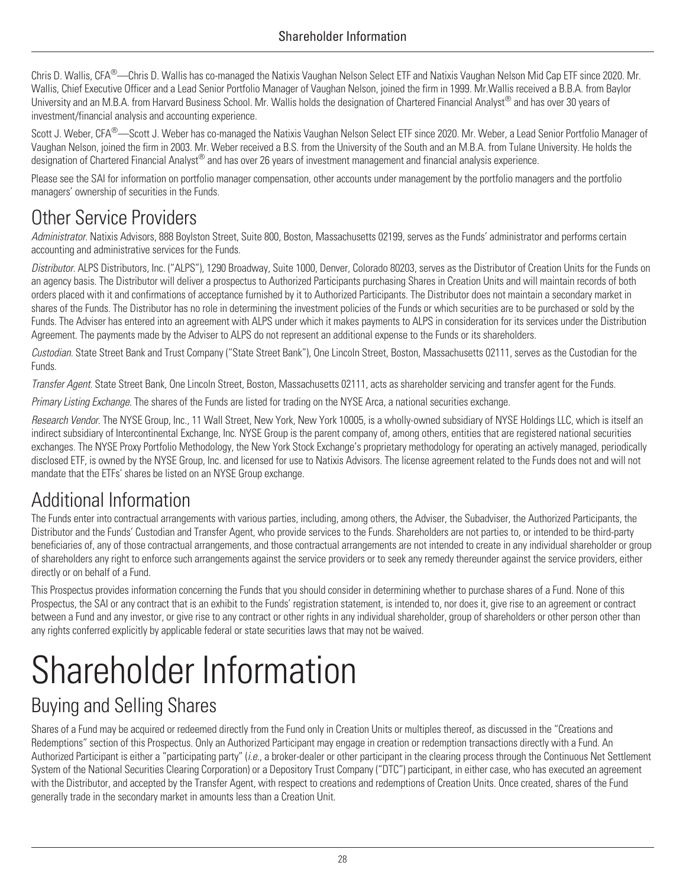Chris D. Wallis, CFA®—Chris D. Wallis has co-managed the Natixis Vaughan Nelson Select ETF and Natixis Vaughan Nelson Mid Cap ETF since 2020. Mr. Wallis, Chief Executive Officer and a Lead Senior Portfolio Manager of Vaughan Nelson, joined the firm in 1999. Mr.Wallis received a B.B.A. from Baylor University and an M.B.A. from Harvard Business School. Mr. Wallis holds the designation of Chartered Financial Analyst® and has over 30 years of investment/financial analysis and accounting experience.

Scott J. Weber, CFA®—Scott J. Weber has co-managed the Natixis Vaughan Nelson Select ETF since 2020. Mr. Weber, a Lead Senior Portfolio Manager of Vaughan Nelson, joined the firm in 2003. Mr. Weber received a B.S. from the University of the South and an M.B.A. from Tulane University. He holds the designation of Chartered Financial Analyst® and has over 26 years of investment management and financial analysis experience.

Please see the SAI for information on portfolio manager compensation, other accounts under management by the portfolio managers and the portfolio managers' ownership of securities in the Funds.

## Other Service Providers

*Administrator.* Natixis Advisors, 888 Boylston Street, Suite 800, Boston, Massachusetts 02199, serves as the Funds' administrator and performs certain accounting and administrative services for the Funds.

*Distributor.* ALPS Distributors, Inc. ("ALPS"), 1290 Broadway, Suite 1000, Denver, Colorado 80203, serves as the Distributor of Creation Units for the Funds on an agency basis. The Distributor will deliver a prospectus to Authorized Participants purchasing Shares in Creation Units and will maintain records of both orders placed with it and confirmations of acceptance furnished by it to Authorized Participants. The Distributor does not maintain a secondary market in shares of the Funds. The Distributor has no role in determining the investment policies of the Funds or which securities are to be purchased or sold by the Funds. The Adviser has entered into an agreement with ALPS under which it makes payments to ALPS in consideration for its services under the Distribution Agreement. The payments made by the Adviser to ALPS do not represent an additional expense to the Funds or its shareholders.

*Custodian.* State Street Bank and Trust Company ("State Street Bank"), One Lincoln Street, Boston, Massachusetts 02111, serves as the Custodian for the Funds.

*Transfer Agent.* State Street Bank, One Lincoln Street, Boston, Massachusetts 02111, acts as shareholder servicing and transfer agent for the Funds.

*Primary Listing Exchange.* The shares of the Funds are listed for trading on the NYSE Arca, a national securities exchange.

*Research Vendor.* The NYSE Group, Inc., 11 Wall Street, New York, New York 10005, is a wholly-owned subsidiary of NYSE Holdings LLC, which is itself an indirect subsidiary of Intercontinental Exchange, Inc. NYSE Group is the parent company of, among others, entities that are registered national securities exchanges. The NYSE Proxy Portfolio Methodology, the New York Stock Exchange's proprietary methodology for operating an actively managed, periodically disclosed ETF, is owned by the NYSE Group, Inc. and licensed for use to Natixis Advisors. The license agreement related to the Funds does not and will not mandate that the ETFs' shares be listed on an NYSE Group exchange.

## Additional Information

The Funds enter into contractual arrangements with various parties, including, among others, the Adviser, the Subadviser, the Authorized Participants, the Distributor and the Funds' Custodian and Transfer Agent, who provide services to the Funds. Shareholders are not parties to, or intended to be third-party beneficiaries of, any of those contractual arrangements, and those contractual arrangements are not intended to create in any individual shareholder or group of shareholders any right to enforce such arrangements against the service providers or to seek any remedy thereunder against the service providers, either directly or on behalf of a Fund.

This Prospectus provides information concerning the Funds that you should consider in determining whether to purchase shares of a Fund. None of this Prospectus, the SAI or any contract that is an exhibit to the Funds' registration statement, is intended to, nor does it, give rise to an agreement or contract between a Fund and any investor, or give rise to any contract or other rights in any individual shareholder, group of shareholders or other person other than any rights conferred explicitly by applicable federal or state securities laws that may not be waived.

# Shareholder Information

## Buying and Selling Shares

Shares of a Fund may be acquired or redeemed directly from the Fund only in Creation Units or multiples thereof, as discussed in the "Creations and Redemptions" section of this Prospectus. Only an Authorized Participant may engage in creation or redemption transactions directly with a Fund. An Authorized Participant is either a "participating party" (*i.e.*, a broker-dealer or other participant in the clearing process through the Continuous Net Settlement System of the National Securities Clearing Corporation) or a Depository Trust Company ("DTC") participant, in either case, who has executed an agreement with the Distributor, and accepted by the Transfer Agent, with respect to creations and redemptions of Creation Units. Once created, shares of the Fund generally trade in the secondary market in amounts less than a Creation Unit.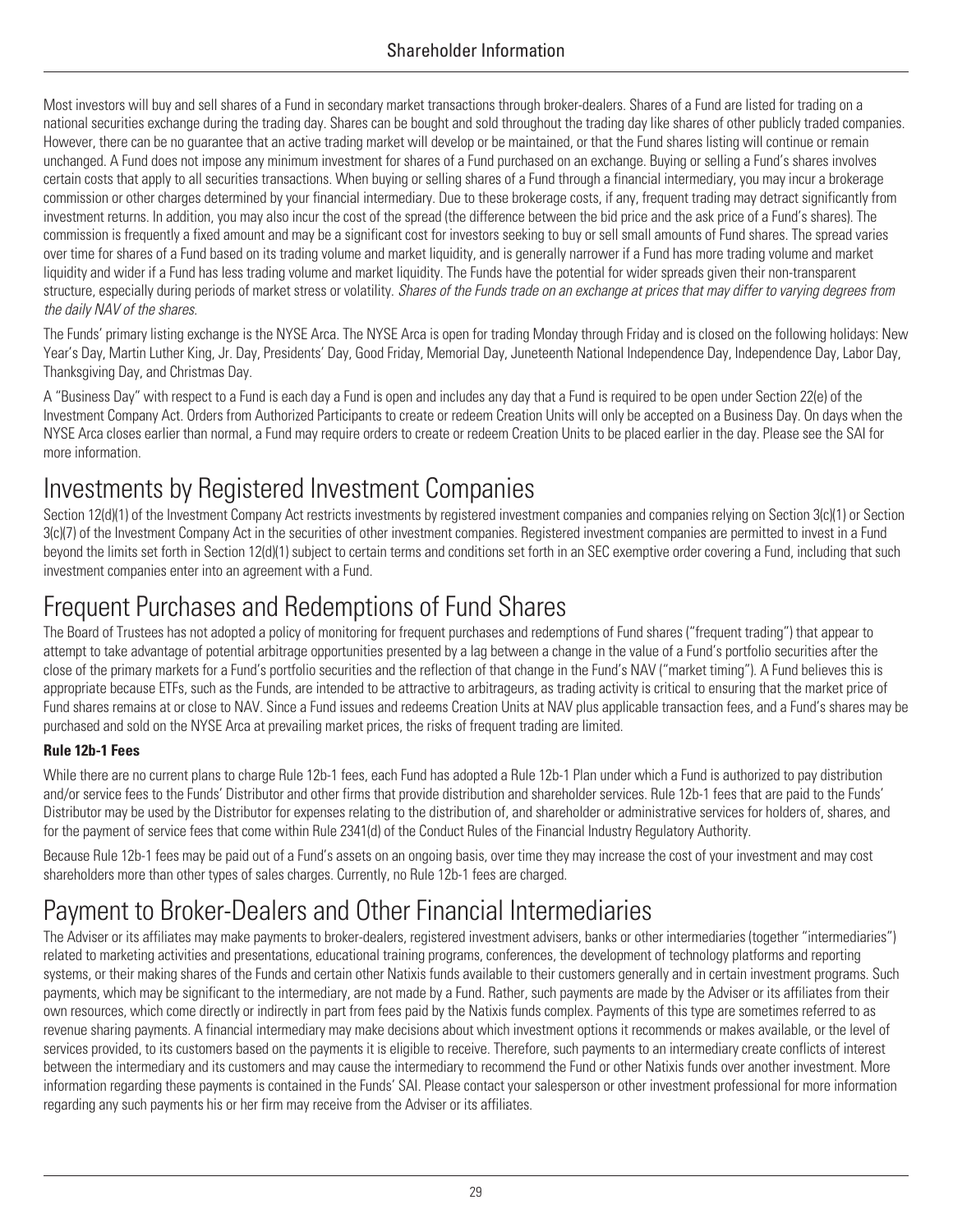Most investors will buy and sell shares of a Fund in secondary market transactions through broker-dealers. Shares of a Fund are listed for trading on a national securities exchange during the trading day. Shares can be bought and sold throughout the trading day like shares of other publicly traded companies. However, there can be no guarantee that an active trading market will develop or be maintained, or that the Fund shares listing will continue or remain unchanged. A Fund does not impose any minimum investment for shares of a Fund purchased on an exchange. Buying or selling a Fund's shares involves certain costs that apply to all securities transactions. When buying or selling shares of a Fund through a financial intermediary, you may incur a brokerage commission or other charges determined by your financial intermediary. Due to these brokerage costs, if any, frequent trading may detract significantly from investment returns. In addition, you may also incur the cost of the spread (the difference between the bid price and the ask price of a Fund's shares). The commission is frequently a fixed amount and may be a significant cost for investors seeking to buy or sell small amounts of Fund shares. The spread varies over time for shares of a Fund based on its trading volume and market liquidity, and is generally narrower if a Fund has more trading volume and market liquidity and wider if a Fund has less trading volume and market liquidity. The Funds have the potential for wider spreads given their non-transparent structure, especially during periods of market stress or volatility. *Shares of the Funds trade on an exchange at prices that may differ to varying degrees from the daily NAV of the shares.*

The Funds' primary listing exchange is the NYSE Arca. The NYSE Arca is open for trading Monday through Friday and is closed on the following holidays: New Year's Day, Martin Luther King, Jr. Day, Presidents' Day, Good Friday, Memorial Day, Juneteenth National Independence Day, Independence Day, Labor Day, Thanksgiving Day, and Christmas Day.

A "Business Day" with respect to a Fund is each day a Fund is open and includes any day that a Fund is required to be open under Section 22(e) of the Investment Company Act. Orders from Authorized Participants to create or redeem Creation Units will only be accepted on a Business Day. On days when the NYSE Arca closes earlier than normal, a Fund may require orders to create or redeem Creation Units to be placed earlier in the day. Please see the SAI for more information.

## Investments by Registered Investment Companies

Section 12(d)(1) of the Investment Company Act restricts investments by registered investment companies and companies relying on Section 3(c)(1) or Section 3(c)(7) of the Investment Company Act in the securities of other investment companies. Registered investment companies are permitted to invest in a Fund beyond the limits set forth in Section 12(d)(1) subject to certain terms and conditions set forth in an SEC exemptive order covering a Fund, including that such investment companies enter into an agreement with a Fund.

## Frequent Purchases and Redemptions of Fund Shares

The Board of Trustees has not adopted a policy of monitoring for frequent purchases and redemptions of Fund shares ("frequent trading") that appear to attempt to take advantage of potential arbitrage opportunities presented by a lag between a change in the value of a Fund's portfolio securities after the close of the primary markets for a Fund's portfolio securities and the reflection of that change in the Fund's NAV ("market timing"). A Fund believes this is appropriate because ETFs, such as the Funds, are intended to be attractive to arbitrageurs, as trading activity is critical to ensuring that the market price of Fund shares remains at or close to NAV. Since a Fund issues and redeems Creation Units at NAV plus applicable transaction fees, and a Fund's shares may be purchased and sold on the NYSE Arca at prevailing market prices, the risks of frequent trading are limited.

### Rule 12b-1 Fees

While there are no current plans to charge Rule 12b-1 fees, each Fund has adopted a Rule 12b-1 Plan under which a Fund is authorized to pay distribution and/or service fees to the Funds' Distributor and other firms that provide distribution and shareholder services. Rule 12b-1 fees that are paid to the Funds' Distributor may be used by the Distributor for expenses relating to the distribution of, and shareholder or administrative services for holders of, shares, and for the payment of service fees that come within Rule 2341(d) of the Conduct Rules of the Financial Industry Regulatory Authority.

Because Rule 12b-1 fees may be paid out of a Fund's assets on an ongoing basis, over time they may increase the cost of your investment and may cost shareholders more than other types of sales charges. Currently, no Rule 12b-1 fees are charged.

## Payment to Broker-Dealers and Other Financial Intermediaries

The Adviser or its affiliates may make payments to broker-dealers, registered investment advisers, banks or other intermediaries (together "intermediaries") related to marketing activities and presentations, educational training programs, conferences, the development of technology platforms and reporting systems, or their making shares of the Funds and certain other Natixis funds available to their customers generally and in certain investment programs. Such payments, which may be significant to the intermediary, are not made by a Fund. Rather, such payments are made by the Adviser or its affiliates from their own resources, which come directly or indirectly in part from fees paid by the Natixis funds complex. Payments of this type are sometimes referred to as revenue sharing payments. A financial intermediary may make decisions about which investment options it recommends or makes available, or the level of services provided, to its customers based on the payments it is eligible to receive. Therefore, such payments to an intermediary create conflicts of interest between the intermediary and its customers and may cause the intermediary to recommend the Fund or other Natixis funds over another investment. More information regarding these payments is contained in the Funds' SAI. Please contact your salesperson or other investment professional for more information regarding any such payments his or her firm may receive from the Adviser or its affiliates.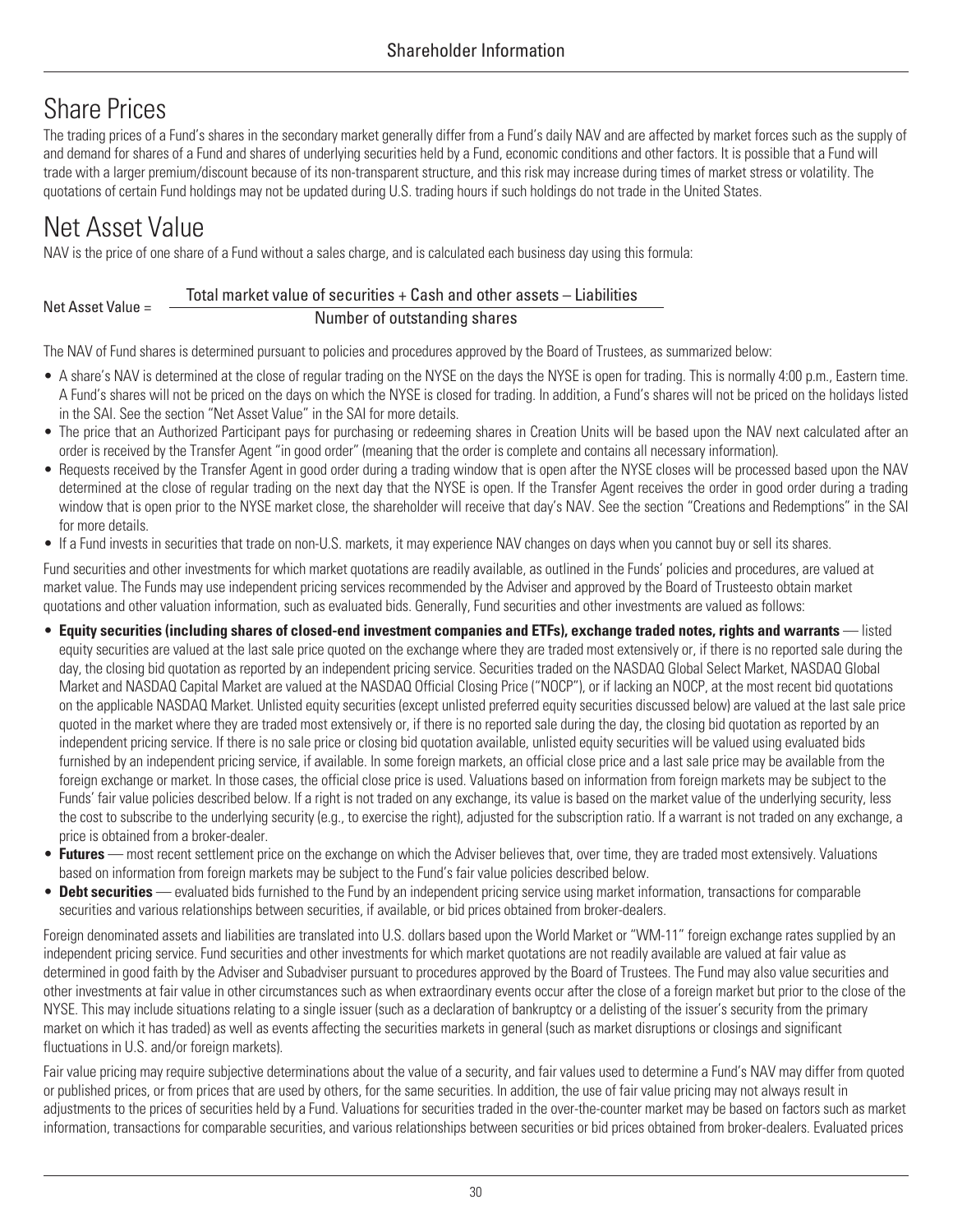# Share Prices

The trading prices of a Fund's shares in the secondary market generally differ from a Fund's daily NAV and are affected by market forces such as the supply of and demand for shares of a Fund and shares of underlying securities held by a Fund, economic conditions and other factors. It is possible that a Fund will trade with a larger premium/discount because of its non-transparent structure, and this risk may increase during times of market stress or volatility. The quotations of certain Fund holdings may not be updated during U.S. trading hours if such holdings do not trade in the United States.

# Net Asset Value

NAV is the price of one share of a Fund without a sales charge, and is calculated each business day using this formula:

$$\text{Net Asset Value} = \frac{\text{Total market value of securities + Cash and other assets – Liabilities}}{\text{Number of outstanding shares}}$$

The NAV of Fund shares is determined pursuant to policies and procedures approved by the Board of Trustees, as summarized below:

- A share's NAV is determined at the close of regular trading on the NYSE on the days the NYSE is open for trading. This is normally 4:00 p.m., Eastern time. A Fund's shares will not be priced on the days on which the NYSE is closed for trading. In addition, a Fund's shares will not be priced on the holidays listed in the SAI. See the section "Net Asset Value" in the SAI for more details.
- The price that an Authorized Participant pays for purchasing or redeeming shares in Creation Units will be based upon the NAV next calculated after an order is received by the Transfer Agent "in good order" (meaning that the order is complete and contains all necessary information).
- Requests received by the Transfer Agent in good order during a trading window that is open after the NYSE closes will be processed based upon the NAV determined at the close of regular trading on the next day that the NYSE is open. If the Transfer Agent receives the order in good order during a trading window that is open prior to the NYSE market close, the shareholder will receive that day's NAV. See the section "Creations and Redemptions" in the SAI for more details.
- If a Fund invests in securities that trade on non-U.S. markets, it may experience NAV changes on days when you cannot buy or sell its shares.

Fund securities and other investments for which market quotations are readily available, as outlined in the Funds' policies and procedures, are valued at market value. The Funds may use independent pricing services recommended by the Adviser and approved by the Board of Trusteesto obtain market quotations and other valuation information, such as evaluated bids. Generally, Fund securities and other investments are valued as follows:

- **Equity securities (including shares of closed-end investment companies and ETFs), exchange traded notes, rights and warrants** — listed equity securities are valued at the last sale price quoted on the exchange where they are traded most extensively or, if there is no reported sale during the day, the closing bid quotation as reported by an independent pricing service. Securities traded on the NASDAQ Global Select Market, NASDAQ Global Market and NASDAQ Capital Market are valued at the NASDAQ Official Closing Price ("NOCP"), or if lacking an NOCP, at the most recent bid quotations on the applicable NASDAQ Market. Unlisted equity securities (except unlisted preferred equity securities discussed below) are valued at the last sale price quoted in the market where they are traded most extensively or, if there is no reported sale during the day, the closing bid quotation as reported by an independent pricing service. If there is no sale price or closing bid quotation available, unlisted equity securities will be valued using evaluated bids furnished by an independent pricing service, if available. In some foreign markets, an official close price and a last sale price may be available from the foreign exchange or market. In those cases, the official close price is used. Valuations based on information from foreign markets may be subject to the Funds' fair value policies described below. If a right is not traded on any exchange, its value is based on the market value of the underlying security, less the cost to subscribe to the underlying security (e.g., to exercise the right), adjusted for the subscription ratio. If a warrant is not traded on any exchange, a price is obtained from a broker-dealer.
- **Futures** — most recent settlement price on the exchange on which the Adviser believes that, over time, they are traded most extensively. Valuations based on information from foreign markets may be subject to the Fund's fair value policies described below.
- **Debt securities** — evaluated bids furnished to the Fund by an independent pricing service using market information, transactions for comparable securities and various relationships between securities, if available, or bid prices obtained from broker-dealers.

Foreign denominated assets and liabilities are translated into U.S. dollars based upon the World Market or "WM-11" foreign exchange rates supplied by an independent pricing service. Fund securities and other investments for which market quotations are not readily available are valued at fair value as determined in good faith by the Adviser and Subadviser pursuant to procedures approved by the Board of Trustees. The Fund may also value securities and other investments at fair value in other circumstances such as when extraordinary events occur after the close of a foreign market but prior to the close of the NYSE. This may include situations relating to a single issuer (such as a declaration of bankruptcy or a delisting of the issuer's security from the primary market on which it has traded) as well as events affecting the securities markets in general (such as market disruptions or closings and significant fluctuations in U.S. and/or foreign markets).

Fair value pricing may require subjective determinations about the value of a security, and fair values used to determine a Fund's NAV may differ from quoted or published prices, or from prices that are used by others, for the same securities. In addition, the use of fair value pricing may not always result in adjustments to the prices of securities held by a Fund. Valuations for securities traded in the over-the-counter market may be based on factors such as market information, transactions for comparable securities, and various relationships between securities or bid prices obtained from broker-dealers. Evaluated prices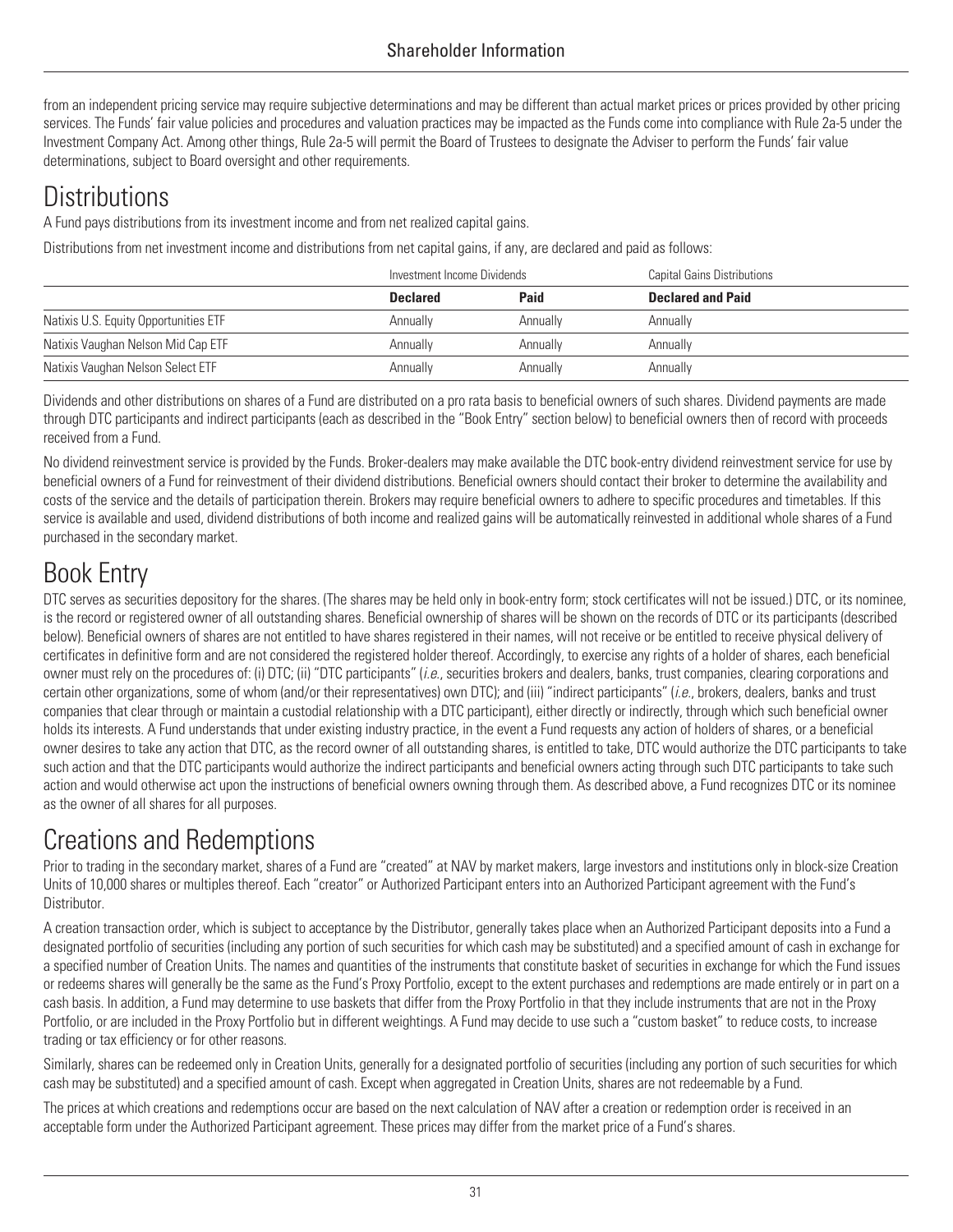from an independent pricing service may require subjective determinations and may be different than actual market prices or prices provided by other pricing services. The Funds' fair value policies and procedures and valuation practices may be impacted as the Funds come into compliance with Rule 2a-5 under the Investment Company Act. Among other things, Rule 2a-5 will permit the Board of Trustees to designate the Adviser to perform the Funds' fair value determinations, subject to Board oversight and other requirements.

# Distributions

A Fund pays distributions from its investment income and from net realized capital gains.

Distributions from net investment income and distributions from net capital gains, if any, are declared and paid as follows:

| | Investment Income Dividends | | Capital Gains Distributions |
|---|---|---|---|
| | **Declared** | **Paid** | **Declared and Paid** |
| Natixis U.S. Equity Opportunities ETF | Annually | Annually | Annually |
| Natixis Vaughan Nelson Mid Cap ETF | Annually | Annually | Annually |
| Natixis Vaughan Nelson Select ETF | Annually | Annually | Annually |

Dividends and other distributions on shares of a Fund are distributed on a pro rata basis to beneficial owners of such shares. Dividend payments are made through DTC participants and indirect participants (each as described in the "Book Entry" section below) to beneficial owners then of record with proceeds received from a Fund.

No dividend reinvestment service is provided by the Funds. Broker-dealers may make available the DTC book-entry dividend reinvestment service for use by beneficial owners of a Fund for reinvestment of their dividend distributions. Beneficial owners should contact their broker to determine the availability and costs of the service and the details of participation therein. Brokers may require beneficial owners to adhere to specific procedures and timetables. If this service is available and used, dividend distributions of both income and realized gains will be automatically reinvested in additional whole shares of a Fund purchased in the secondary market.

# Book Entry

DTC serves as securities depository for the shares. (The shares may be held only in book-entry form; stock certificates will not be issued.) DTC, or its nominee, is the record or registered owner of all outstanding shares. Beneficial ownership of shares will be shown on the records of DTC or its participants (described below). Beneficial owners of shares are not entitled to have shares registered in their names, will not receive or be entitled to receive physical delivery of certificates in definitive form and are not considered the registered holder thereof. Accordingly, to exercise any rights of a holder of shares, each beneficial owner must rely on the procedures of: (i) DTC; (ii) "DTC participants" (*i.e.*, securities brokers and dealers, banks, trust companies, clearing corporations and certain other organizations, some of whom (and/or their representatives) own DTC); and (iii) "indirect participants" (*i.e.*, brokers, dealers, banks and trust companies that clear through or maintain a custodial relationship with a DTC participant), either directly or indirectly, through which such beneficial owner holds its interests. A Fund understands that under existing industry practice, in the event a Fund requests any action of holders of shares, or a beneficial owner desires to take any action that DTC, as the record owner of all outstanding shares, is entitled to take, DTC would authorize the DTC participants to take such action and that the DTC participants would authorize the indirect participants and beneficial owners acting through such DTC participants to take such action and would otherwise act upon the instructions of beneficial owners owning through them. As described above, a Fund recognizes DTC or its nominee as the owner of all shares for all purposes.

# Creations and Redemptions

Prior to trading in the secondary market, shares of a Fund are "created" at NAV by market makers, large investors and institutions only in block-size Creation Units of 10,000 shares or multiples thereof. Each "creator" or Authorized Participant enters into an Authorized Participant agreement with the Fund's Distributor.

A creation transaction order, which is subject to acceptance by the Distributor, generally takes place when an Authorized Participant deposits into a Fund a designated portfolio of securities (including any portion of such securities for which cash may be substituted) and a specified amount of cash in exchange for a specified number of Creation Units. The names and quantities of the instruments that constitute basket of securities in exchange for which the Fund issues or redeems shares will generally be the same as the Fund's Proxy Portfolio, except to the extent purchases and redemptions are made entirely or in part on a cash basis. In addition, a Fund may determine to use baskets that differ from the Proxy Portfolio in that they include instruments that are not in the Proxy Portfolio, or are included in the Proxy Portfolio but in different weightings. A Fund may decide to use such a "custom basket" to reduce costs, to increase trading or tax efficiency or for other reasons.

Similarly, shares can be redeemed only in Creation Units, generally for a designated portfolio of securities (including any portion of such securities for which cash may be substituted) and a specified amount of cash. Except when aggregated in Creation Units, shares are not redeemable by a Fund.

The prices at which creations and redemptions occur are based on the next calculation of NAV after a creation or redemption order is received in an acceptable form under the Authorized Participant agreement. These prices may differ from the market price of a Fund's shares.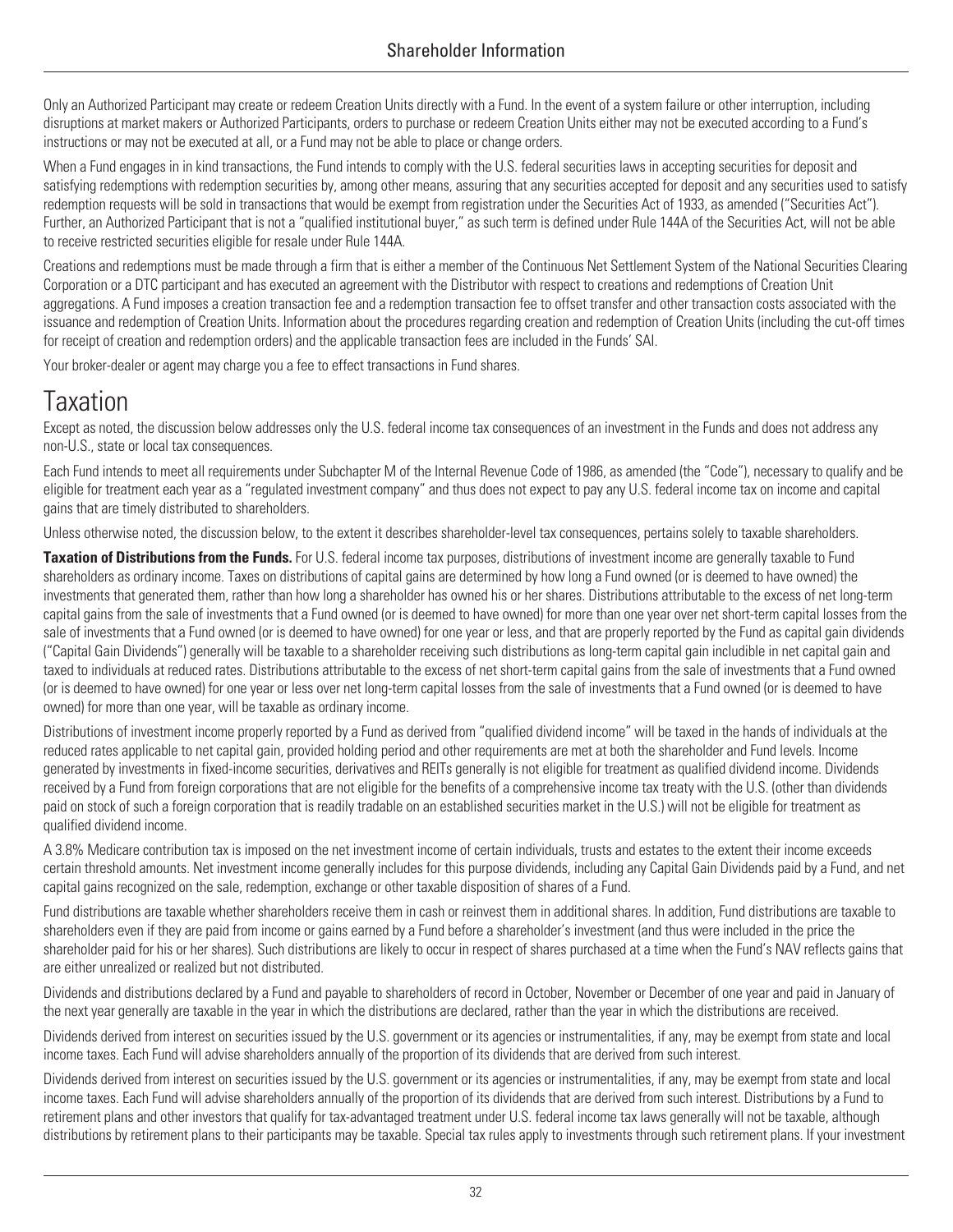Only an Authorized Participant may create or redeem Creation Units directly with a Fund. In the event of a system failure or other interruption, including disruptions at market makers or Authorized Participants, orders to purchase or redeem Creation Units either may not be executed according to a Fund's instructions or may not be executed at all, or a Fund may not be able to place or change orders.

When a Fund engages in in kind transactions, the Fund intends to comply with the U.S. federal securities laws in accepting securities for deposit and satisfying redemptions with redemption securities by, among other means, assuring that any securities accepted for deposit and any securities used to satisfy redemption requests will be sold in transactions that would be exempt from registration under the Securities Act of 1933, as amended ("Securities Act"). Further, an Authorized Participant that is not a "qualified institutional buyer," as such term is defined under Rule 144A of the Securities Act, will not be able to receive restricted securities eligible for resale under Rule 144A.

Creations and redemptions must be made through a firm that is either a member of the Continuous Net Settlement System of the National Securities Clearing Corporation or a DTC participant and has executed an agreement with the Distributor with respect to creations and redemptions of Creation Unit aggregations. A Fund imposes a creation transaction fee and a redemption transaction fee to offset transfer and other transaction costs associated with the issuance and redemption of Creation Units. Information about the procedures regarding creation and redemption of Creation Units (including the cut-off times for receipt of creation and redemption orders) and the applicable transaction fees are included in the Funds' SAI.

Your broker-dealer or agent may charge you a fee to effect transactions in Fund shares.

# Taxation

Except as noted, the discussion below addresses only the U.S. federal income tax consequences of an investment in the Funds and does not address any non-U.S., state or local tax consequences.

Each Fund intends to meet all requirements under Subchapter M of the Internal Revenue Code of 1986, as amended (the "Code"), necessary to qualify and be eligible for treatment each year as a "regulated investment company" and thus does not expect to pay any U.S. federal income tax on income and capital gains that are timely distributed to shareholders.

Unless otherwise noted, the discussion below, to the extent it describes shareholder-level tax consequences, pertains solely to taxable shareholders.

**Taxation of Distributions from the Funds.** For U.S. federal income tax purposes, distributions of investment income are generally taxable to Fund shareholders as ordinary income. Taxes on distributions of capital gains are determined by how long a Fund owned (or is deemed to have owned) the investments that generated them, rather than how long a shareholder has owned his or her shares. Distributions attributable to the excess of net long-term capital gains from the sale of investments that a Fund owned (or is deemed to have owned) for more than one year over net short-term capital losses from the sale of investments that a Fund owned (or is deemed to have owned) for one year or less, and that are properly reported by the Fund as capital gain dividends ("Capital Gain Dividends") generally will be taxable to a shareholder receiving such distributions as long-term capital gain includible in net capital gain and taxed to individuals at reduced rates. Distributions attributable to the excess of net short-term capital gains from the sale of investments that a Fund owned (or is deemed to have owned) for one year or less over net long-term capital losses from the sale of investments that a Fund owned (or is deemed to have owned) for more than one year, will be taxable as ordinary income.

Distributions of investment income properly reported by a Fund as derived from "qualified dividend income" will be taxed in the hands of individuals at the reduced rates applicable to net capital gain, provided holding period and other requirements are met at both the shareholder and Fund levels. Income generated by investments in fixed-income securities, derivatives and REITs generally is not eligible for treatment as qualified dividend income. Dividends received by a Fund from foreign corporations that are not eligible for the benefits of a comprehensive income tax treaty with the U.S. (other than dividends paid on stock of such a foreign corporation that is readily tradable on an established securities market in the U.S.) will not be eligible for treatment as qualified dividend income.

A 3.8% Medicare contribution tax is imposed on the net investment income of certain individuals, trusts and estates to the extent their income exceeds certain threshold amounts. Net investment income generally includes for this purpose dividends, including any Capital Gain Dividends paid by a Fund, and net capital gains recognized on the sale, redemption, exchange or other taxable disposition of shares of a Fund.

Fund distributions are taxable whether shareholders receive them in cash or reinvest them in additional shares. In addition, Fund distributions are taxable to shareholders even if they are paid from income or gains earned by a Fund before a shareholder's investment (and thus were included in the price the shareholder paid for his or her shares). Such distributions are likely to occur in respect of shares purchased at a time when the Fund's NAV reflects gains that are either unrealized or realized but not distributed.

Dividends and distributions declared by a Fund and payable to shareholders of record in October, November or December of one year and paid in January of the next year generally are taxable in the year in which the distributions are declared, rather than the year in which the distributions are received.

Dividends derived from interest on securities issued by the U.S. government or its agencies or instrumentalities, if any, may be exempt from state and local income taxes. Each Fund will advise shareholders annually of the proportion of its dividends that are derived from such interest.

Dividends derived from interest on securities issued by the U.S. government or its agencies or instrumentalities, if any, may be exempt from state and local income taxes. Each Fund will advise shareholders annually of the proportion of its dividends that are derived from such interest. Distributions by a Fund to retirement plans and other investors that qualify for tax-advantaged treatment under U.S. federal income tax laws generally will not be taxable, although distributions by retirement plans to their participants may be taxable. Special tax rules apply to investments through such retirement plans. If your investment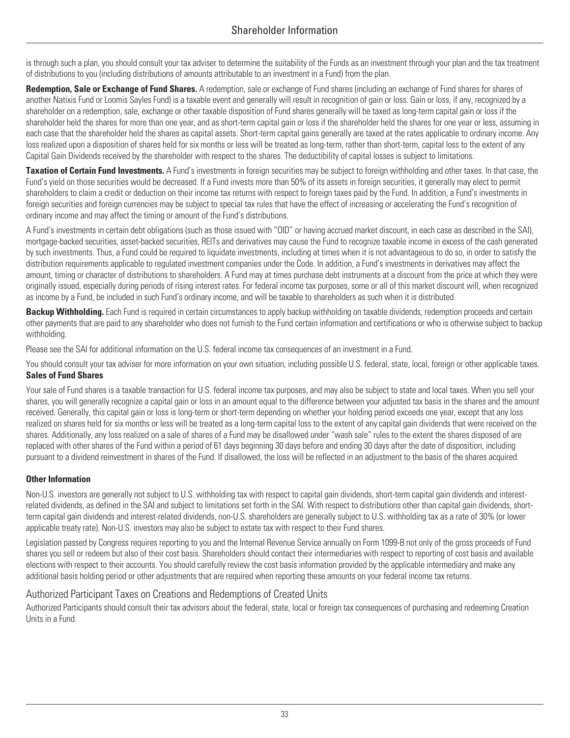is through such a plan, you should consult your tax adviser to determine the suitability of the Funds as an investment through your plan and the tax treatment of distributions to you (including distributions of amounts attributable to an investment in a Fund) from the plan.

**Redemption, Sale or Exchange of Fund Shares.** A redemption, sale or exchange of Fund shares (including an exchange of Fund shares for shares of another Natixis Fund or Loomis Sayles Fund) is a taxable event and generally will result in recognition of gain or loss. Gain or loss, if any, recognized by a shareholder on a redemption, sale, exchange or other taxable disposition of Fund shares generally will be taxed as long-term capital gain or loss if the shareholder held the shares for more than one year, and as short-term capital gain or loss if the shareholder held the shares for one year or less, assuming in each case that the shareholder held the shares as capital assets. Short-term capital gains generally are taxed at the rates applicable to ordinary income. Any loss realized upon a disposition of shares held for six months or less will be treated as long-term, rather than short-term, capital loss to the extent of any Capital Gain Dividends received by the shareholder with respect to the shares. The deductibility of capital losses is subject to limitations.

**Taxation of Certain Fund Investments.** A Fund's investments in foreign securities may be subject to foreign withholding and other taxes. In that case, the Fund's yield on those securities would be decreased. If a Fund invests more than 50% of its assets in foreign securities, it generally may elect to permit shareholders to claim a credit or deduction on their income tax returns with respect to foreign taxes paid by the Fund. In addition, a Fund's investments in foreign securities and foreign currencies may be subject to special tax rules that have the effect of increasing or accelerating the Fund's recognition of ordinary income and may affect the timing or amount of the Fund's distributions.

A Fund's investments in certain debt obligations (such as those issued with "OID" or having accrued market discount, in each case as described in the SAI), mortgage-backed securities, asset-backed securities, REITs and derivatives may cause the Fund to recognize taxable income in excess of the cash generated by such investments. Thus, a Fund could be required to liquidate investments, including at times when it is not advantageous to do so, in order to satisfy the distribution requirements applicable to regulated investment companies under the Code. In addition, a Fund's investments in derivatives may affect the amount, timing or character of distributions to shareholders. A Fund may at times purchase debt instruments at a discount from the price at which they were originally issued, especially during periods of rising interest rates. For federal income tax purposes, some or all of this market discount will, when recognized as income by a Fund, be included in such Fund's ordinary income, and will be taxable to shareholders as such when it is distributed.

**Backup Withholding.** Each Fund is required in certain circumstances to apply backup withholding on taxable dividends, redemption proceeds and certain other payments that are paid to any shareholder who does not furnish to the Fund certain information and certifications or who is otherwise subject to backup withholding.

Please see the SAI for additional information on the U.S. federal income tax consequences of an investment in a Fund.

You should consult your tax adviser for more information on your own situation, including possible U.S. federal, state, local, foreign or other applicable taxes.

**Sales of Fund Shares**

Your sale of Fund shares is a taxable transaction for U.S. federal income tax purposes, and may also be subject to state and local taxes. When you sell your shares, you will generally recognize a capital gain or loss in an amount equal to the difference between your adjusted tax basis in the shares and the amount received. Generally, this capital gain or loss is long-term or short-term depending on whether your holding period exceeds one year, except that any loss realized on shares held for six months or less will be treated as a long-term capital loss to the extent of any capital gain dividends that were received on the shares. Additionally, any loss realized on a sale of shares of a Fund may be disallowed under "wash sale" rules to the extent the shares disposed of are replaced with other shares of the Fund within a period of 61 days beginning 30 days before and ending 30 days after the date of disposition, including pursuant to a dividend reinvestment in shares of the Fund. If disallowed, the loss will be reflected in an adjustment to the basis of the shares acquired.

**Other Information**

Non-U.S. investors are generally not subject to U.S. withholding tax with respect to capital gain dividends, short-term capital gain dividends and interest-related dividends, as defined in the SAI and subject to limitations set forth in the SAI. With respect to distributions other than capital gain dividends, short-term capital gain dividends and interest-related dividends, non-U.S. shareholders are generally subject to U.S. withholding tax as a rate of 30% (or lower applicable treaty rate). Non-U.S. investors may also be subject to estate tax with respect to their Fund shares.

Legislation passed by Congress requires reporting to you and the Internal Revenue Service annually on Form 1099-B not only of the gross proceeds of Fund shares you sell or redeem but also of their cost basis. Shareholders should contact their intermediaries with respect to reporting of cost basis and available elections with respect to their accounts. You should carefully review the cost basis information provided by the applicable intermediary and make any additional basis holding period or other adjustments that are required when reporting these amounts on your federal income tax returns.

## Authorized Participant Taxes on Creations and Redemptions of Created Units

Authorized Participants should consult their tax advisors about the federal, state, local or foreign tax consequences of purchasing and redeeming Creation Units in a Fund.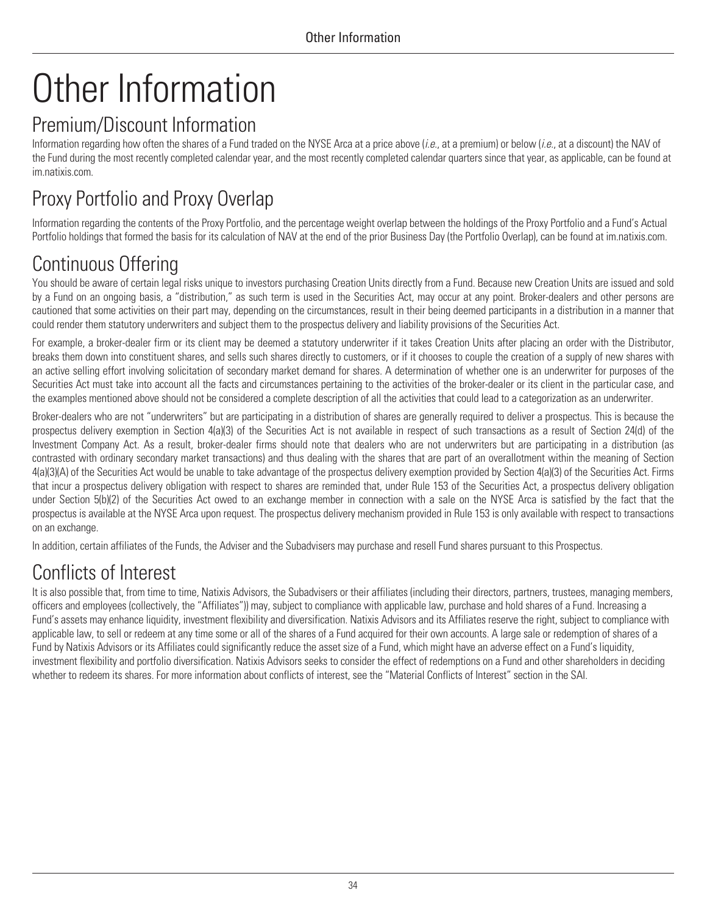# Other Information

## Premium/Discount Information

Information regarding how often the shares of a Fund traded on the NYSE Arca at a price above (*i.e.*, at a premium) or below (*i.e.*, at a discount) the NAV of the Fund during the most recently completed calendar year, and the most recently completed calendar quarters since that year, as applicable, can be found at im.natixis.com.

## Proxy Portfolio and Proxy Overlap

Information regarding the contents of the Proxy Portfolio, and the percentage weight overlap between the holdings of the Proxy Portfolio and a Fund's Actual Portfolio holdings that formed the basis for its calculation of NAV at the end of the prior Business Day (the Portfolio Overlap), can be found at im.natixis.com.

## Continuous Offering

You should be aware of certain legal risks unique to investors purchasing Creation Units directly from a Fund. Because new Creation Units are issued and sold by a Fund on an ongoing basis, a "distribution," as such term is used in the Securities Act, may occur at any point. Broker-dealers and other persons are cautioned that some activities on their part may, depending on the circumstances, result in their being deemed participants in a distribution in a manner that could render them statutory underwriters and subject them to the prospectus delivery and liability provisions of the Securities Act.

For example, a broker-dealer firm or its client may be deemed a statutory underwriter if it takes Creation Units after placing an order with the Distributor, breaks them down into constituent shares, and sells such shares directly to customers, or if it chooses to couple the creation of a supply of new shares with an active selling effort involving solicitation of secondary market demand for shares. A determination of whether one is an underwriter for purposes of the Securities Act must take into account all the facts and circumstances pertaining to the activities of the broker-dealer or its client in the particular case, and the examples mentioned above should not be considered a complete description of all the activities that could lead to a categorization as an underwriter.

Broker-dealers who are not "underwriters" but are participating in a distribution of shares are generally required to deliver a prospectus. This is because the prospectus delivery exemption in Section 4(a)(3) of the Securities Act is not available in respect of such transactions as a result of Section 24(d) of the Investment Company Act. As a result, broker-dealer firms should note that dealers who are not underwriters but are participating in a distribution (as contrasted with ordinary secondary market transactions) and thus dealing with the shares that are part of an overallotment within the meaning of Section 4(a)(3)(A) of the Securities Act would be unable to take advantage of the prospectus delivery exemption provided by Section 4(a)(3) of the Securities Act. Firms that incur a prospectus delivery obligation with respect to shares are reminded that, under Rule 153 of the Securities Act, a prospectus delivery obligation under Section 5(b)(2) of the Securities Act owed to an exchange member in connection with a sale on the NYSE Arca is satisfied by the fact that the prospectus is available at the NYSE Arca upon request. The prospectus delivery mechanism provided in Rule 153 is only available with respect to transactions on an exchange.

In addition, certain affiliates of the Funds, the Adviser and the Subadvisers may purchase and resell Fund shares pursuant to this Prospectus.

## Conflicts of Interest

It is also possible that, from time to time, Natixis Advisors, the Subadvisers or their affiliates (including their directors, partners, trustees, managing members, officers and employees (collectively, the "Affiliates")) may, subject to compliance with applicable law, purchase and hold shares of a Fund. Increasing a Fund's assets may enhance liquidity, investment flexibility and diversification. Natixis Advisors and its Affiliates reserve the right, subject to compliance with applicable law, to sell or redeem at any time some or all of the shares of a Fund acquired for their own accounts. A large sale or redemption of shares of a Fund by Natixis Advisors or its Affiliates could significantly reduce the asset size of a Fund, which might have an adverse effect on a Fund's liquidity, investment flexibility and portfolio diversification. Natixis Advisors seeks to consider the effect of redemptions on a Fund and other shareholders in deciding whether to redeem its shares. For more information about conflicts of interest, see the "Material Conflicts of Interest" section in the SAI.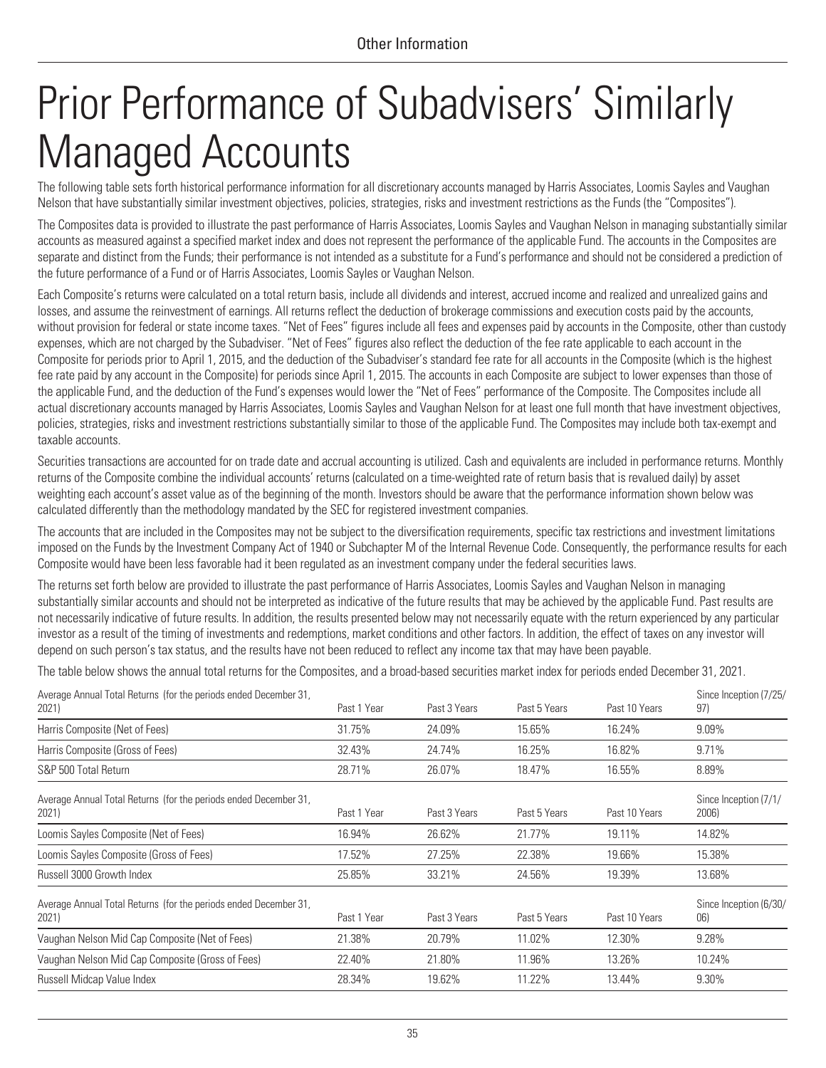# Prior Performance of Subadvisers' Similarly Managed Accounts

The following table sets forth historical performance information for all discretionary accounts managed by Harris Associates, Loomis Sayles and Vaughan Nelson that have substantially similar investment objectives, policies, strategies, risks and investment restrictions as the Funds (the "Composites").

The Composites data is provided to illustrate the past performance of Harris Associates, Loomis Sayles and Vaughan Nelson in managing substantially similar accounts as measured against a specified market index and does not represent the performance of the applicable Fund. The accounts in the Composites are separate and distinct from the Funds; their performance is not intended as a substitute for a Fund's performance and should not be considered a prediction of the future performance of a Fund or of Harris Associates, Loomis Sayles or Vaughan Nelson.

Each Composite's returns were calculated on a total return basis, include all dividends and interest, accrued income and realized and unrealized gains and losses, and assume the reinvestment of earnings. All returns reflect the deduction of brokerage commissions and execution costs paid by the accounts, without provision for federal or state income taxes. "Net of Fees" figures include all fees and expenses paid by accounts in the Composite, other than custody expenses, which are not charged by the Subadviser. "Net of Fees" figures also reflect the deduction of the fee rate applicable to each account in the Composite for periods prior to April 1, 2015, and the deduction of the Subadviser's standard fee rate for all accounts in the Composite (which is the highest fee rate paid by any account in the Composite) for periods since April 1, 2015. The accounts in each Composite are subject to lower expenses than those of the applicable Fund, and the deduction of the Fund's expenses would lower the "Net of Fees" performance of the Composite. The Composites include all actual discretionary accounts managed by Harris Associates, Loomis Sayles and Vaughan Nelson for at least one full month that have investment objectives, policies, strategies, risks and investment restrictions substantially similar to those of the applicable Fund. The Composites may include both tax-exempt and taxable accounts.

Securities transactions are accounted for on trade date and accrual accounting is utilized. Cash and equivalents are included in performance returns. Monthly returns of the Composite combine the individual accounts' returns (calculated on a time-weighted rate of return basis that is revalued daily) by asset weighting each account's asset value as of the beginning of the month. Investors should be aware that the performance information shown below was calculated differently than the methodology mandated by the SEC for registered investment companies.

The accounts that are included in the Composites may not be subject to the diversification requirements, specific tax restrictions and investment limitations imposed on the Funds by the Investment Company Act of 1940 or Subchapter M of the Internal Revenue Code. Consequently, the performance results for each Composite would have been less favorable had it been regulated as an investment company under the federal securities laws.

The returns set forth below are provided to illustrate the past performance of Harris Associates, Loomis Sayles and Vaughan Nelson in managing substantially similar accounts and should not be interpreted as indicative of the future results that may be achieved by the applicable Fund. Past results are not necessarily indicative of future results. In addition, the results presented below may not necessarily equate with the return experienced by any particular investor as a result of the timing of investments and redemptions, market conditions and other factors. In addition, the effect of taxes on any investor will depend on such person's tax status, and the results have not been reduced to reflect any income tax that may have been payable.

The table below shows the annual total returns for the Composites, and a broad-based securities market index for periods ended December 31, 2021.

| Average Annual Total Returns (for the periods ended December 31, 2021) | Past 1 Year | Past 3 Years | Past 5 Years | Past 10 Years | Since Inception (7/25/97) |
|---|---|---|---|---|---|
| Harris Composite (Net of Fees) | 31.75% | 24.09% | 15.65% | 16.24% | 9.09% |
| Harris Composite (Gross of Fees) | 32.43% | 24.74% | 16.25% | 16.82% | 9.71% |
| S&P 500 Total Return | 28.71% | 26.07% | 18.47% | 16.55% | 8.89% |

| Average Annual Total Returns (for the periods ended December 31, 2021) | Past 1 Year | Past 3 Years | Past 5 Years | Past 10 Years | Since Inception (7/1/2006) |
|---|---|---|---|---|---|
| Loomis Sayles Composite (Net of Fees) | 16.94% | 26.62% | 21.77% | 19.11% | 14.82% |
| Loomis Sayles Composite (Gross of Fees) | 17.52% | 27.25% | 22.38% | 19.66% | 15.38% |
| Russell 3000 Growth Index | 25.85% | 33.21% | 24.56% | 19.39% | 13.68% |

| Average Annual Total Returns (for the periods ended December 31, 2021) | Past 1 Year | Past 3 Years | Past 5 Years | Past 10 Years | Since Inception (6/30/06) |
|---|---|---|---|---|---|
| Vaughan Nelson Mid Cap Composite (Net of Fees) | 21.38% | 20.79% | 11.02% | 12.30% | 9.28% |
| Vaughan Nelson Mid Cap Composite (Gross of Fees) | 22.40% | 21.80% | 11.96% | 13.26% | 10.24% |
| Russell Midcap Value Index | 28.34% | 19.62% | 11.22% | 13.44% | 9.30% |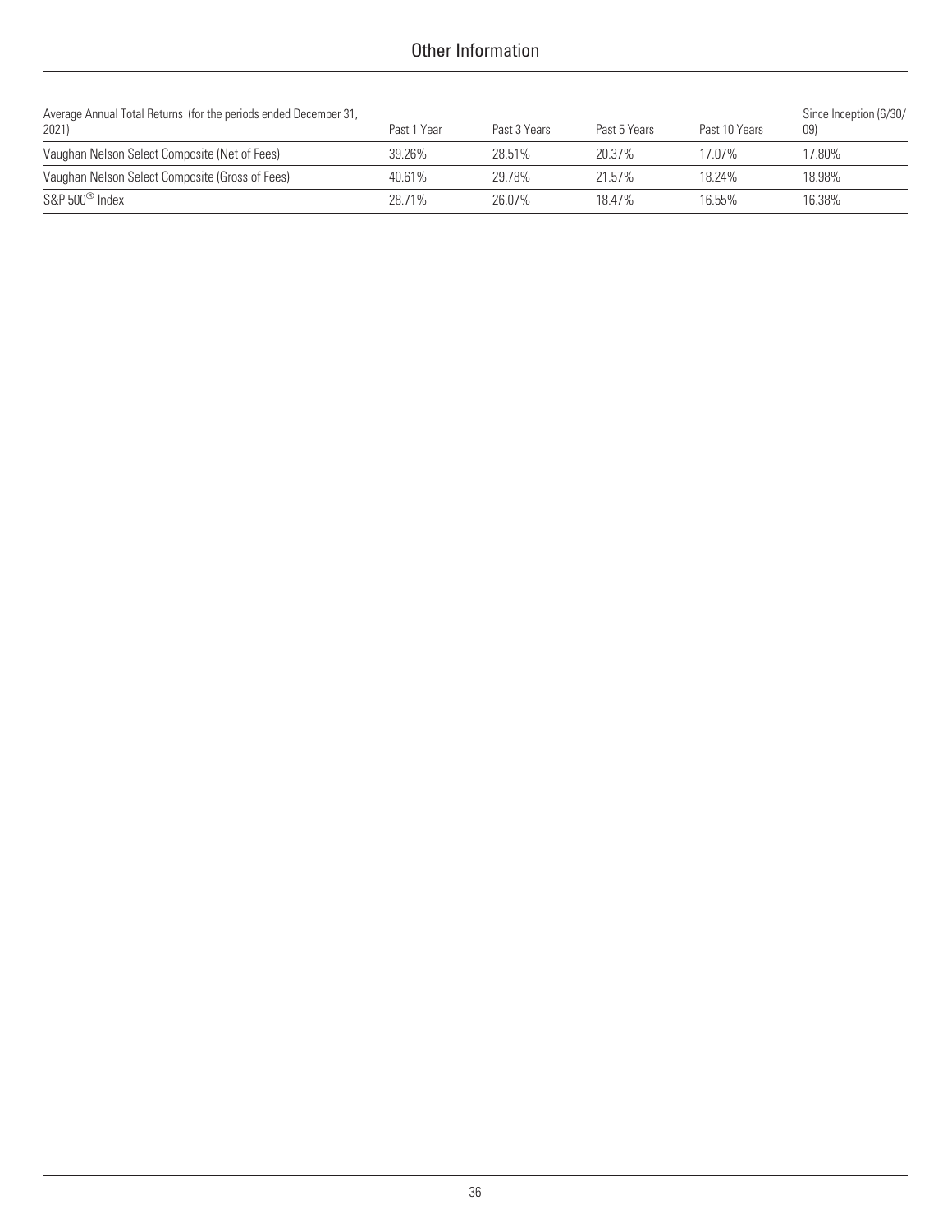| Average Annual Total Returns (for the periods ended December 31, 2021) | Past 1 Year | Past 3 Years | Past 5 Years | Past 10 Years | Since Inception (6/30/09) |
|---|---|---|---|---|---|
| Vaughan Nelson Select Composite (Net of Fees) | 39.26% | 28.51% | 20.37% | 17.07% | 17.80% |
| Vaughan Nelson Select Composite (Gross of Fees) | 40.61% | 29.78% | 21.57% | 18.24% | 18.98% |
| S&P 500® Index | 28.71% | 26.07% | 18.47% | 16.55% | 16.38% |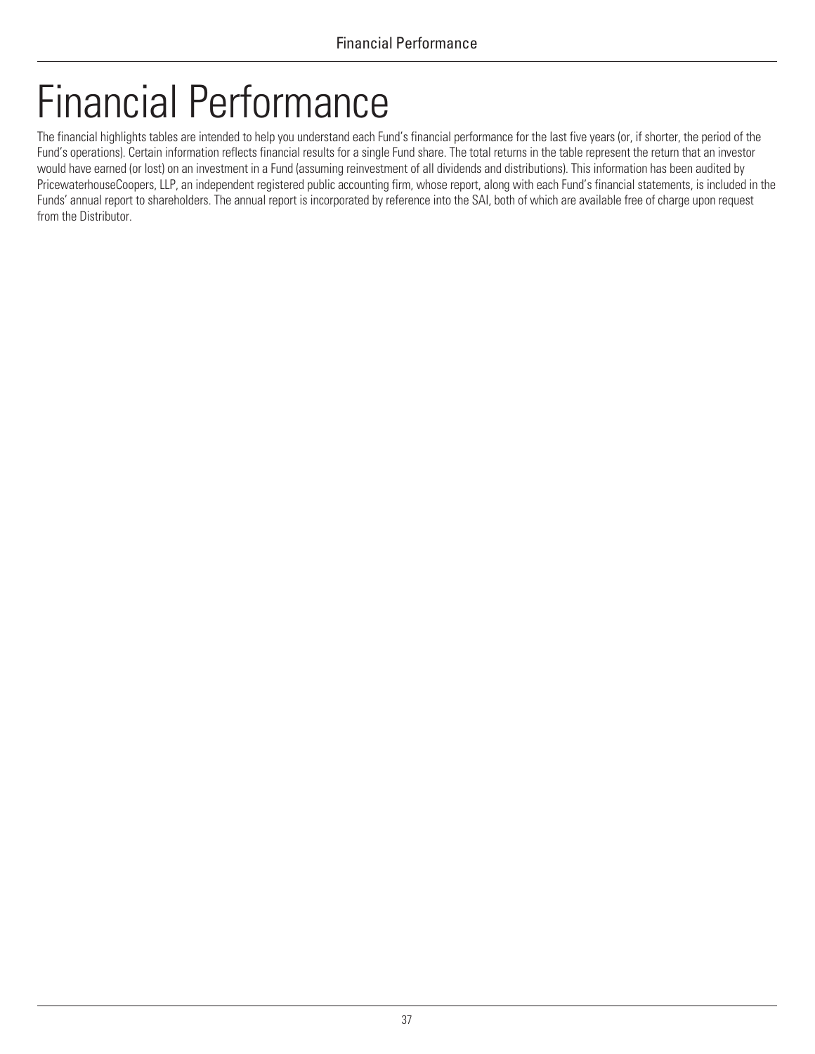# Financial Performance

The financial highlights tables are intended to help you understand each Fund's financial performance for the last five years (or, if shorter, the period of the Fund's operations). Certain information reflects financial results for a single Fund share. The total returns in the table represent the return that an investor would have earned (or lost) on an investment in a Fund (assuming reinvestment of all dividends and distributions). This information has been audited by PricewaterhouseCoopers, LLP, an independent registered public accounting firm, whose report, along with each Fund's financial statements, is included in the Funds' annual report to shareholders. The annual report is incorporated by reference into the SAI, both of which are available free of charge upon request from the Distributor.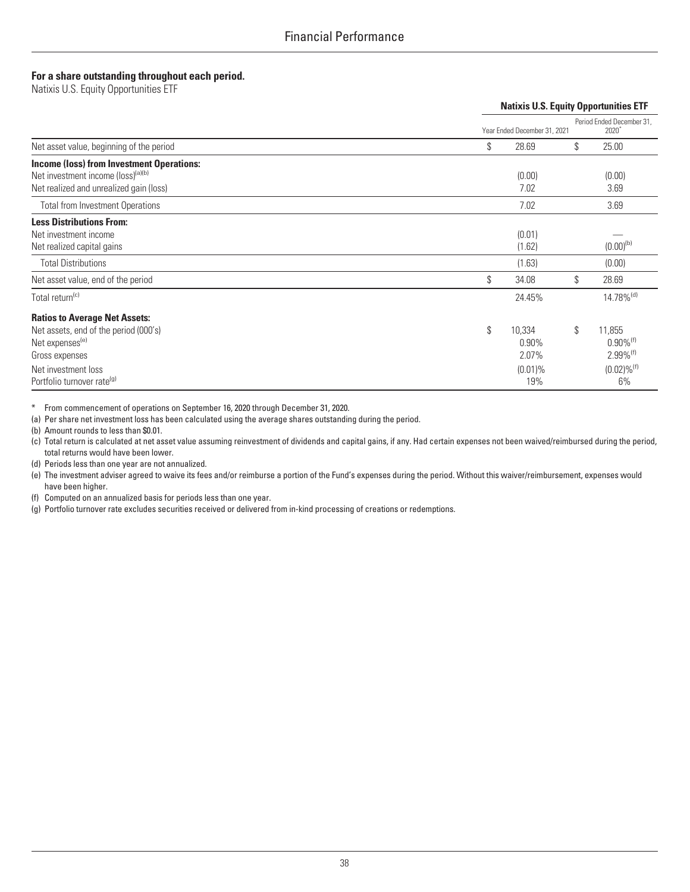# Financial Performance

**For a share outstanding throughout each period.**
Natixis U.S. Equity Opportunities ETF

| | Natixis U.S. Equity Opportunities ETF | |
|---|---|---|
| | Year Ended December 31, 2021 | Period Ended December 31, 2020* |
| Net asset value, beginning of the period | $ 28.69 | $ 25.00 |
| **Income (loss) from Investment Operations:** | | |
| Net investment income (loss)[(a)(b)] | (0.00) | (0.00) |
| Net realized and unrealized gain (loss) | 7.02 | 3.69 |
| Total from Investment Operations | 7.02 | 3.69 |
| **Less Distributions From:** | | |
| Net investment income | (0.01) | — |
| Net realized capital gains | (1.62) | (0.00)[(b)] |
| Total Distributions | (1.63) | (0.00) |
| Net asset value, end of the period | $ 34.08 | $ 28.69 |
| Total return[(c)] | 24.45% | 14.78%[(d)] |
| **Ratios to Average Net Assets:** | | |
| Net assets, end of the period (000's) | $ 10,334 | $ 11,855 |
| Net expenses[(e)] | 0.90% | 0.90%[(f)] |
| Gross expenses | 2.07% | 2.99%[(f)] |
| Net investment loss | (0.01)% | (0.02)%[(f)] |
| Portfolio turnover rate[(g)] | 19% | 6% |

\* From commencement of operations on September 16, 2020 through December 31, 2020.

(a) Per share net investment loss has been calculated using the average shares outstanding during the period.

(b) Amount rounds to less than $0.01.

(c) Total return is calculated at net asset value assuming reinvestment of dividends and capital gains, if any. Had certain expenses not been waived/reimbursed during the period, total returns would have been lower.

(d) Periods less than one year are not annualized.

(e) The investment adviser agreed to waive its fees and/or reimburse a portion of the Fund's expenses during the period. Without this waiver/reimbursement, expenses would have been higher.

(f) Computed on an annualized basis for periods less than one year.

(g) Portfolio turnover rate excludes securities received or delivered from in-kind processing of creations or redemptions.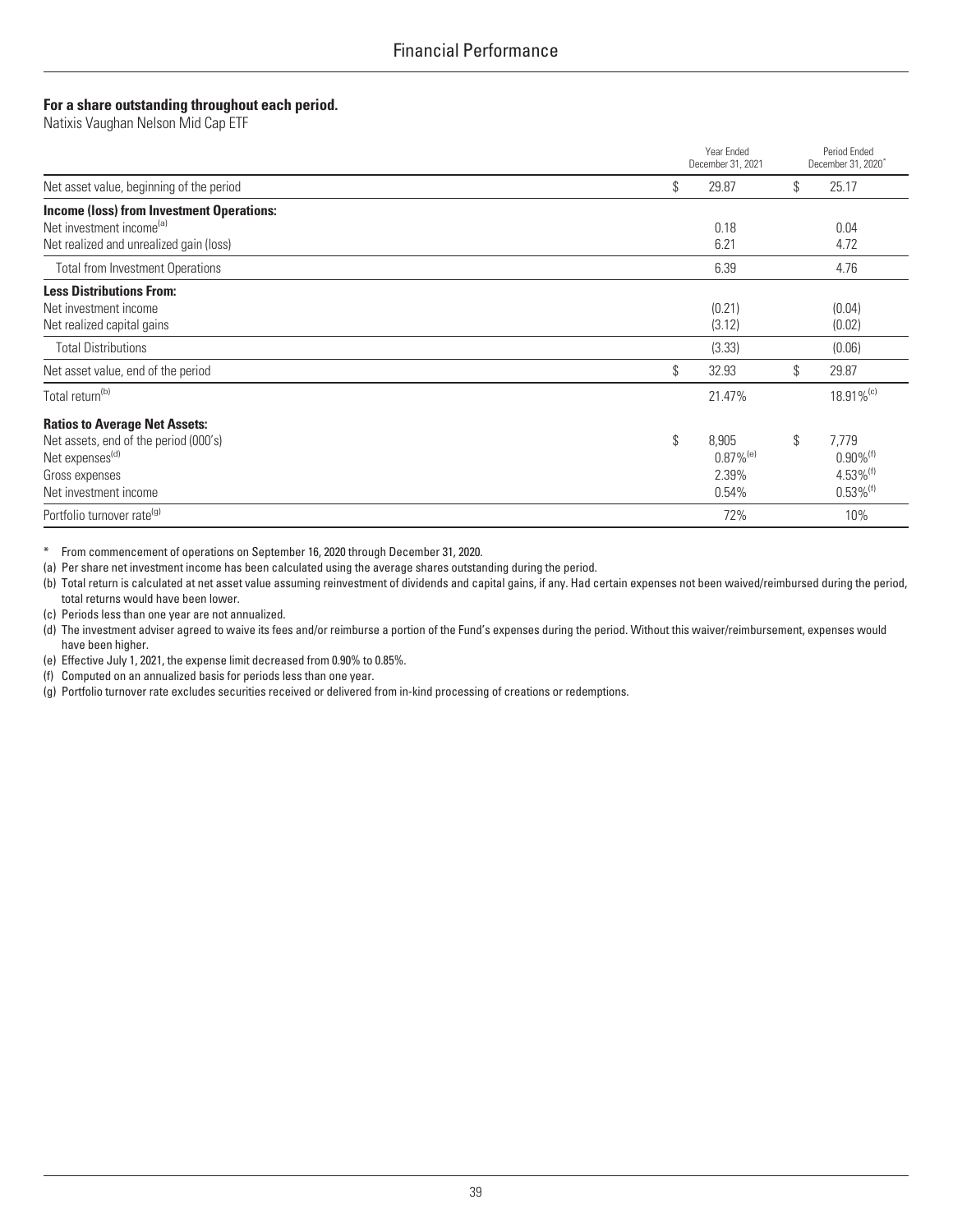# Financial Performance

**For a share outstanding throughout each period.**

Natixis Vaughan Nelson Mid Cap ETF

| | Year Ended December 31, 2021 | Period Ended December 31, 2020* |
|---|---|---|
| Net asset value, beginning of the period | $ 29.87 | $ 25.17 |
| **Income (loss) from Investment Operations:** | | |
| Net investment income[(a)] | 0.18 | 0.04 |
| Net realized and unrealized gain (loss) | 6.21 | 4.72 |
| Total from Investment Operations | 6.39 | 4.76 |
| **Less Distributions From:** | | |
| Net investment income | (0.21) | (0.04) |
| Net realized capital gains | (3.12) | (0.02) |
| Total Distributions | (3.33) | (0.06) |
| Net asset value, end of the period | $ 32.93 | $ 29.87 |
| Total return[(b)] | 21.47% | 18.91%[(c)] |
| **Ratios to Average Net Assets:** | | |
| Net assets, end of the period (000's) | $ 8,905 | $ 7,779 |
| Net expenses[(d)] | 0.87%[(e)] | 0.90%[(f)] |
| Gross expenses | 2.39% | 4.53%[(f)] |
| Net investment income | 0.54% | 0.53%[(f)] |
| Portfolio turnover rate[(g)] | 72% | 10% |

\* From commencement of operations on September 16, 2020 through December 31, 2020.

(a) Per share net investment income has been calculated using the average shares outstanding during the period.

(b) Total return is calculated at net asset value assuming reinvestment of dividends and capital gains, if any. Had certain expenses not been waived/reimbursed during the period, total returns would have been lower.

(c) Periods less than one year are not annualized.

(d) The investment adviser agreed to waive its fees and/or reimburse a portion of the Fund's expenses during the period. Without this waiver/reimbursement, expenses would have been higher.

(e) Effective July 1, 2021, the expense limit decreased from 0.90% to 0.85%.

(f) Computed on an annualized basis for periods less than one year.

(g) Portfolio turnover rate excludes securities received or delivered from in-kind processing of creations or redemptions.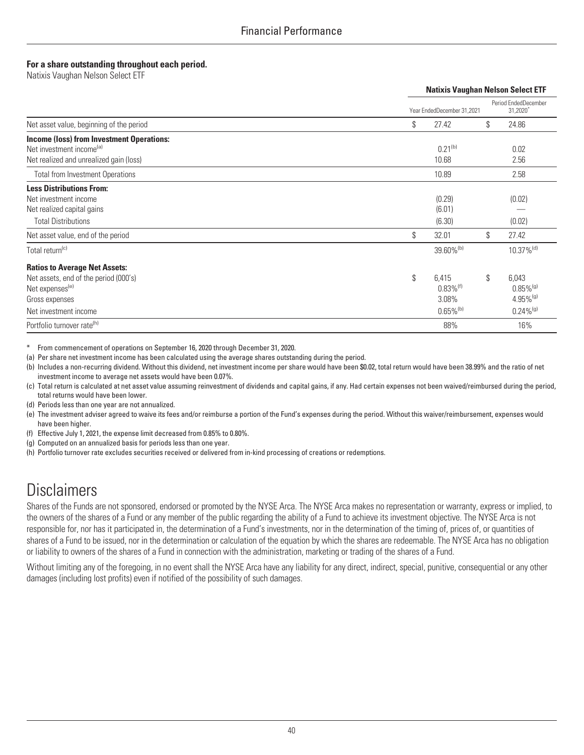# Financial Performance

**For a share outstanding throughout each period.**

Natixis Vaughan Nelson Select ETF

| | Natixis Vaughan Nelson Select ETF | |
|---|---|---|
| | Year Ended December 31, 2021 | Period Ended December 31, 2020* |
| Net asset value, beginning of the period | $ 27.42 | $ 24.86 |
| **Income (loss) from Investment Operations:** | | |
| Net investment income[(a)] | 0.21[(b)] | 0.02 |
| Net realized and unrealized gain (loss) | 10.68 | 2.56 |
| Total from Investment Operations | 10.89 | 2.58 |
| **Less Distributions From:** | | |
| Net investment income | (0.29) | (0.02) |
| Net realized capital gains | (6.01) | — |
| Total Distributions | (6.30) | (0.02) |
| Net asset value, end of the period | $ 32.01 | $ 27.42 |
| Total return[(c)] | 39.60%[(b)] | 10.37%[(d)] |
| **Ratios to Average Net Assets:** | | |
| Net assets, end of the period (000's) | $ 6,415 | $ 6,043 |
| Net expenses[(e)] | 0.83%[(f)] | 0.85%[(g)] |
| Gross expenses | 3.08% | 4.95%[(g)] |
| Net investment income | 0.65%[(b)] | 0.24%[(g)] |
| Portfolio turnover rate[(h)] | 88% | 16% |

\* From commencement of operations on September 16, 2020 through December 31, 2020.

(a) Per share net investment income has been calculated using the average shares outstanding during the period.

(b) Includes a non-recurring dividend. Without this dividend, net investment income per share would have been $0.02, total return would have been 38.99% and the ratio of net investment income to average net assets would have been 0.07%.

(c) Total return is calculated at net asset value assuming reinvestment of dividends and capital gains, if any. Had certain expenses not been waived/reimbursed during the period, total returns would have been lower.

(d) Periods less than one year are not annualized.

(e) The investment adviser agreed to waive its fees and/or reimburse a portion of the Fund's expenses during the period. Without this waiver/reimbursement, expenses would have been higher.

(f) Effective July 1, 2021, the expense limit decreased from 0.85% to 0.80%.

(g) Computed on an annualized basis for periods less than one year.

(h) Portfolio turnover rate excludes securities received or delivered from in-kind processing of creations or redemptions.

# Disclaimers

Shares of the Funds are not sponsored, endorsed or promoted by the NYSE Arca. The NYSE Arca makes no representation or warranty, express or implied, to the owners of the shares of a Fund or any member of the public regarding the ability of a Fund to achieve its investment objective. The NYSE Arca is not responsible for, nor has it participated in, the determination of a Fund's investments, nor in the determination of the timing of, prices of, or quantities of shares of a Fund to be issued, nor in the determination or calculation of the equation by which the shares are redeemable. The NYSE Arca has no obligation or liability to owners of the shares of a Fund in connection with the administration, marketing or trading of the shares of a Fund.

Without limiting any of the foregoing, in no event shall the NYSE Arca have any liability for any direct, indirect, special, punitive, consequential or any other damages (including lost profits) even if notified of the possibility of such damages.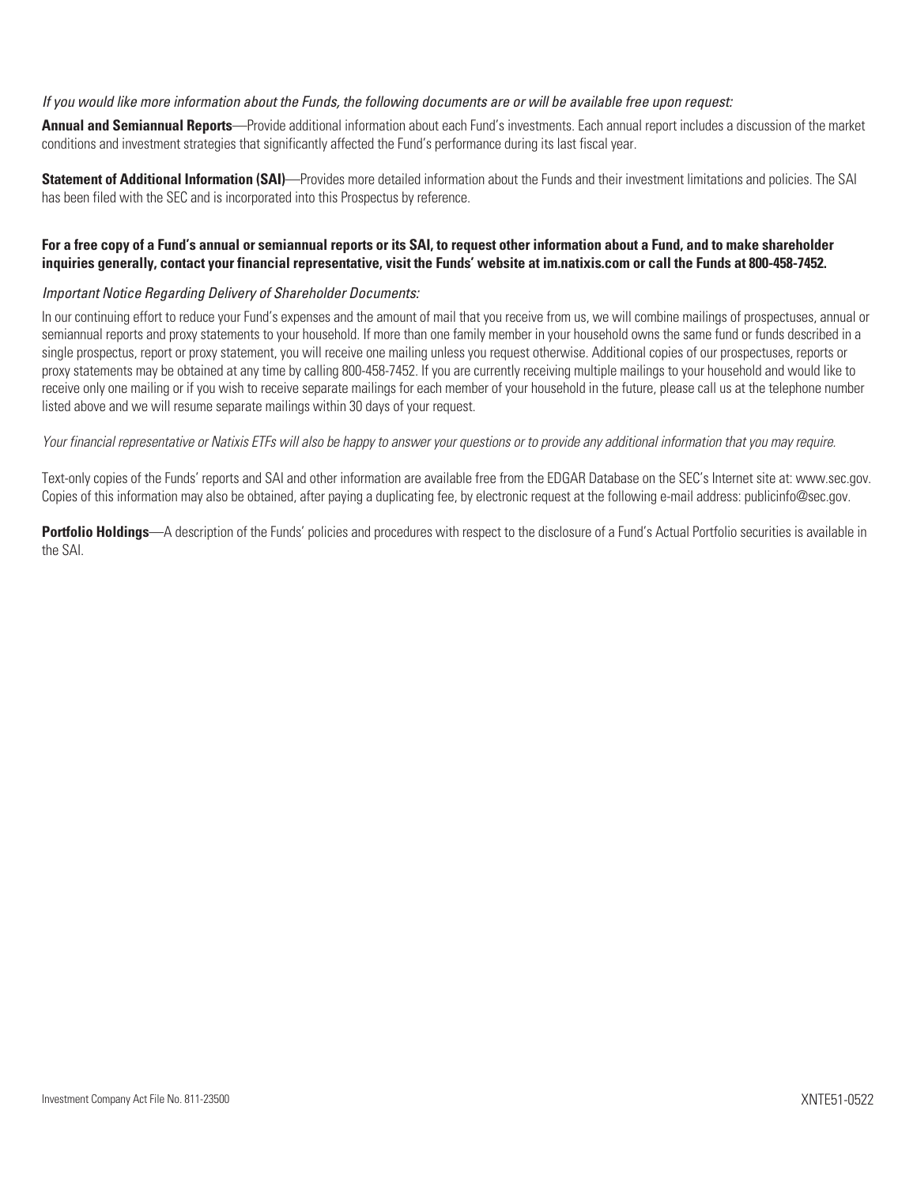*If you would like more information about the Funds, the following documents are or will be available free upon request:*

**Annual and Semiannual Reports**—Provide additional information about each Fund's investments. Each annual report includes a discussion of the market conditions and investment strategies that significantly affected the Fund's performance during its last fiscal year.

**Statement of Additional Information (SAI)**—Provides more detailed information about the Funds and their investment limitations and policies. The SAI has been filed with the SEC and is incorporated into this Prospectus by reference.

**For a free copy of a Fund's annual or semiannual reports or its SAI, to request other information about a Fund, and to make shareholder inquiries generally, contact your financial representative, visit the Funds' website at im.natixis.com or call the Funds at 800-458-7452.**

*Important Notice Regarding Delivery of Shareholder Documents:*

In our continuing effort to reduce your Fund's expenses and the amount of mail that you receive from us, we will combine mailings of prospectuses, annual or semiannual reports and proxy statements to your household. If more than one family member in your household owns the same fund or funds described in a single prospectus, report or proxy statement, you will receive one mailing unless you request otherwise. Additional copies of our prospectuses, reports or proxy statements may be obtained at any time by calling 800-458-7452. If you are currently receiving multiple mailings to your household and would like to receive only one mailing or if you wish to receive separate mailings for each member of your household in the future, please call us at the telephone number listed above and we will resume separate mailings within 30 days of your request.

*Your financial representative or Natixis ETFs will also be happy to answer your questions or to provide any additional information that you may require.*

Text-only copies of the Funds' reports and SAI and other information are available free from the EDGAR Database on the SEC's Internet site at: www.sec.gov. Copies of this information may also be obtained, after paying a duplicating fee, by electronic request at the following e-mail address: publicinfo@sec.gov.

**Portfolio Holdings**—A description of the Funds' policies and procedures with respect to the disclosure of a Fund's Actual Portfolio securities is available in the SAI.

Investment Company Act File No. 811-23500

XNTE51-0522